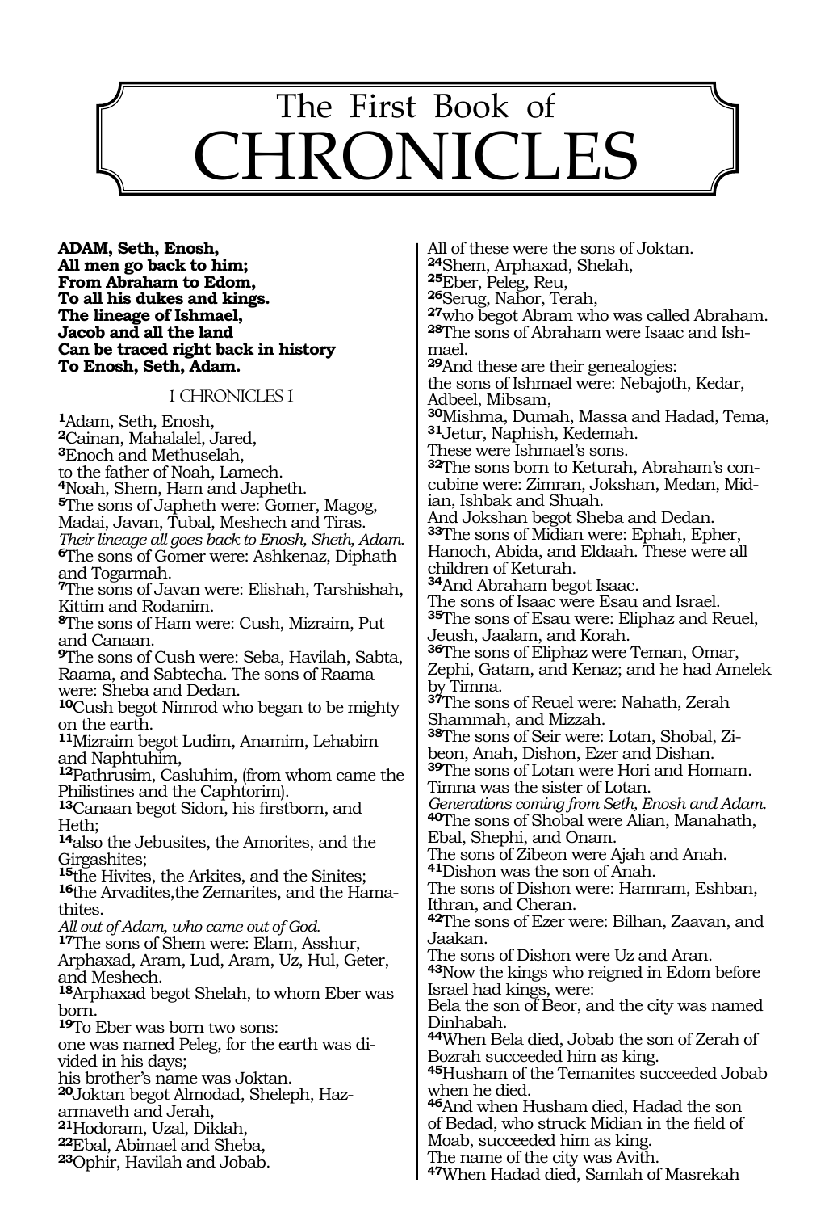# The First Book of CHRONICLES

**ADAM, Seth, Enosh,**
**All men go back to him;**
**From Abraham to Edom,**
**To all his dukes and kings.**
**The lineage of Ishmael,**
**Jacob and all the land**
**Can be traced right back in history**
**To Enosh, Seth, Adam.**

## I CHRONICLES 1

**1**Adam, Seth, Enosh,
**2**Cainan, Mahalalel, Jared,
**3**Enoch and Methuselah,
to the father of Noah, Lamech.
**4**Noah, Shem, Ham and Japheth.
**5**The sons of Japheth were: Gomer, Magog, Madai, Javan, Tubal, Meshech and Tiras.
*Their lineage all goes back to Enosh, Sheth, Adam.*
**6**The sons of Gomer were: Ashkenaz, Diphath and Togarmah.
**7**The sons of Javan were: Elishah, Tarshishah, Kittim and Rodanim.
**8**The sons of Ham were: Cush, Mizraim, Put and Canaan.
**9**The sons of Cush were: Seba, Havilah, Sabta, Raama, and Sabtecha. The sons of Raama were: Sheba and Dedan.
**10**Cush begot Nimrod who began to be mighty on the earth.
**11**Mizraim begot Ludim, Anamim, Lehabim and Naphtuhim,
**12**Pathrusim, Casluhim, (from whom came the Philistines and the Caphtorim).
**13**Canaan begot Sidon, his firstborn, and Heth;
**14**also the Jebusites, the Amorites, and the Girgashites;
**15**the Hivites, the Arkites, and the Sinites;
**16**the Arvadites,the Zemarites, and the Hamathites.
*All out of Adam, who came out of God.*
**17**The sons of Shem were: Elam, Asshur, Arphaxad, Aram, Lud, Aram, Uz, Hul, Geter, and Meshech.
**18**Arphaxad begot Shelah, to whom Eber was born.
**19**To Eber was born two sons:
one was named Peleg, for the earth was divided in his days;
his brother's name was Joktan.
**20**Joktan begot Almodad, Sheleph, Hazarmaveth and Jerah,
**21**Hodoram, Uzal, Diklah,
**22**Ebal, Abimael and Sheba,
**23**Ophir, Havilah and Jobab.
All of these were the sons of Joktan.
**24**Shem, Arphaxad, Shelah,
**25**Eber, Peleg, Reu,
**26**Serug, Nahor, Terah,
**27**who begot Abram who was called Abraham.
**28**The sons of Abraham were Isaac and Ishmael.
**29**And these are their genealogies:
the sons of Ishmael were: Nebajoth, Kedar, Adbeel, Mibsam,
**30**Mishma, Dumah, Massa and Hadad, Tema,
**31**Jetur, Naphish, Kedemah.
These were Ishmael's sons.
**32**The sons born to Keturah, Abraham's concubine were: Zimran, Jokshan, Medan, Midian, Ishbak and Shuah.
And Jokshan begot Sheba and Dedan.
**33**The sons of Midian were: Ephah, Epher, Hanoch, Abida, and Eldaah. These were all children of Keturah.
**34**And Abraham begot Isaac.
The sons of Isaac were Esau and Israel.
**35**The sons of Esau were: Eliphaz and Reuel, Jeush, Jaalam, and Korah.
**36**The sons of Eliphaz were Teman, Omar, Zephi, Gatam, and Kenaz; and he had Amelek by Timna.
**37**The sons of Reuel were: Nahath, Zerah Shammah, and Mizzah.
**38**The sons of Seir were: Lotan, Shobal, Zibeon, Anah, Dishon, Ezer and Dishan.
**39**The sons of Lotan were Hori and Homam.
Timna was the sister of Lotan.
*Generations coming from Seth, Enosh and Adam.*
**40**The sons of Shobal were Alian, Manahath, Ebal, Shephi, and Onam.
The sons of Zibeon were Ajah and Anah.
**41**Dishon was the son of Anah.
The sons of Dishon were: Hamram, Eshban, Ithran, and Cheran.
**42**The sons of Ezer were: Bilhan, Zaavan, and Jaakan.
The sons of Dishon were Uz and Aran.
**43**Now the kings who reigned in Edom before Israel had kings, were:
Bela the son of Beor, and the city was named Dinhabah.
**44**When Bela died, Jobab the son of Zerah of Bozrah succeeded him as king.
**45**Husham of the Temanites succeeded Jobab when he died.
**46**And when Husham died, Hadad the son of Bedad, who struck Midian in the field of Moab, succeeded him as king.
The name of the city was Avith.
**47**When Hadad died, Samlah of Masrekah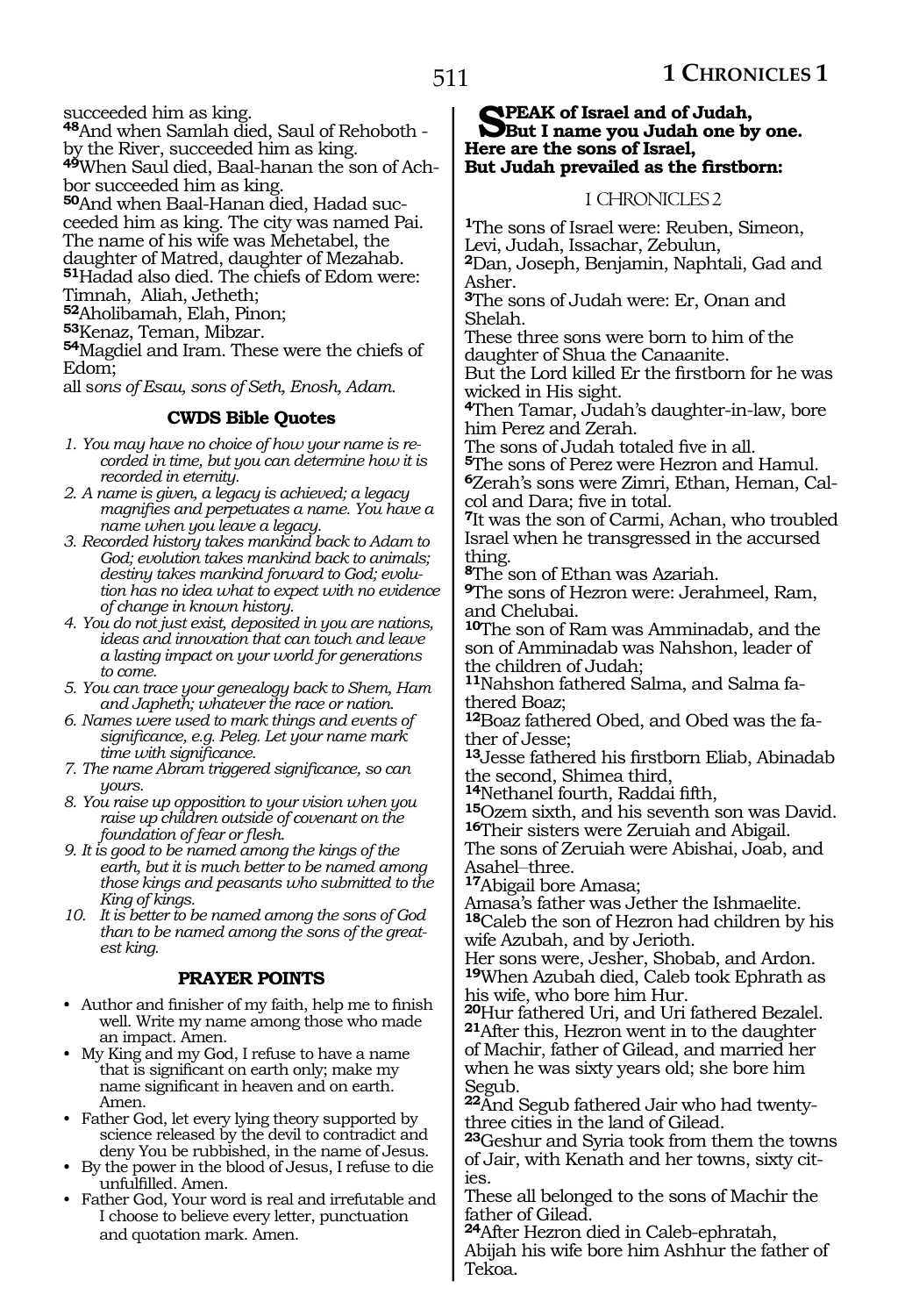succeeded him as king.

**48**And when Samlah died, Saul of Rehoboth - by the River, succeeded him as king.

**49**When Saul died, Baal-hanan the son of Achbor succeeded him as king.

**50**And when Baal-Hanan died, Hadad succeeded him as king. The city was named Pai. The name of his wife was Mehetabel, the daughter of Matred, daughter of Mezahab.

**51**Hadad also died. The chiefs of Edom were: Timnah, Aliah, Jetheth;

**52**Aholibamah, Elah, Pinon;

**53**Kenaz, Teman, Mibzar.

**54**Magdiel and Iram. These were the chiefs of Edom;

all s*ons of Esau, sons of Seth, Enosh, Adam.*

### CWDS Bible Quotes

1. *You may have no choice of how your name is recorded in time, but you can determine how it is recorded in eternity.*
2. *A name is given, a legacy is achieved; a legacy magnifies and perpetuates a name. You have a name when you leave a legacy.*
3. *Recorded history takes mankind back to Adam to God; evolution takes mankind back to animals; destiny takes mankind forward to God; evolution has no idea what to expect with no evidence of change in known history.*
4. *You do not just exist, deposited in you are nations, ideas and innovation that can touch and leave a lasting impact on your world for generations to come.*
5. *You can trace your genealogy back to Shem, Ham and Japheth; whatever the race or nation.*
6. *Names were used to mark things and events of significance, e.g. Peleg. Let your name mark time with significance.*
7. *The name Abram triggered significance, so can yours.*
8. *You raise up opposition to your vision when you raise up children outside of covenant on the foundation of fear or flesh.*
9. *It is good to be named among the kings of the earth, but it is much better to be named among those kings and peasants who submitted to the King of kings.*
10. *It is better to be named among the sons of God than to be named among the sons of the greatest king.*

### PRAYER POINTS

- Author and finisher of my faith, help me to finish well. Write my name among those who made an impact. Amen.
- My King and my God, I refuse to have a name that is significant on earth only; make my name significant in heaven and on earth. Amen.
- Father God, let every lying theory supported by science released by the devil to contradict and deny You be rubbished, in the name of Jesus.
- By the power in the blood of Jesus, I refuse to die unfulfilled. Amen.
- Father God, Your word is real and irrefutable and I choose to believe every letter, punctuation and quotation mark. Amen.

**SPEAK of Israel and of Judah,**
**But I name you Judah one by one.**
**Here are the sons of Israel,**
**But Judah prevailed as the firstborn:**

## I CHRONICLES 2

**1**The sons of Israel were: Reuben, Simeon, Levi, Judah, Issachar, Zebulun,

**2**Dan, Joseph, Benjamin, Naphtali, Gad and Asher.

**3**The sons of Judah were: Er, Onan and Shelah.

These three sons were born to him of the daughter of Shua the Canaanite.

But the Lord killed Er the firstborn for he was wicked in His sight.

**4**Then Tamar, Judah's daughter-in-law, bore him Perez and Zerah.

The sons of Judah totaled five in all.

**5**The sons of Perez were Hezron and Hamul.

**6**Zerah's sons were Zimri, Ethan, Heman, Calcol and Dara; five in total.

**7**It was the son of Carmi, Achan, who troubled Israel when he transgressed in the accursed thing.

**8**The son of Ethan was Azariah.

**9**The sons of Hezron were: Jerahmeel, Ram, and Chelubai.

**10**The son of Ram was Amminadab, and the son of Amminadab was Nahshon, leader of the children of Judah;

**11**Nahshon fathered Salma, and Salma fathered Boaz;

**12**Boaz fathered Obed, and Obed was the father of Jesse;

**13**Jesse fathered his firstborn Eliab, Abinadab the second, Shimea third,

**14**Nethanel fourth, Raddai fifth,

**15**Ozem sixth, and his seventh son was David.

**16**Their sisters were Zeruiah and Abigail.

The sons of Zeruiah were Abishai, Joab, and Asahel–three.

**17**Abigail bore Amasa;

Amasa's father was Jether the Ishmaelite.

**18**Caleb the son of Hezron had children by his wife Azubah, and by Jerioth.

Her sons were, Jesher, Shobab, and Ardon.

**19**When Azubah died, Caleb took Ephrath as his wife, who bore him Hur.

**20**Hur fathered Uri, and Uri fathered Bezalel.

**21**After this, Hezron went in to the daughter of Machir, father of Gilead, and married her when he was sixty years old; she bore him Segub.

**22**And Segub fathered Jair who had twenty-three cities in the land of Gilead.

**23**Geshur and Syria took from them the towns of Jair, with Kenath and her towns, sixty cities.

These all belonged to the sons of Machir the father of Gilead.

**24**After Hezron died in Caleb-ephratah, Abijah his wife bore him Ashhur the father of Tekoa.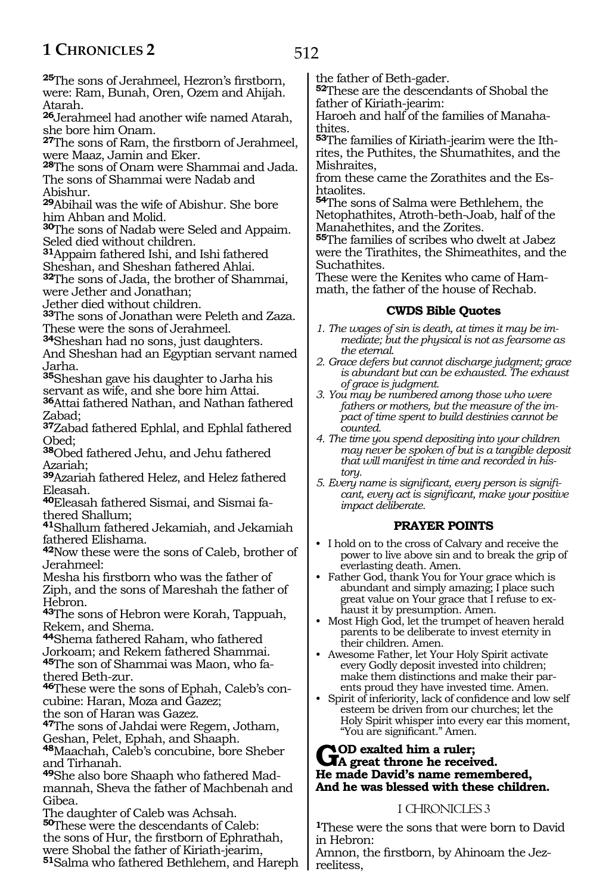[25]The sons of Jerahmeel, Hezron's firstborn, were: Ram, Bunah, Oren, Ozem and Ahijah. Atarah.

[26]Jerahmeel had another wife named Atarah, she bore him Onam.

[27]The sons of Ram, the firstborn of Jerahmeel, were Maaz, Jamin and Eker.

[28]The sons of Onam were Shammai and Jada. The sons of Shammai were Nadab and Abishur.

[29]Abihail was the wife of Abishur. She bore him Ahban and Molid.

[30]The sons of Nadab were Seled and Appaim. Seled died without children.

[31]Appaim fathered Ishi, and Ishi fathered Sheshan, and Sheshan fathered Ahlai.

[32]The sons of Jada, the brother of Shammai, were Jether and Jonathan;
Jether died without children.

[33]The sons of Jonathan were Peleth and Zaza. These were the sons of Jerahmeel.

[34]Sheshan had no sons, just daughters. And Sheshan had an Egyptian servant named Jarha.

[35]Sheshan gave his daughter to Jarha his servant as wife, and she bore him Attai.

[36]Attai fathered Nathan, and Nathan fathered Zabad;

[37]Zabad fathered Ephlal, and Ephlal fathered Obed;

[38]Obed fathered Jehu, and Jehu fathered Azariah;

[39]Azariah fathered Helez, and Helez fathered Eleasah.

[40]Eleasah fathered Sismai, and Sismai fathered Shallum;

[41]Shallum fathered Jekamiah, and Jekamiah fathered Elishama.

[42]Now these were the sons of Caleb, brother of Jerahmeel:
Mesha his firstborn who was the father of Ziph, and the sons of Mareshah the father of Hebron.

[43]The sons of Hebron were Korah, Tappuah, Rekem, and Shema.

[44]Shema fathered Raham, who fathered Jorkoam; and Rekem fathered Shammai.

[45]The son of Shammai was Maon, who fathered Beth-zur.

[46]These were the sons of Ephah, Caleb's concubine: Haran, Moza and Gazez;
the son of Haran was Gazez.

[47]The sons of Jahdai were Regem, Jotham, Geshan, Pelet, Ephah, and Shaaph.

[48]Maachah, Caleb's concubine, bore Sheber and Tirhanah.

[49]She also bore Shaaph who fathered Madmannah, Sheva the father of Machbenah and Gibea.
The daughter of Caleb was Achsah.

[50]These were the descendants of Caleb:
the sons of Hur, the firstborn of Ephrathah, were Shobal the father of Kiriath-jearim,

[51]Salma who fathered Bethlehem, and Hareph the father of Beth-gader.

[52]These are the descendants of Shobal the father of Kiriath-jearim:
Haroeh and half of the families of Manahathites.

[53]The families of Kiriath-jearim were the Ithrites, the Puthites, the Shumathites, and the Mishraites,
from these came the Zorathites and the Eshtaolites.

[54]The sons of Salma were Bethlehem, the Netophathites, Atroth-beth-Joab, half of the Manahethites, and the Zorites.

[55]The families of scribes who dwelt at Jabez were the Tirathites, the Shimeathites, and the Suchathites.
These were the Kenites who came of Hammath, the father of the house of Rechab.

### CWDS Bible Quotes

1. *The wages of sin is death, at times it may be immediate; but the physical is not as fearsome as the eternal.*
2. *Grace defers but cannot discharge judgment; grace is abundant but can be exhausted. The exhaust of grace is judgment.*
3. *You may be numbered among those who were fathers or mothers, but the measure of the impact of time spent to build destinies cannot be counted.*
4. *The time you spend depositing into your children may never be spoken of but is a tangible deposit that will manifest in time and recorded in history.*
5. *Every name is significant, every person is significant, every act is significant, make your positive impact deliberate.*

### PRAYER POINTS

- I hold on to the cross of Calvary and receive the power to live above sin and to break the grip of everlasting death. Amen.
- Father God, thank You for Your grace which is abundant and simply amazing; I place such great value on Your grace that I refuse to exhaust it by presumption. Amen.
- Most High God, let the trumpet of heaven herald parents to be deliberate to invest eternity in their children. Amen.
- Awesome Father, let Your Holy Spirit activate every Godly deposit invested into children; make them distinctions and make their parents proud they have invested time. Amen.
- Spirit of inferiority, lack of confidence and low self esteem be driven from our churches; let the Holy Spirit whisper into every ear this moment, "You are significant." Amen.

**GOD exalted him a ruler;**
**A great throne he received.**
**He made David's name remembered,**
**And he was blessed with these children.**

## I CHRONICLES 3

[1]These were the sons that were born to David in Hebron:
Amnon, the firstborn, by Ahinoam the Jezreelitess,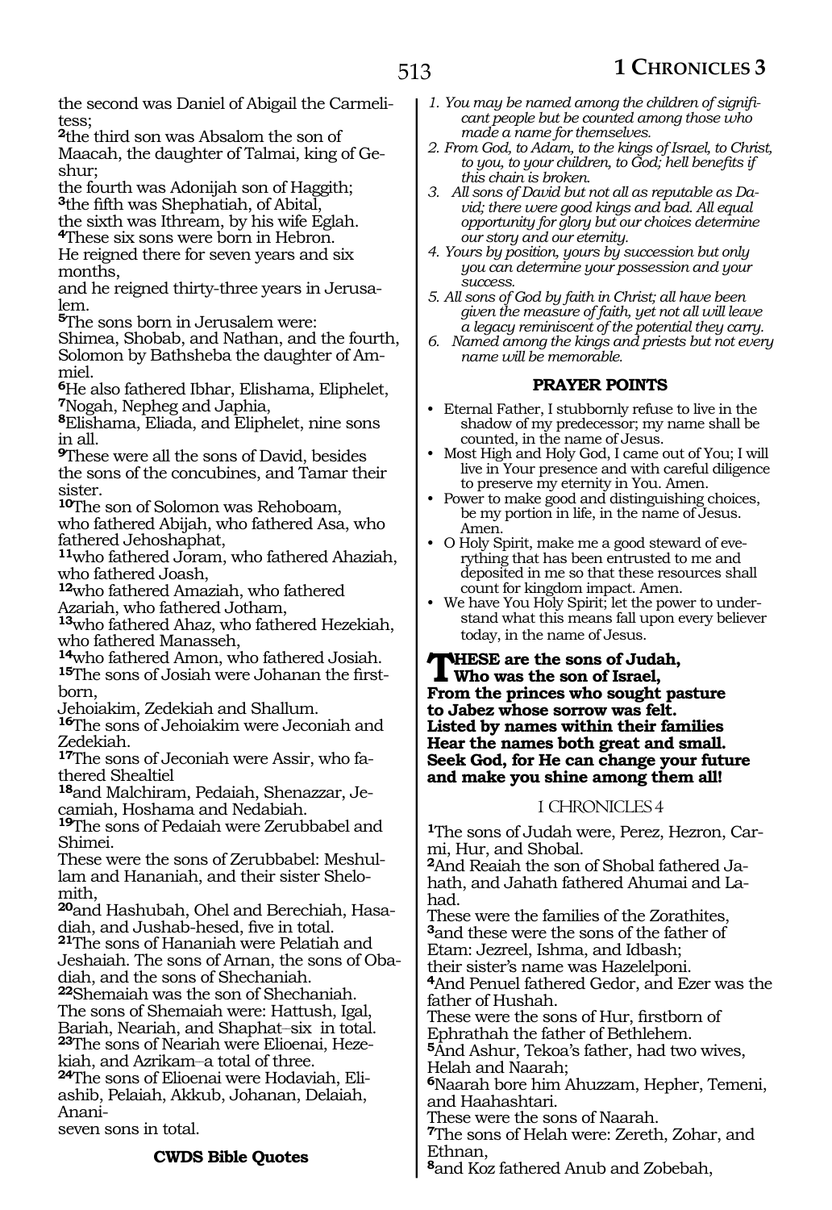the second was Daniel of Abigail the Carmelitess;
[2]the third son was Absalom the son of Maacah, the daughter of Talmai, king of Geshur;
the fourth was Adonijah son of Haggith;
[3]the fifth was Shephatiah, of Abital,
the sixth was Ithream, by his wife Eglah.
[4]These six sons were born in Hebron.
He reigned there for seven years and six months,
and he reigned thirty-three years in Jerusalem.
[5]The sons born in Jerusalem were:
Shimea, Shobab, and Nathan, and the fourth, Solomon by Bathsheba the daughter of Ammiel.
[6]He also fathered Ibhar, Elishama, Eliphelet,
[7]Nogah, Nepheg and Japhia,
[8]Elishama, Eliada, and Eliphelet, nine sons in all.
[9]These were all the sons of David, besides the sons of the concubines, and Tamar their sister.
[10]The son of Solomon was Rehoboam,
who fathered Abijah, who fathered Asa, who fathered Jehoshaphat,
[11]who fathered Joram, who fathered Ahaziah, who fathered Joash,
[12]who fathered Amaziah, who fathered Azariah, who fathered Jotham,
[13]who fathered Ahaz, who fathered Hezekiah, who fathered Manasseh,
[14]who fathered Amon, who fathered Josiah.
[15]The sons of Josiah were Johanan the firstborn,
Jehoiakim, Zedekiah and Shallum.
[16]The sons of Jehoiakim were Jeconiah and Zedekiah.
[17]The sons of Jeconiah were Assir, who fathered Shealtiel
[18]and Malchiram, Pedaiah, Shenazzar, Jecamiah, Hoshama and Nedabiah.
[19]The sons of Pedaiah were Zerubbabel and Shimei.
These were the sons of Zerubbabel: Meshullam and Hananiah, and their sister Shelomith,
[20]and Hashubah, Ohel and Berechiah, Hasadiah, and Jushab-hesed, five in total.
[21]The sons of Hananiah were Pelatiah and Jeshaiah. The sons of Arnan, the sons of Obadiah, and the sons of Shechaniah.
[22]Shemaiah was the son of Shechaniah.
The sons of Shemaiah were: Hattush, Igal, Bariah, Neariah, and Shaphat–six in total.
[23]The sons of Neariah were Elioenai, Hezekiah, and Azrikam–a total of three.
[24]The sons of Elioenai were Hodaviah, Eliashib, Pelaiah, Akkub, Johanan, Delaiah, Anani-
seven sons in total.

**CWDS Bible Quotes**

1. *You may be named among the children of significant people but be counted among those who made a name for themselves.*
2. *From God, to Adam, to the kings of Israel, to Christ, to you, to your children, to God; hell benefits if this chain is broken.*
3. *All sons of David but not all as reputable as David; there were good kings and bad. All equal opportunity for glory but our choices determine our story and our eternity.*
4. *Yours by position, yours by succession but only you can determine your possession and your success.*
5. *All sons of God by faith in Christ; all have been given the measure of faith, yet not all will leave a legacy reminiscent of the potential they carry.*
6. *Named among the kings and priests but not every name will be memorable.*

**PRAYER POINTS**

- Eternal Father, I stubbornly refuse to live in the shadow of my predecessor; my name shall be counted, in the name of Jesus.
- Most High and Holy God, I came out of You; I will live in Your presence and with careful diligence to preserve my eternity in You. Amen.
- Power to make good and distinguishing choices, be my portion in life, in the name of Jesus. Amen.
- O Holy Spirit, make me a good steward of everything that has been entrusted to me and deposited in me so that these resources shall count for kingdom impact. Amen.
- We have You Holy Spirit; let the power to understand what this means fall upon every believer today, in the name of Jesus.

**THESE are the sons of Judah,**
**Who was the son of Israel,**
**From the princes who sought pasture**
**to Jabez whose sorrow was felt.**
**Listed by names within their families**
**Hear the names both great and small.**
**Seek God, for He can change your future**
**and make you shine among them all!**

## I CHRONICLES 4

[1]The sons of Judah were, Perez, Hezron, Carmi, Hur, and Shobal.
[2]And Reaiah the son of Shobal fathered Jahath, and Jahath fathered Ahumai and Lahad.
These were the families of the Zorathites,
[3]and these were the sons of the father of Etam: Jezreel, Ishma, and Idbash;
their sister's name was Hazelelponi.
[4]And Penuel fathered Gedor, and Ezer was the father of Hushah.
These were the sons of Hur, firstborn of Ephrathah the father of Bethlehem.
[5]And Ashur, Tekoa's father, had two wives, Helah and Naarah;
[6]Naarah bore him Ahuzzam, Hepher, Temeni, and Haahashtari.
These were the sons of Naarah.
[7]The sons of Helah were: Zereth, Zohar, and Ethnan,
[8]and Koz fathered Anub and Zobebah,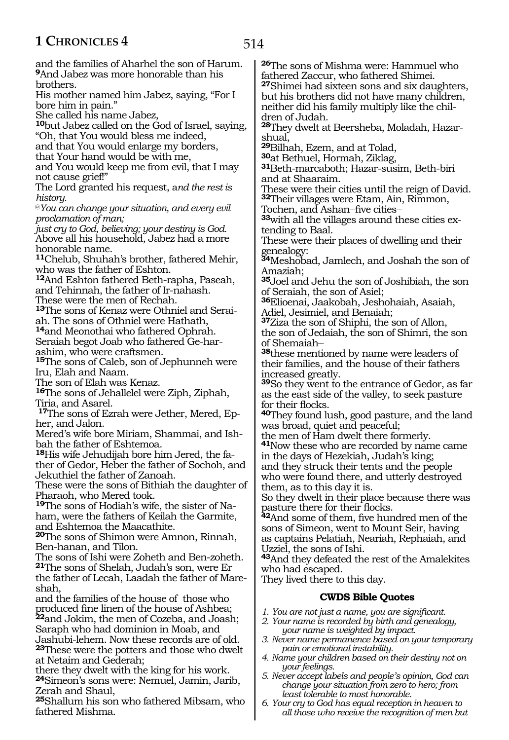and the families of Aharhel the son of Harum.
[9]And Jabez was more honorable than his brothers.
His mother named him Jabez, saying, "For I bore him in pain."
She called his name Jabez,
[10]but Jabez called on the God of Israel, saying, "Oh, that You would bless me indeed,
and that You would enlarge my borders,
that Your hand would be with me,
and You would keep me from evil, that I may not cause grief!"
The Lord granted his request, *and the rest is history.*
*@You can change your situation, and every evil proclamation of man;*
*just cry to God, believing; your destiny is God.*
Above all his household, Jabez had a more honorable name.
[11]Chelub, Shuhah's brother, fathered Mehir, who was the father of Eshton.
[12]And Eshton fathered Beth-rapha, Paseah, and Tehinnah, the father of Ir-nahash.
These were the men of Rechah.
[13]The sons of Kenaz were Othniel and Seraiah. The sons of Othniel were Hathath,
[14]and Meonothai who fathered Ophrah.
Seraiah begot Joab who fathered Ge-harashim, who were craftsmen.
[15]The sons of Caleb, son of Jephunneh were Iru, Elah and Naam.
The son of Elah was Kenaz.
[16]The sons of Jehallelel were Ziph, Ziphah, Tiria, and Asarel.
[17]The sons of Ezrah were Jether, Mered, Epher, and Jalon.
Mered's wife bore Miriam, Shammai, and Ishbah the father of Eshtemoa.
[18]His wife Jehudijah bore him Jered, the father of Gedor, Heber the father of Sochoh, and Jekuthiel the father of Zanoah.
These were the sons of Bithiah the daughter of Pharaoh, who Mered took.
[19]The sons of Hodiah's wife, the sister of Naham, were the fathers of Keilah the Garmite, and Eshtemoa the Maacathite.
[20]The sons of Shimon were Amnon, Rinnah, Ben-hanan, and Tilon.
The sons of Ishi were Zoheth and Ben-zoheth.
[21]The sons of Shelah, Judah's son, were Er the father of Lecah, Laadah the father of Mareshah,
and the families of the house of those who produced fine linen of the house of Ashbea;
[22]and Jokim, the men of Cozeba, and Joash; Saraph who had dominion in Moab, and Jashubi-lehem. Now these records are of old.
[23]These were the potters and those who dwelt at Netaim and Gederah;
there they dwelt with the king for his work.
[24]Simeon's sons were: Nemuel, Jamin, Jarib, Zerah and Shaul,
[25]Shallum his son who fathered Mibsam, who fathered Mishma.
[26]The sons of Mishma were: Hammuel who fathered Zaccur, who fathered Shimei.
[27]Shimei had sixteen sons and six daughters, but his brothers did not have many children, neither did his family multiply like the children of Judah.
[28]They dwelt at Beersheba, Moladah, Hazar-shual,
[29]Bilhah, Ezem, and at Tolad,
[30]at Bethuel, Hormah, Ziklag,
[31]Beth-marcaboth; Hazar-susim, Beth-biri and at Shaaraim.
These were their cities until the reign of David.
[32]Their villages were Etam, Ain, Rimmon, Tochen, and Ashan–five cities–
[33]with all the villages around these cities extending to Baal.
These were their places of dwelling and their genealogy:
[34]Meshobad, Jamlech, and Joshah the son of Amaziah;
[35]Joel and Jehu the son of Joshibiah, the son of Seraiah, the son of Asiel;
[36]Elioenai, Jaakobah, Jeshohaiah, Asaiah, Adiel, Jesimiel, and Benaiah;
[37]Ziza the son of Shiphi, the son of Allon, the son of Jedaiah, the son of Shimri, the son of Shemaiah–
[38]these mentioned by name were leaders of their families, and the house of their fathers increased greatly.
[39]So they went to the entrance of Gedor, as far as the east side of the valley, to seek pasture for their flocks.
[40]They found lush, good pasture, and the land was broad, quiet and peaceful;
the men of Ham dwelt there formerly.
[41]Now these who are recorded by name came in the days of Hezekiah, Judah's king;
and they struck their tents and the people who were found there, and utterly destroyed them, as to this day it is.
So they dwelt in their place because there was pasture there for their flocks.
[42]And some of them, five hundred men of the sons of Simeon, went to Mount Seir, having as captains Pelatiah, Neariah, Rephaiah, and Uzziel, the sons of Ishi.
[43]And they defeated the rest of the Amalekites who had escaped.
They lived there to this day.

### CWDS Bible Quotes

1. *You are not just a name, you are significant.*
2. *Your name is recorded by birth and genealogy, your name is weighted by impact.*
3. *Never name permanence based on your temporary pain or emotional instability.*
4. *Name your children based on their destiny not on your feelings.*
5. *Never accept labels and people's opinion, God can change your situation from zero to hero; from least tolerable to most honorable.*
6. *Your cry to God has equal reception in heaven to all those who receive the recognition of men but*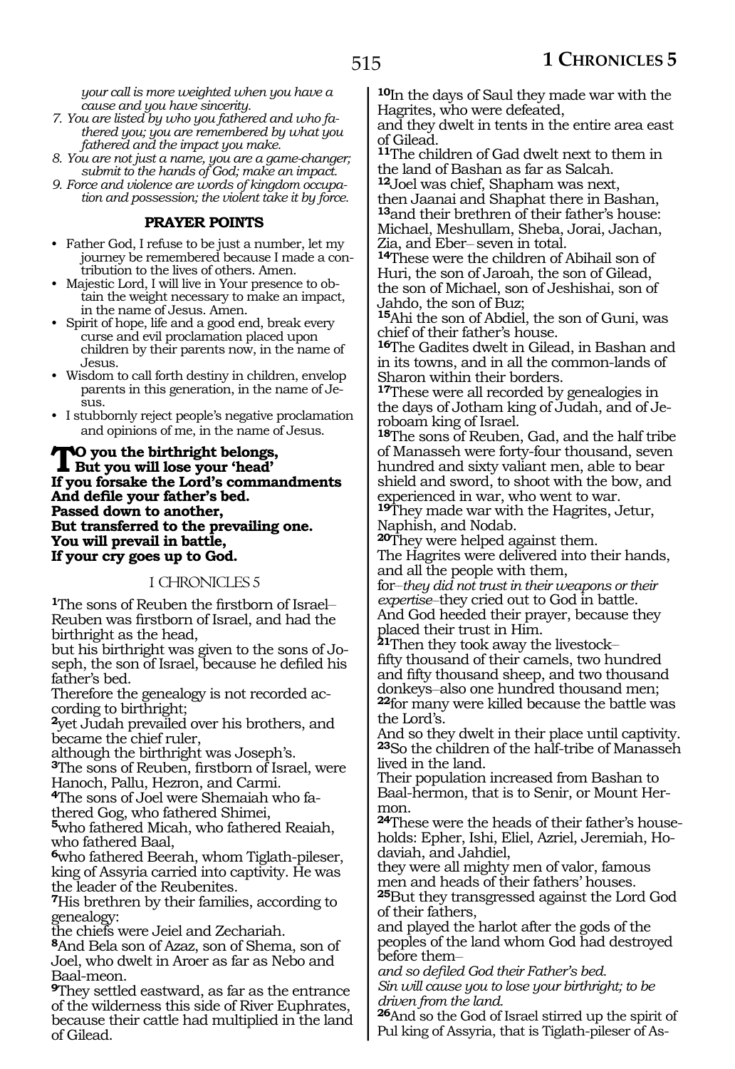*your call is more weighted when you have a cause and you have sincerity.*

7. *You are listed by who you fathered and who fathered you; you are remembered by what you fathered and the impact you make.*
8. *You are not just a name, you are a game-changer; submit to the hands of God; make an impact.*
9. *Force and violence are words of kingdom occupation and possession; the violent take it by force.*

### PRAYER POINTS

- Father God, I refuse to be just a number, let my journey be remembered because I made a contribution to the lives of others. Amen.
- Majestic Lord, I will live in Your presence to obtain the weight necessary to make an impact, in the name of Jesus. Amen.
- Spirit of hope, life and a good end, break every curse and evil proclamation placed upon children by their parents now, in the name of Jesus.
- Wisdom to call forth destiny in children, envelop parents in this generation, in the name of Jesus.
- I stubbornly reject people's negative proclamation and opinions of me, in the name of Jesus.

**To you the birthright belongs,**
**But you will lose your 'head'**
**If you forsake the Lord's commandments**
**And defile your father's bed.**
**Passed down to another,**
**But transferred to the prevailing one.**
**You will prevail in battle,**
**If your cry goes up to God.**

## I CHRONICLES 5

**1**The sons of Reuben the firstborn of Israel– Reuben was firstborn of Israel, and had the birthright as the head,
but his birthright was given to the sons of Joseph, the son of Israel, because he defiled his father's bed.
Therefore the genealogy is not recorded according to birthright;
**2**yet Judah prevailed over his brothers, and became the chief ruler,
although the birthright was Joseph's.
**3**The sons of Reuben, firstborn of Israel, were Hanoch, Pallu, Hezron, and Carmi.
**4**The sons of Joel were Shemaiah who fathered Gog, who fathered Shimei,
**5**who fathered Micah, who fathered Reaiah, who fathered Baal,
**6**who fathered Beerah, whom Tiglath-pileser, king of Assyria carried into captivity. He was the leader of the Reubenites.
**7**His brethren by their families, according to genealogy:
the chiefs were Jeiel and Zechariah.
**8**And Bela son of Azaz, son of Shema, son of Joel, who dwelt in Aroer as far as Nebo and Baal-meon.
**9**They settled eastward, as far as the entrance of the wilderness this side of River Euphrates, because their cattle had multiplied in the land of Gilead.
**10**In the days of Saul they made war with the Hagrites, who were defeated,
and they dwelt in tents in the entire area east of Gilead.
**11**The children of Gad dwelt next to them in the land of Bashan as far as Salcah.
**12**Joel was chief, Shapham was next,
then Jaanai and Shaphat there in Bashan,
**13**and their brethren of their father's house: Michael, Meshullam, Sheba, Jorai, Jachan, Zia, and Eber– seven in total.
**14**These were the children of Abihail son of Huri, the son of Jaroah, the son of Gilead, the son of Michael, son of Jeshishai, son of Jahdo, the son of Buz;
**15**Ahi the son of Abdiel, the son of Guni, was chief of their father's house.
**16**The Gadites dwelt in Gilead, in Bashan and in its towns, and in all the common-lands of Sharon within their borders.
**17**These were all recorded by genealogies in the days of Jotham king of Judah, and of Jeroboam king of Israel.
**18**The sons of Reuben, Gad, and the half tribe of Manasseh were forty-four thousand, seven hundred and sixty valiant men, able to bear shield and sword, to shoot with the bow, and experienced in war, who went to war.
**19**They made war with the Hagrites, Jetur, Naphish, and Nodab.
**20**They were helped against them.
The Hagrites were delivered into their hands, and all the people with them,
for–*they did not trust in their weapons or their expertise*–they cried out to God in battle.
And God heeded their prayer, because they placed their trust in Him.
**21**Then they took away the livestock–
fifty thousand of their camels, two hundred and fifty thousand sheep, and two thousand donkeys–also one hundred thousand men;
**22**for many were killed because the battle was the Lord's.
And so they dwelt in their place until captivity.
**23**So the children of the half-tribe of Manasseh lived in the land.
Their population increased from Bashan to Baal-hermon, that is to Senir, or Mount Hermon.
**24**These were the heads of their father's households: Epher, Ishi, Eliel, Azriel, Jeremiah, Hodaviah, and Jahdiel,
they were all mighty men of valor, famous men and heads of their fathers' houses.
**25**But they transgressed against the Lord God of their fathers,
and played the harlot after the gods of the peoples of the land whom God had destroyed before them–
*and so defiled God their Father's bed.*
*Sin will cause you to lose your birthright; to be driven from the land.*
**26**And so the God of Israel stirred up the spirit of Pul king of Assyria, that is Tiglath-pileser of As-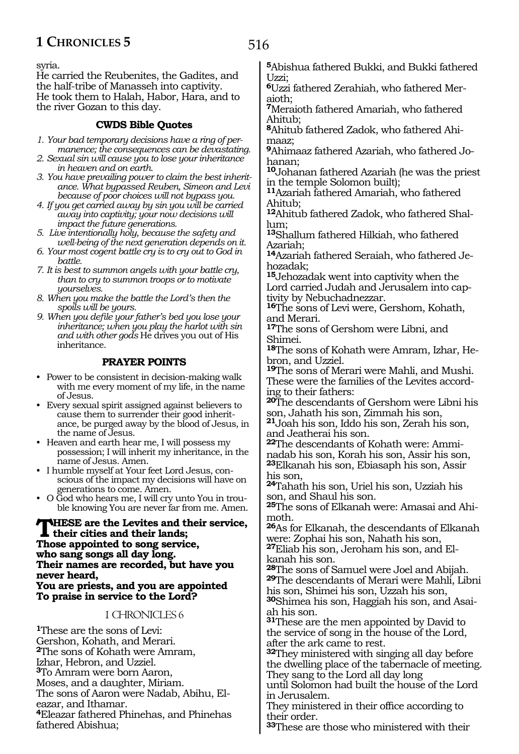syria.
He carried the Reubenites, the Gadites, and the half-tribe of Manasseh into captivity.
He took them to Halah, Habor, Hara, and to the river Gozan to this day.

### CWDS Bible Quotes

1. *Your bad temporary decisions have a ring of permanence; the consequences can be devastating.*
2. *Sexual sin will cause you to lose your inheritance in heaven and on earth.*
3. *You have prevailing power to claim the best inheritance. What bypassed Reuben, Simeon and Levi because of poor choices will not bypass you.*
4. *If you get carried away by sin you will be carried away into captivity; your now decisions will impact the future generations.*
5. *Live intentionally holy, because the safety and well-being of the next generation depends on it.*
6. *Your most cogent battle cry is to cry out to God in battle.*
7. *It is best to summon angels with your battle cry, than to cry to summon troops or to motivate yourselves.*
8. *When you make the battle the Lord's then the spoils will be yours.*
9. *When you defile your father's bed you lose your inheritance; when you play the harlot with sin and with other gods* He drives you out of His inheritance.

### PRAYER POINTS

- Power to be consistent in decision-making walk with me every moment of my life, in the name of Jesus.
- Every sexual spirit assigned against believers to cause them to surrender their good inheritance, be purged away by the blood of Jesus, in the name of Jesus.
- Heaven and earth hear me, I will possess my possession; I will inherit my inheritance, in the name of Jesus. Amen.
- I humble myself at Your feet Lord Jesus, conscious of the impact my decisions will have on generations to come. Amen.
- O God who hears me, I will cry unto You in trouble knowing You are never far from me. Amen.

**THESE are the Levites and their service, their cities and their lands;**
**Those appointed to song service,**
**who sang songs all day long.**
**Their names are recorded, but have you never heard,**
**You are priests, and you are appointed**
**To praise in service to the Lord?**

## I CHRONICLES 6

**1**These are the sons of Levi:
Gershon, Kohath, and Merari.
**2**The sons of Kohath were Amram,
Izhar, Hebron, and Uzziel.
**3**To Amram were born Aaron,
Moses, and a daughter, Miriam.
The sons of Aaron were Nadab, Abihu, Eleazar, and Ithamar.
**4**Eleazar fathered Phinehas, and Phinehas fathered Abishua;
**5**Abishua fathered Bukki, and Bukki fathered Uzzi;
**6**Uzzi fathered Zerahiah, who fathered Meraioth;
**7**Meraioth fathered Amariah, who fathered Ahitub;
**8**Ahitub fathered Zadok, who fathered Ahimaaz;
**9**Ahimaaz fathered Azariah, who fathered Johanan;
**10**Johanan fathered Azariah (he was the priest in the temple Solomon built);
**11**Azariah fathered Amariah, who fathered Ahitub;
**12**Ahitub fathered Zadok, who fathered Shallum;
**13**Shallum fathered Hilkiah, who fathered Azariah;
**14**Azariah fathered Seraiah, who fathered Jehozadak;
**15**Jehozadak went into captivity when the Lord carried Judah and Jerusalem into captivity by Nebuchadnezzar.
**16**The sons of Levi were, Gershom, Kohath, and Merari.
**17**The sons of Gershom were Libni, and Shimei.
**18**The sons of Kohath were Amram, Izhar, Hebron, and Uzziel.
**19**The sons of Merari were Mahli, and Mushi.
These were the families of the Levites according to their fathers:
**20**The descendants of Gershom were Libni his son, Jahath his son, Zimmah his son,
**21**Joah his son, Iddo his son, Zerah his son, and Jeatherai his son.
**22**The descendants of Kohath were: Amminadab his son, Korah his son, Assir his son,
**23**Elkanah his son, Ebiasaph his son, Assir his son,
**24**Tahath his son, Uriel his son, Uzziah his son, and Shaul his son.
**25**The sons of Elkanah were: Amasai and Ahimoth.
**26**As for Elkanah, the descendants of Elkanah were: Zophai his son, Nahath his son,
**27**Eliab his son, Jeroham his son, and Elkanah his son.
**28**The sons of Samuel were Joel and Abijah.
**29**The descendants of Merari were Mahli, Libni his son, Shimei his son, Uzzah his son,
**30**Shimea his son, Haggiah his son, and Asaiah his son.
**31**These are the men appointed by David to the service of song in the house of the Lord, after the ark came to rest.
**32**They ministered with singing all day before the dwelling place of the tabernacle of meeting.
They sang to the Lord all day long
until Solomon had built the house of the Lord in Jerusalem.
They ministered in their office according to their order.
**33**These are those who ministered with their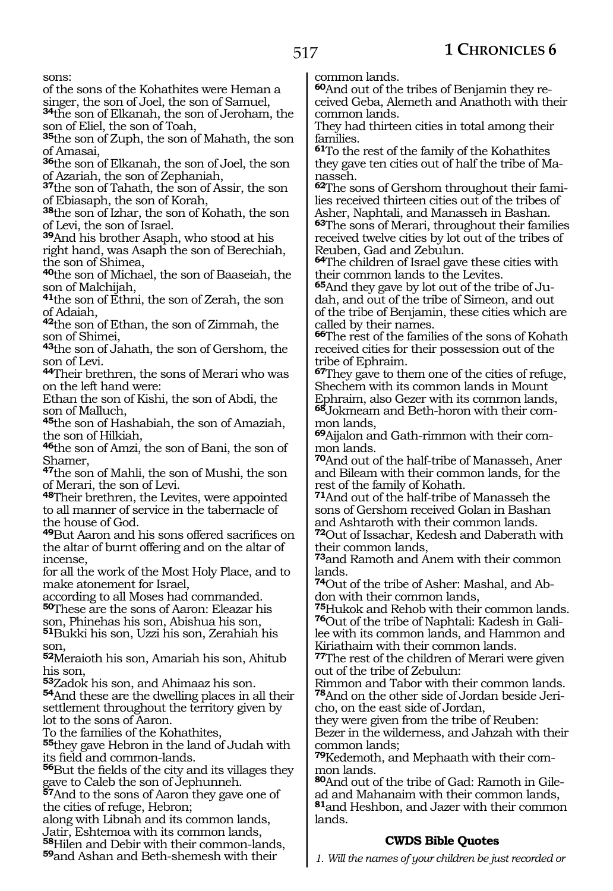sons:
of the sons of the Kohathites were Heman a singer, the son of Joel, the son of Samuel,
**34**the son of Elkanah, the son of Jeroham, the son of Eliel, the son of Toah,
**35**the son of Zuph, the son of Mahath, the son of Amasai,
**36**the son of Elkanah, the son of Joel, the son of Azariah, the son of Zephaniah,
**37**the son of Tahath, the son of Assir, the son of Ebiasaph, the son of Korah,
**38**the son of Izhar, the son of Kohath, the son of Levi, the son of Israel.
**39**And his brother Asaph, who stood at his right hand, was Asaph the son of Berechiah, the son of Shimea,
**40**the son of Michael, the son of Baaseiah, the son of Malchijah,
**41**the son of Ethni, the son of Zerah, the son of Adaiah,
**42**the son of Ethan, the son of Zimmah, the son of Shimei,
**43**the son of Jahath, the son of Gershom, the son of Levi.
**44**Their brethren, the sons of Merari who was on the left hand were:
Ethan the son of Kishi, the son of Abdi, the son of Malluch,
**45**the son of Hashabiah, the son of Amaziah, the son of Hilkiah,
**46**the son of Amzi, the son of Bani, the son of Shamer,
**47**the son of Mahli, the son of Mushi, the son of Merari, the son of Levi.
**48**Their brethren, the Levites, were appointed to all manner of service in the tabernacle of the house of God.
**49**But Aaron and his sons offered sacrifices on the altar of burnt offering and on the altar of incense,
for all the work of the Most Holy Place, and to make atonement for Israel,
according to all Moses had commanded.
**50**These are the sons of Aaron: Eleazar his son, Phinehas his son, Abishua his son,
**51**Bukki his son, Uzzi his son, Zerahiah his son,
**52**Meraioth his son, Amariah his son, Ahitub his son,
**53**Zadok his son, and Ahimaaz his son.
**54**And these are the dwelling places in all their settlement throughout the territory given by lot to the sons of Aaron.
To the families of the Kohathites,
**55**they gave Hebron in the land of Judah with its field and common-lands.
**56**But the fields of the city and its villages they gave to Caleb the son of Jephunneh.
**57**And to the sons of Aaron they gave one of the cities of refuge, Hebron;
along with Libnah and its common lands, Jatir, Eshtemoa with its common lands,
**58**Hilen and Debir with their common-lands,
**59**and Ashan and Beth-shemesh with their common lands.
**60**And out of the tribes of Benjamin they received Geba, Alemeth and Anathoth with their common lands.
They had thirteen cities in total among their families.
**61**To the rest of the family of the Kohathites they gave ten cities out of half the tribe of Manasseh.
**62**The sons of Gershom throughout their families received thirteen cities out of the tribes of Asher, Naphtali, and Manasseh in Bashan.
**63**The sons of Merari, throughout their families received twelve cities by lot out of the tribes of Reuben, Gad and Zebulun.
**64**The children of Israel gave these cities with their common lands to the Levites.
**65**And they gave by lot out of the tribe of Judah, and out of the tribe of Simeon, and out of the tribe of Benjamin, these cities which are called by their names.
**66**The rest of the families of the sons of Kohath received cities for their possession out of the tribe of Ephraim.
**67**They gave to them one of the cities of refuge, Shechem with its common lands in Mount Ephraim, also Gezer with its common lands,
**68**Jokmeam and Beth-horon with their common lands,
**69**Aijalon and Gath-rimmon with their common lands.
**70**And out of the half-tribe of Manasseh, Aner and Bileam with their common lands, for the rest of the family of Kohath.
**71**And out of the half-tribe of Manasseh the sons of Gershom received Golan in Bashan and Ashtaroth with their common lands.
**72**Out of Issachar, Kedesh and Daberath with their common lands,
**73**and Ramoth and Anem with their common lands.
**74**Out of the tribe of Asher: Mashal, and Abdon with their common lands,
**75**Hukok and Rehob with their common lands.
**76**Out of the tribe of Naphtali: Kadesh in Galilee with its common lands, and Hammon and Kiriathaim with their common lands.
**77**The rest of the children of Merari were given out of the tribe of Zebulun:
Rimmon and Tabor with their common lands.
**78**And on the other side of Jordan beside Jericho, on the east side of Jordan,
they were given from the tribe of Reuben:
Bezer in the wilderness, and Jahzah with their common lands;
**79**Kedemoth, and Mephaath with their common lands.
**80**And out of the tribe of Gad: Ramoth in Gilead and Mahanaim with their common lands,
**81**and Heshbon, and Jazer with their common lands.

### CWDS Bible Quotes

*1. Will the names of your children be just recorded or*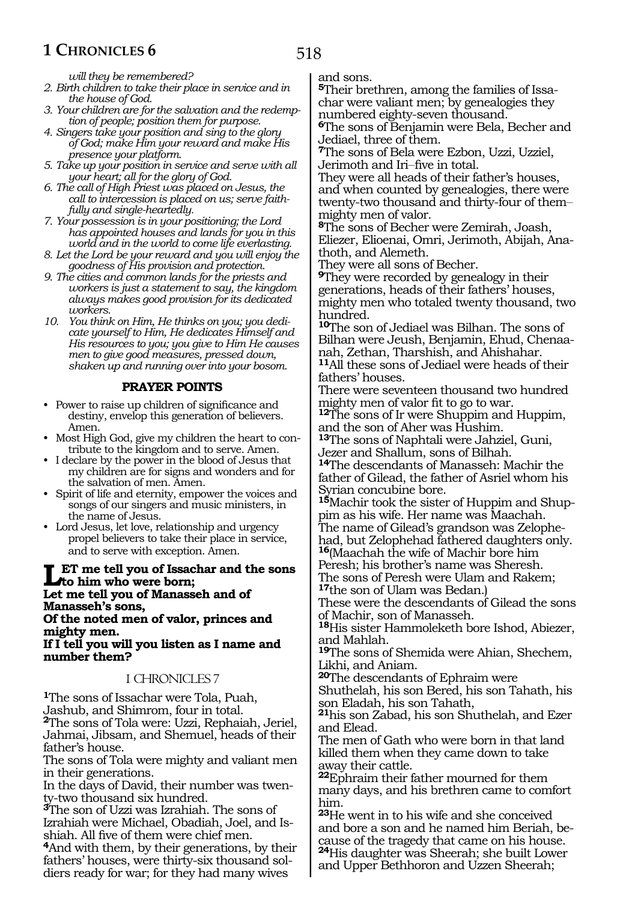*will they be remembered?*

2. *Birth children to take their place in service and in the house of God.*
3. *Your children are for the salvation and the redemption of people; position them for purpose.*
4. *Singers take your position and sing to the glory of God; make Him your reward and make His presence your platform.*
5. *Take up your position in service and serve with all your heart; all for the glory of God.*
6. *The call of High Priest was placed on Jesus, the call to intercession is placed on us; serve faithfully and single-heartedly.*
7. *Your possession is in your positioning; the Lord has appointed houses and lands for you in this world and in the world to come life everlasting.*
8. *Let the Lord be your reward and you will enjoy the goodness of His provision and protection.*
9. *The cities and common lands for the priests and workers is just a statement to say, the kingdom always makes good provision for its dedicated workers.*
10. *You think on Him, He thinks on you; you dedicate yourself to Him, He dedicates Himself and His resources to you; you give to Him He causes men to give good measures, pressed down, shaken up and running over into your bosom.*

### PRAYER POINTS

- Power to raise up children of significance and destiny, envelop this generation of believers. Amen.
- Most High God, give my children the heart to contribute to the kingdom and to serve. Amen.
- I declare by the power in the blood of Jesus that my children are for signs and wonders and for the salvation of men. Amen.
- Spirit of life and eternity, empower the voices and songs of our singers and music ministers, in the name of Jesus.
- Lord Jesus, let love, relationship and urgency propel believers to take their place in service, and to serve with exception. Amen.

**LET me tell you of Issachar and the sons to him who were born;**
**Let me tell you of Manasseh and of Manasseh's sons,**
**Of the noted men of valor, princes and mighty men.**
**If I tell you will you listen as I name and number them?**

## I CHRONICLES 7

[1]The sons of Issachar were Tola, Puah, Jashub, and Shimrom, four in total.
[2]The sons of Tola were: Uzzi, Rephaiah, Jeriel, Jahmai, Jibsam, and Shemuel, heads of their father's house.
The sons of Tola were mighty and valiant men in their generations.
In the days of David, their number was twenty-two thousand six hundred.
[3]The son of Uzzi was Izrahiah. The sons of Izrahiah were Michael, Obadiah, Joel, and Isshiah. All five of them were chief men.
[4]And with them, by their generations, by their fathers' houses, were thirty-six thousand soldiers ready for war; for they had many wives and sons.
[5]Their brethren, among the families of Issachar were valiant men; by genealogies they numbered eighty-seven thousand.
[6]The sons of Benjamin were Bela, Becher and Jediael, three of them.
[7]The sons of Bela were Ezbon, Uzzi, Uzziel, Jerimoth and Iri–five in total.
They were all heads of their father's houses, and when counted by genealogies, there were twenty-two thousand and thirty-four of them–mighty men of valor.
[8]The sons of Becher were Zemirah, Joash, Eliezer, Elioenai, Omri, Jerimoth, Abijah, Anathoth, and Alemeth.
They were all sons of Becher.
[9]They were recorded by genealogy in their generations, heads of their fathers' houses, mighty men who totaled twenty thousand, two hundred.
[10]The son of Jediael was Bilhan. The sons of Bilhan were Jeush, Benjamin, Ehud, Chenaanah, Zethan, Tharshish, and Ahishahar.
[11]All these sons of Jediael were heads of their fathers' houses.
There were seventeen thousand two hundred mighty men of valor fit to go to war.
[12]The sons of Ir were Shuppim and Huppim, and the son of Aher was Hushim.
[13]The sons of Naphtali were Jahziel, Guni, Jezer and Shallum, sons of Bilhah.
[14]The descendants of Manasseh: Machir the father of Gilead, the father of Asriel whom his Syrian concubine bore.
[15]Machir took the sister of Huppim and Shuppim as his wife. Her name was Maachah.
The name of Gilead's grandson was Zelophehad, but Zelophehad fathered daughters only.
[16](Maachah the wife of Machir bore him Peresh; his brother's name was Sheresh.
The sons of Peresh were Ulam and Rakem;
[17]the son of Ulam was Bedan.)
These were the descendants of Gilead the sons of Machir, son of Manasseh.
[18]His sister Hammoleketh bore Ishod, Abiezer, and Mahlah.
[19]The sons of Shemida were Ahian, Shechem, Likhi, and Aniam.
[20]The descendants of Ephraim were Shuthelah, his son Bered, his son Tahath, his son Eladah, his son Tahath,
[21]his son Zabad, his son Shuthelah, and Ezer and Elead.
The men of Gath who were born in that land killed them when they came down to take away their cattle.
[22]Ephraim their father mourned for them many days, and his brethren came to comfort him.
[23]He went in to his wife and she conceived and bore a son and he named him Beriah, because of the tragedy that came on his house.
[24]His daughter was Sheerah; she built Lower and Upper Bethhoron and Uzzen Sheerah;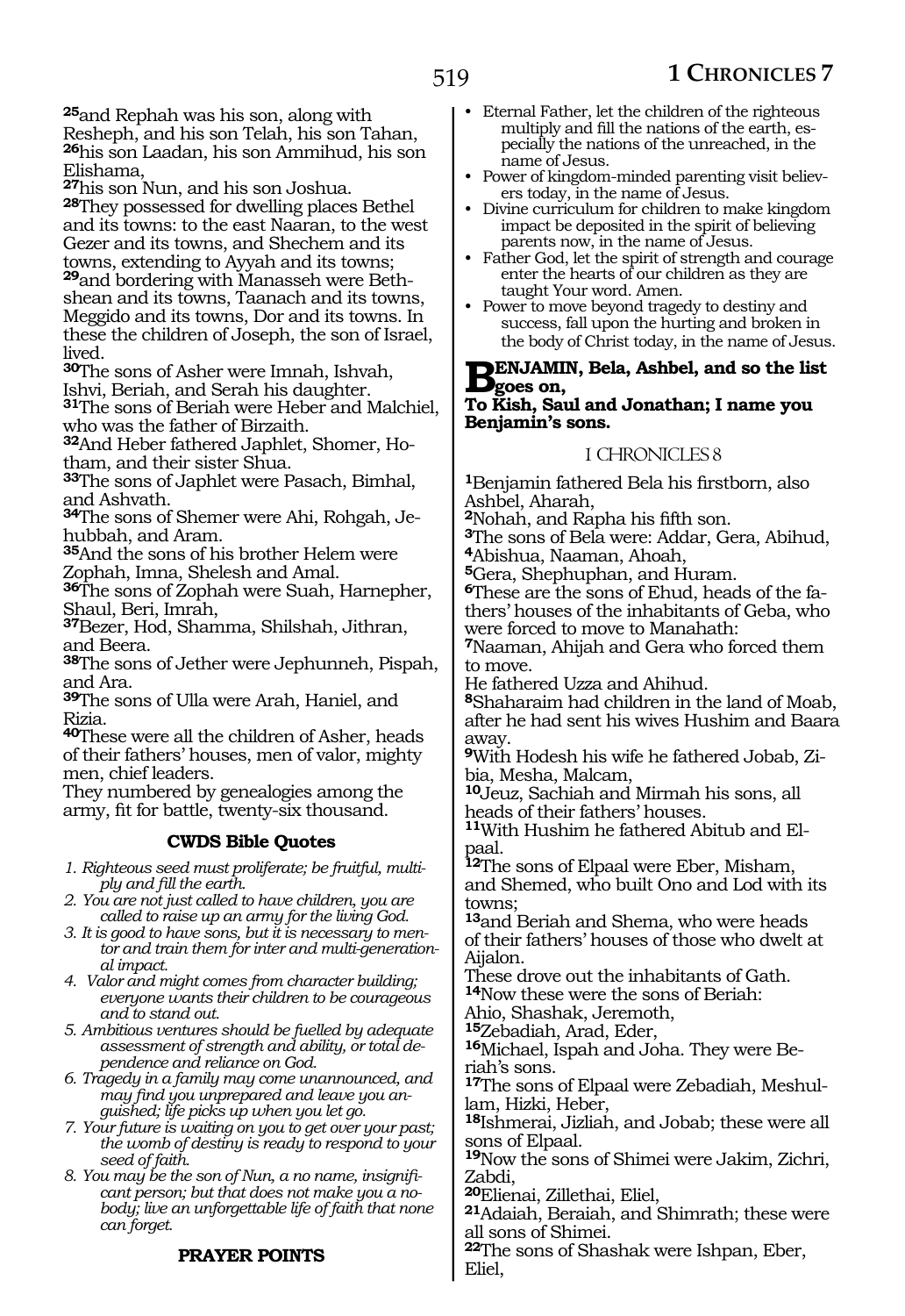[25]and Rephah was his son, along with Resheph, and his son Telah, his son Tahan, [26]his son Laadan, his son Ammihud, his son Elishama,
[27]his son Nun, and his son Joshua.
[28]They possessed for dwelling places Bethel and its towns: to the east Naaran, to the west Gezer and its towns, and Shechem and its towns, extending to Ayyah and its towns;
[29]and bordering with Manasseh were Beth-shean and its towns, Taanach and its towns, Meggido and its towns, Dor and its towns. In these the children of Joseph, the son of Israel, lived.
[30]The sons of Asher were Imnah, Ishvah, Ishvi, Beriah, and Serah his daughter.
[31]The sons of Beriah were Heber and Malchiel, who was the father of Birzaith.
[32]And Heber fathered Japhlet, Shomer, Hotham, and their sister Shua.
[33]The sons of Japhlet were Pasach, Bimhal, and Ashvath.
[34]The sons of Shemer were Ahi, Rohgah, Jehubbah, and Aram.
[35]And the sons of his brother Helem were Zophah, Imna, Shelesh and Amal.
[36]The sons of Zophah were Suah, Harnepher, Shaul, Beri, Imrah,
[37]Bezer, Hod, Shamma, Shilshah, Jithran, and Beera.
[38]The sons of Jether were Jephunneh, Pispah, and Ara.
[39]The sons of Ulla were Arah, Haniel, and Rizia.
[40]These were all the children of Asher, heads of their fathers' houses, men of valor, mighty men, chief leaders.
They numbered by genealogies among the army, fit for battle, twenty-six thousand.

### CWDS Bible Quotes

1. *Righteous seed must proliferate; be fruitful, multiply and fill the earth.*
2. *You are not just called to have children, you are called to raise up an army for the living God.*
3. *It is good to have sons, but it is necessary to mentor and train them for inter and multi-generational impact.*
4. *Valor and might comes from character building; everyone wants their children to be courageous and to stand out.*
5. *Ambitious ventures should be fuelled by adequate assessment of strength and ability, or total dependence and reliance on God.*
6. *Tragedy in a family may come unannounced, and may find you unprepared and leave you anguished; life picks up when you let go.*
7. *Your future is waiting on you to get over your past; the womb of destiny is ready to respond to your seed of faith.*
8. *You may be the son of Nun, a no name, insignificant person; but that does not make you a nobody; live an unforgettable life of faith that none can forget.*

### PRAYER POINTS

- Eternal Father, let the children of the righteous multiply and fill the nations of the earth, especially the nations of the unreached, in the name of Jesus.
- Power of kingdom-minded parenting visit believers today, in the name of Jesus.
- Divine curriculum for children to make kingdom impact be deposited in the spirit of believing parents now, in the name of Jesus.
- Father God, let the spirit of strength and courage enter the hearts of our children as they are taught Your word. Amen.
- Power to move beyond tragedy to destiny and success, fall upon the hurting and broken in the body of Christ today, in the name of Jesus.

**BENJAMIN, Bela, Ashbel, and so the list goes on,**
**To Kish, Saul and Jonathan; I name you Benjamin's sons.**

## I CHRONICLES 8

[1]Benjamin fathered Bela his firstborn, also Ashbel, Aharah,
[2]Nohah, and Rapha his fifth son.
[3]The sons of Bela were: Addar, Gera, Abihud,
[4]Abishua, Naaman, Ahoah,
[5]Gera, Shephuphan, and Huram.
[6]These are the sons of Ehud, heads of the fathers' houses of the inhabitants of Geba, who were forced to move to Manahath:
[7]Naaman, Ahijah and Gera who forced them to move.
He fathered Uzza and Ahihud.
[8]Shaharaim had children in the land of Moab, after he had sent his wives Hushim and Baara away.
[9]With Hodesh his wife he fathered Jobab, Zibia, Mesha, Malcam,
[10]Jeuz, Sachiah and Mirmah his sons, all heads of their fathers' houses.
[11]With Hushim he fathered Abitub and Elpaal.
[12]The sons of Elpaal were Eber, Misham, and Shemed, who built Ono and Lod with its towns;
[13]and Beriah and Shema, who were heads of their fathers' houses of those who dwelt at Aijalon.
These drove out the inhabitants of Gath.
[14]Now these were the sons of Beriah:
Ahio, Shashak, Jeremoth,
[15]Zebadiah, Arad, Eder,
[16]Michael, Ispah and Joha. They were Beriah's sons.
[17]The sons of Elpaal were Zebadiah, Meshullam, Hizki, Heber,
[18]Ishmerai, Jizliah, and Jobab; these were all sons of Elpaal.
[19]Now the sons of Shimei were Jakim, Zichri, Zabdi,
[20]Elienai, Zillethai, Eliel,
[21]Adaiah, Beraiah, and Shimrath; these were all sons of Shimei.
[22]The sons of Shashak were Ishpan, Eber, Eliel,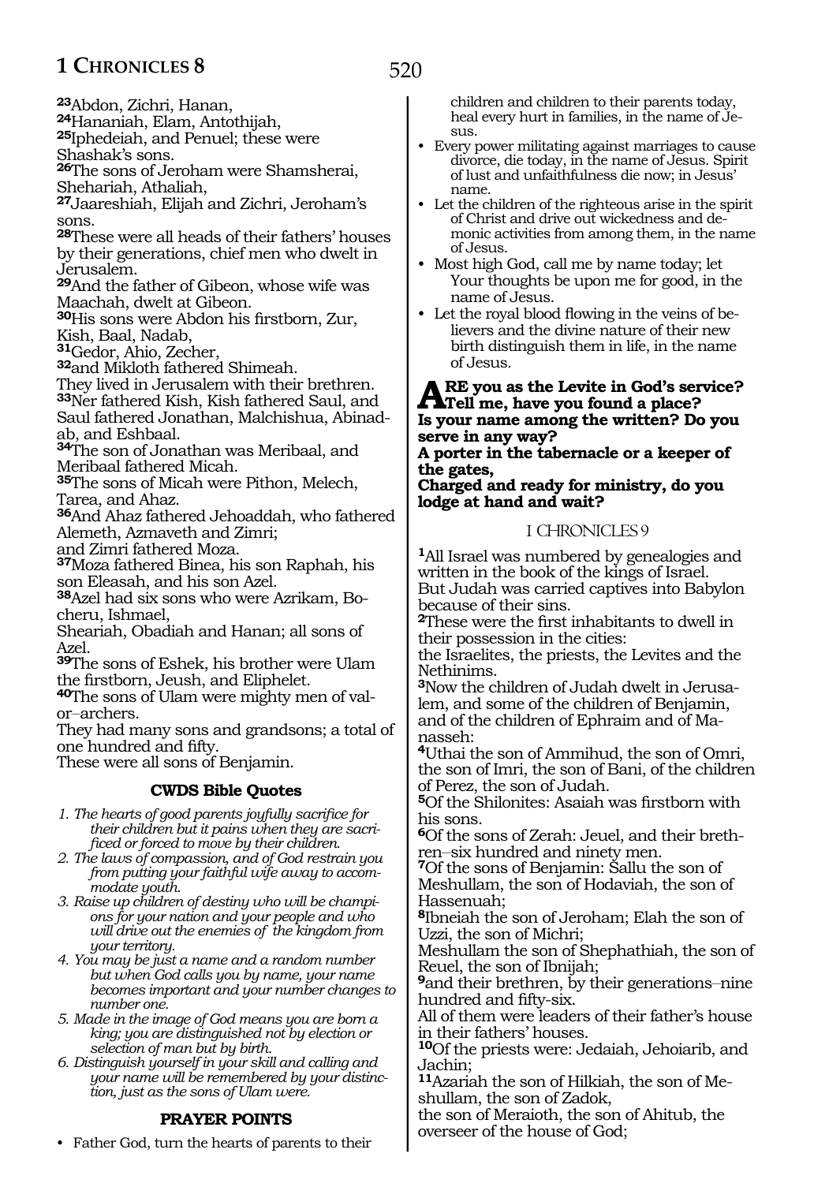[23]Abdon, Zichri, Hanan,
[24]Hananiah, Elam, Antothijah,
[25]Iphedeiah, and Penuel; these were Shashak's sons.
[26]The sons of Jeroham were Shamsherai, Shehariah, Athaliah,
[27]Jaareshiah, Elijah and Zichri, Jeroham's sons.
[28]These were all heads of their fathers' houses by their generations, chief men who dwelt in Jerusalem.
[29]And the father of Gibeon, whose wife was Maachah, dwelt at Gibeon.
[30]His sons were Abdon his firstborn, Zur, Kish, Baal, Nadab,
[31]Gedor, Ahio, Zecher,
[32]and Mikloth fathered Shimeah.
They lived in Jerusalem with their brethren.
[33]Ner fathered Kish, Kish fathered Saul, and Saul fathered Jonathan, Malchishua, Abinadab, and Eshbaal.
[34]The son of Jonathan was Meribaal, and Meribaal fathered Micah.
[35]The sons of Micah were Pithon, Melech, Tarea, and Ahaz.
[36]And Ahaz fathered Jehoaddah, who fathered Alemeth, Azmaveth and Zimri;
and Zimri fathered Moza.
[37]Moza fathered Binea, his son Raphah, his son Eleasah, and his son Azel.
[38]Azel had six sons who were Azrikam, Bocheru, Ishmael,
Sheariah, Obadiah and Hanan; all sons of Azel.
[39]The sons of Eshek, his brother were Ulam the firstborn, Jeush, and Eliphelet.
[40]The sons of Ulam were mighty men of valor–archers.
They had many sons and grandsons; a total of one hundred and fifty.
These were all sons of Benjamin.

### CWDS Bible Quotes

1. *The hearts of good parents joyfully sacrifice for their children but it pains when they are sacrificed or forced to move by their children.*
2. *The laws of compassion, and of God restrain you from putting your faithful wife away to accommodate youth.*
3. *Raise up children of destiny who will be champions for your nation and your people and who will drive out the enemies of the kingdom from your territory.*
4. *You may be just a name and a random number but when God calls you by name, your name becomes important and your number changes to number one.*
5. *Made in the image of God means you are born a king; you are distinguished not by election or selection of man but by birth.*
6. *Distinguish yourself in your skill and calling and your name will be remembered by your distinction, just as the sons of Ulam were.*

### PRAYER POINTS

- Father God, turn the hearts of parents to their children and children to their parents today, heal every hurt in families, in the name of Jesus.
- Every power militating against marriages to cause divorce, die today, in the name of Jesus. Spirit of lust and unfaithfulness die now; in Jesus' name.
- Let the children of the righteous arise in the spirit of Christ and drive out wickedness and demonic activities from among them, in the name of Jesus.
- Most high God, call me by name today; let Your thoughts be upon me for good, in the name of Jesus.
- Let the royal blood flowing in the veins of believers and the divine nature of their new birth distinguish them in life, in the name of Jesus.

**ARE you as the Levite in God's service? Tell me, have you found a place?
Is your name among the written? Do you serve in any way?
A porter in the tabernacle or a keeper of the gates,
Charged and ready for ministry, do you lodge at hand and wait?**

## I CHRONICLES 9

[1]All Israel was numbered by genealogies and written in the book of the kings of Israel.
But Judah was carried captives into Babylon because of their sins.
[2]These were the first inhabitants to dwell in their possession in the cities:
the Israelites, the priests, the Levites and the Nethinims.
[3]Now the children of Judah dwelt in Jerusalem, and some of the children of Benjamin, and of the children of Ephraim and of Manasseh:
[4]Uthai the son of Ammihud, the son of Omri, the son of Imri, the son of Bani, of the children of Perez, the son of Judah.
[5]Of the Shilonites: Asaiah was firstborn with his sons.
[6]Of the sons of Zerah: Jeuel, and their brethren–six hundred and ninety men.
[7]Of the sons of Benjamin: Sallu the son of Meshullam, the son of Hodaviah, the son of Hassenuah;
[8]Ibneiah the son of Jeroham; Elah the son of Uzzi, the son of Michri;
Meshullam the son of Shephathiah, the son of Reuel, the son of Ibnijah;
[9]and their brethren, by their generations–nine hundred and fifty-six.
All of them were leaders of their father's house in their fathers' houses.
[10]Of the priests were: Jedaiah, Jehoiarib, and Jachin;
[11]Azariah the son of Hilkiah, the son of Meshullam, the son of Zadok,
the son of Meraioth, the son of Ahitub, the overseer of the house of God;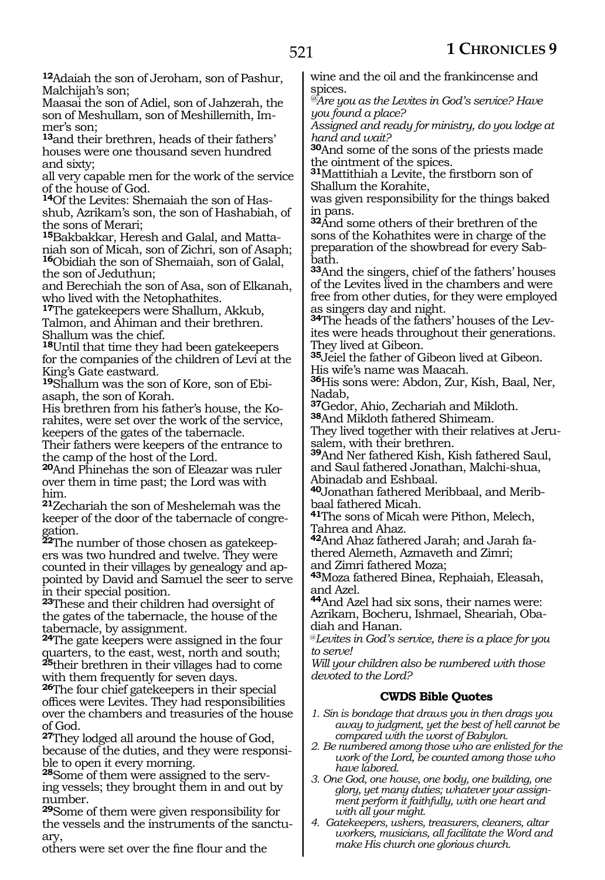**12**Adaiah the son of Jeroham, son of Pashur, Malchijah's son;
Maasai the son of Adiel, son of Jahzerah, the son of Meshullam, son of Meshillemith, Immer's son;
**13**and their brethren, heads of their fathers' houses were one thousand seven hundred and sixty;
all very capable men for the work of the service of the house of God.
**14**Of the Levites: Shemaiah the son of Hasshub, Azrikam's son, the son of Hashabiah, of the sons of Merari;
**15**Bakbakkar, Heresh and Galal, and Mattaniah son of Micah, son of Zichri, son of Asaph;
**16**Obidiah the son of Shemaiah, son of Galal, the son of Jeduthun;
and Berechiah the son of Asa, son of Elkanah, who lived with the Netophathites.
**17**The gatekeepers were Shallum, Akkub, Talmon, and Ahiman and their brethren. Shallum was the chief.
**18**Until that time they had been gatekeepers for the companies of the children of Levi at the King's Gate eastward.
**19**Shallum was the son of Kore, son of Ebiasaph, the son of Korah.
His brethren from his father's house, the Korahites, were set over the work of the service, keepers of the gates of the tabernacle.
Their fathers were keepers of the entrance to the camp of the host of the Lord.
**20**And Phinehas the son of Eleazar was ruler over them in time past; the Lord was with him.
**21**Zechariah the son of Meshelemah was the keeper of the door of the tabernacle of congregation.
**22**The number of those chosen as gatekeepers was two hundred and twelve. They were counted in their villages by genealogy and appointed by David and Samuel the seer to serve in their special position.
**23**These and their children had oversight of the gates of the tabernacle, the house of the tabernacle, by assignment.
**24**The gate keepers were assigned in the four quarters, to the east, west, north and south;
**25**their brethren in their villages had to come with them frequently for seven days.
**26**The four chief gatekeepers in their special offices were Levites. They had responsibilities over the chambers and treasuries of the house of God.
**27**They lodged all around the house of God, because of the duties, and they were responsible to open it every morning.
**28**Some of them were assigned to the serving vessels; they brought them in and out by number.
**29**Some of them were given responsibility for the vessels and the instruments of the sanctuary,
others were set over the fine flour and the wine and the oil and the frankincense and spices.

*@Are you as the Levites in God's service? Have you found a place?*
*Assigned and ready for ministry, do you lodge at hand and wait?*

**30**And some of the sons of the priests made the ointment of the spices.
**31**Mattithiah a Levite, the firstborn son of Shallum the Korahite,
was given responsibility for the things baked in pans.
**32**And some others of their brethren of the sons of the Kohathites were in charge of the preparation of the showbread for every Sabbath.
**33**And the singers, chief of the fathers' houses of the Levites lived in the chambers and were free from other duties, for they were employed as singers day and night.
**34**The heads of the fathers' houses of the Levites were heads throughout their generations. They lived at Gibeon.
**35**Jeiel the father of Gibeon lived at Gibeon. His wife's name was Maacah.
**36**His sons were: Abdon, Zur, Kish, Baal, Ner, Nadab,
**37**Gedor, Ahio, Zechariah and Mikloth.
**38**And Mikloth fathered Shimeam.
They lived together with their relatives at Jerusalem, with their brethren.
**39**And Ner fathered Kish, Kish fathered Saul, and Saul fathered Jonathan, Malchi-shua, Abinadab and Eshbaal.
**40**Jonathan fathered Meribbaal, and Meribbaal fathered Micah.
**41**The sons of Micah were Pithon, Melech, Tahrea and Ahaz.
**42**And Ahaz fathered Jarah; and Jarah fathered Alemeth, Azmaveth and Zimri;
and Zimri fathered Moza;
**43**Moza fathered Binea, Rephaiah, Eleasah, and Azel.
**44**And Azel had six sons, their names were: Azrikam, Bocheru, Ishmael, Sheariah, Obadiah and Hanan.

*@Levites in God's service, there is a place for you to serve!*
*Will your children also be numbered with those devoted to the Lord?*

### CWDS Bible Quotes

1. *Sin is bondage that draws you in then drags you away to judgment, yet the best of hell cannot be compared with the worst of Babylon.*
2. *Be numbered among those who are enlisted for the work of the Lord, be counted among those who have labored.*
3. *One God, one house, one body, one building, one glory, yet many duties; whatever your assignment perform it faithfully, with one heart and with all your might.*
4. *Gatekeepers, ushers, treasurers, cleaners, altar workers, musicians, all facilitate the Word and make His church one glorious church.*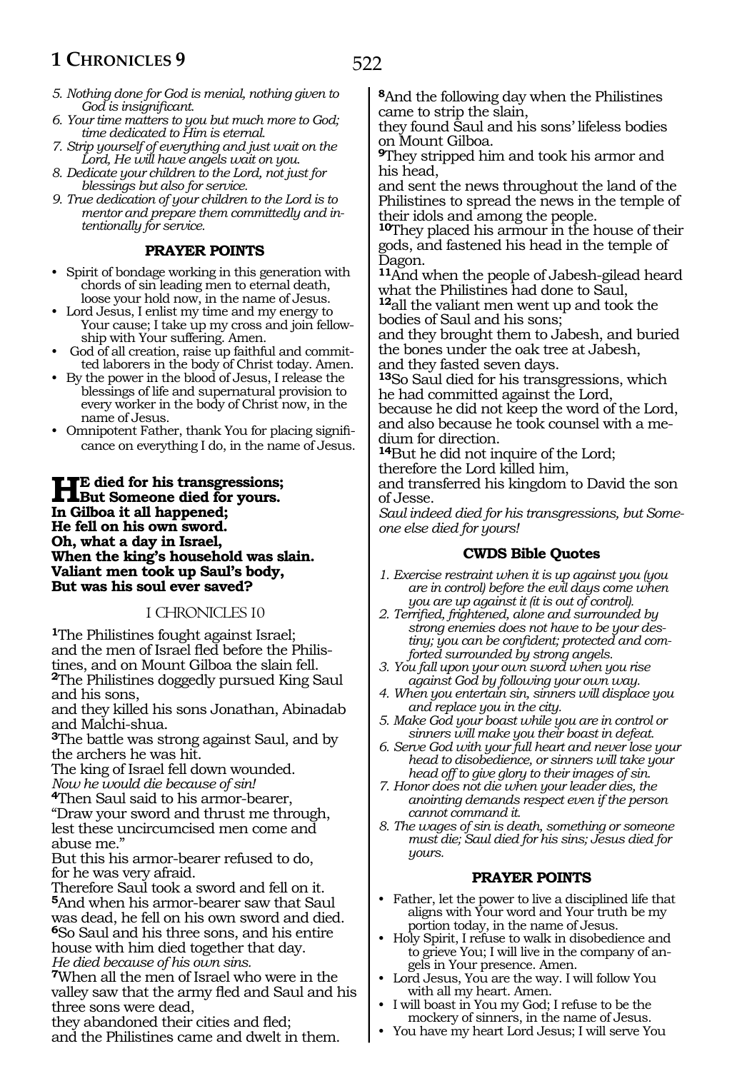5. *Nothing done for God is menial, nothing given to God is insignificant.*
6. *Your time matters to you but much more to God; time dedicated to Him is eternal.*
7. *Strip yourself of everything and just wait on the Lord, He will have angels wait on you.*
8. *Dedicate your children to the Lord, not just for blessings but also for service.*
9. *True dedication of your children to the Lord is to mentor and prepare them committedly and intentionally for service.*

### PRAYER POINTS

- Spirit of bondage working in this generation with chords of sin leading men to eternal death, loose your hold now, in the name of Jesus.
- Lord Jesus, I enlist my time and my energy to Your cause; I take up my cross and join fellowship with Your suffering. Amen.
- God of all creation, raise up faithful and committed laborers in the body of Christ today. Amen.
- By the power in the blood of Jesus, I release the blessings of life and supernatural provision to every worker in the body of Christ now, in the name of Jesus.
- Omnipotent Father, thank You for placing significance on everything I do, in the name of Jesus.

**HE died for his transgressions;**
**But Someone died for yours.**
**In Gilboa it all happened;**
**He fell on his own sword.**
**Oh, what a day in Israel,**
**When the king's household was slain.**
**Valiant men took up Saul's body,**
**But was his soul ever saved?**

## I CHRONICLES 10

[1]The Philistines fought against Israel; and the men of Israel fled before the Philistines, and on Mount Gilboa the slain fell.
[2]The Philistines doggedly pursued King Saul and his sons,
and they killed his sons Jonathan, Abinadab and Malchi-shua.
[3]The battle was strong against Saul, and by the archers he was hit.
The king of Israel fell down wounded.
*Now he would die because of sin!*
[4]Then Saul said to his armor-bearer,
"Draw your sword and thrust me through, lest these uncircumcised men come and abuse me."
But this his armor-bearer refused to do, for he was very afraid.
Therefore Saul took a sword and fell on it.
[5]And when his armor-bearer saw that Saul was dead, he fell on his own sword and died.
[6]So Saul and his three sons, and his entire house with him died together that day.
*He died because of his own sins.*
[7]When all the men of Israel who were in the valley saw that the army fled and Saul and his three sons were dead,
they abandoned their cities and fled;
and the Philistines came and dwelt in them.
[8]And the following day when the Philistines came to strip the slain,
they found Saul and his sons' lifeless bodies on Mount Gilboa.
[9]They stripped him and took his armor and his head,
and sent the news throughout the land of the Philistines to spread the news in the temple of their idols and among the people.
[10]They placed his armour in the house of their gods, and fastened his head in the temple of Dagon.
[11]And when the people of Jabesh-gilead heard what the Philistines had done to Saul,
[12]all the valiant men went up and took the bodies of Saul and his sons;
and they brought them to Jabesh, and buried the bones under the oak tree at Jabesh,
and they fasted seven days.
[13]So Saul died for his transgressions, which he had committed against the Lord,
because he did not keep the word of the Lord, and also because he took counsel with a medium for direction.
[14]But he did not inquire of the Lord;
therefore the Lord killed him,
and transferred his kingdom to David the son of Jesse.
*Saul indeed died for his transgressions, but Someone else died for yours!*

### CWDS Bible Quotes

1. *Exercise restraint when it is up against you (you are in control) before the evil days come when you are up against it (it is out of control).*
2. *Terrified, frightened, alone and surrounded by strong enemies does not have to be your destiny; you can be confident; protected and comforted surrounded by strong angels.*
3. *You fall upon your own sword when you rise against God by following your own way.*
4. *When you entertain sin, sinners will displace you and replace you in the city.*
5. *Make God your boast while you are in control or sinners will make you their boast in defeat.*
6. *Serve God with your full heart and never lose your head to disobedience, or sinners will take your head off to give glory to their images of sin.*
7. *Honor does not die when your leader dies, the anointing demands respect even if the person cannot command it.*
8. *The wages of sin is death, something or someone must die; Saul died for his sins; Jesus died for yours.*

### PRAYER POINTS

- Father, let the power to live a disciplined life that aligns with Your word and Your truth be my portion today, in the name of Jesus.
- Holy Spirit, I refuse to walk in disobedience and to grieve You; I will live in the company of angels in Your presence. Amen.
- Lord Jesus, You are the way. I will follow You with all my heart. Amen.
- I will boast in You my God; I refuse to be the mockery of sinners, in the name of Jesus.
- You have my heart Lord Jesus; I will serve You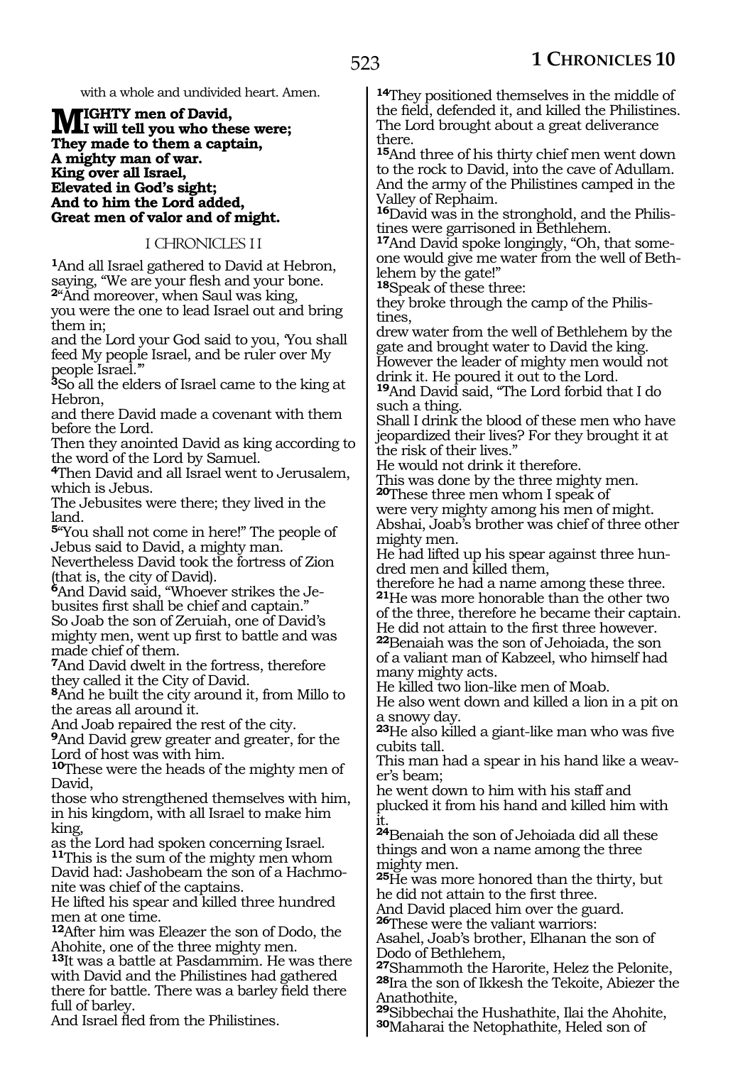with a whole and undivided heart. Amen.

**MIGHTY men of David,**
**I will tell you who these were;**
**They made to them a captain,**
**A mighty man of war.**
**King over all Israel,**
**Elevated in God's sight;**
**And to him the Lord added,**
**Great men of valor and of might.**

## I CHRONICLES 11

**1**And all Israel gathered to David at Hebron, saying, "We are your flesh and your bone.
**2**"And moreover, when Saul was king,
you were the one to lead Israel out and bring them in;
and the Lord your God said to you, 'You shall feed My people Israel, and be ruler over My people Israel.'"
**3**So all the elders of Israel came to the king at Hebron,
and there David made a covenant with them before the Lord.
Then they anointed David as king according to the word of the Lord by Samuel.
**4**Then David and all Israel went to Jerusalem, which is Jebus.
The Jebusites were there; they lived in the land.
**5**"You shall not come in here!" The people of Jebus said to David, a mighty man.
Nevertheless David took the fortress of Zion (that is, the city of David).
**6**And David said, "Whoever strikes the Jebusites first shall be chief and captain."
So Joab the son of Zeruiah, one of David's mighty men, went up first to battle and was made chief of them.
**7**And David dwelt in the fortress, therefore they called it the City of David.
**8**And he built the city around it, from Millo to the areas all around it.
And Joab repaired the rest of the city.
**9**And David grew greater and greater, for the Lord of host was with him.
**10**These were the heads of the mighty men of David,
those who strengthened themselves with him, in his kingdom, with all Israel to make him king,
as the Lord had spoken concerning Israel.
**11**This is the sum of the mighty men whom David had: Jashobeam the son of a Hachmonite was chief of the captains.
He lifted his spear and killed three hundred men at one time.
**12**After him was Eleazer the son of Dodo, the Ahohite, one of the three mighty men.
**13**It was a battle at Pasdammim. He was there with David and the Philistines had gathered there for battle. There was a barley field there full of barley.
And Israel fled from the Philistines.
**14**They positioned themselves in the middle of the field, defended it, and killed the Philistines.
The Lord brought about a great deliverance there.
**15**And three of his thirty chief men went down to the rock to David, into the cave of Adullam.
And the army of the Philistines camped in the Valley of Rephaim.
**16**David was in the stronghold, and the Philistines were garrisoned in Bethlehem.
**17**And David spoke longingly, "Oh, that someone would give me water from the well of Bethlehem by the gate!"
**18**Speak of these three:
they broke through the camp of the Philistines,
drew water from the well of Bethlehem by the gate and brought water to David the king.
However the leader of mighty men would not drink it. He poured it out to the Lord.
**19**And David said, "The Lord forbid that I do such a thing.
Shall I drink the blood of these men who have jeopardized their lives? For they brought it at the risk of their lives."
He would not drink it therefore.
This was done by the three mighty men.
**20**These three men whom I speak of
were very mighty among his men of might.
Abshai, Joab's brother was chief of three other mighty men.
He had lifted up his spear against three hundred men and killed them,
therefore he had a name among these three.
**21**He was more honorable than the other two of the three, therefore he became their captain.
He did not attain to the first three however.
**22**Benaiah was the son of Jehoiada, the son of a valiant man of Kabzeel, who himself had many mighty acts.
He killed two lion-like men of Moab.
He also went down and killed a lion in a pit on a snowy day.
**23**He also killed a giant-like man who was five cubits tall.
This man had a spear in his hand like a weaver's beam;
he went down to him with his staff and plucked it from his hand and killed him with it.
**24**Benaiah the son of Jehoiada did all these things and won a name among the three mighty men.
**25**He was more honored than the thirty, but he did not attain to the first three.
And David placed him over the guard.
**26**These were the valiant warriors:
Asahel, Joab's brother, Elhanan the son of Dodo of Bethlehem,
**27**Shammoth the Harorite, Helez the Pelonite,
**28**Ira the son of Ikkesh the Tekoite, Abiezer the Anathothite,
**29**Sibbechai the Hushathite, Ilai the Ahohite,
**30**Maharai the Netophathite, Heled son of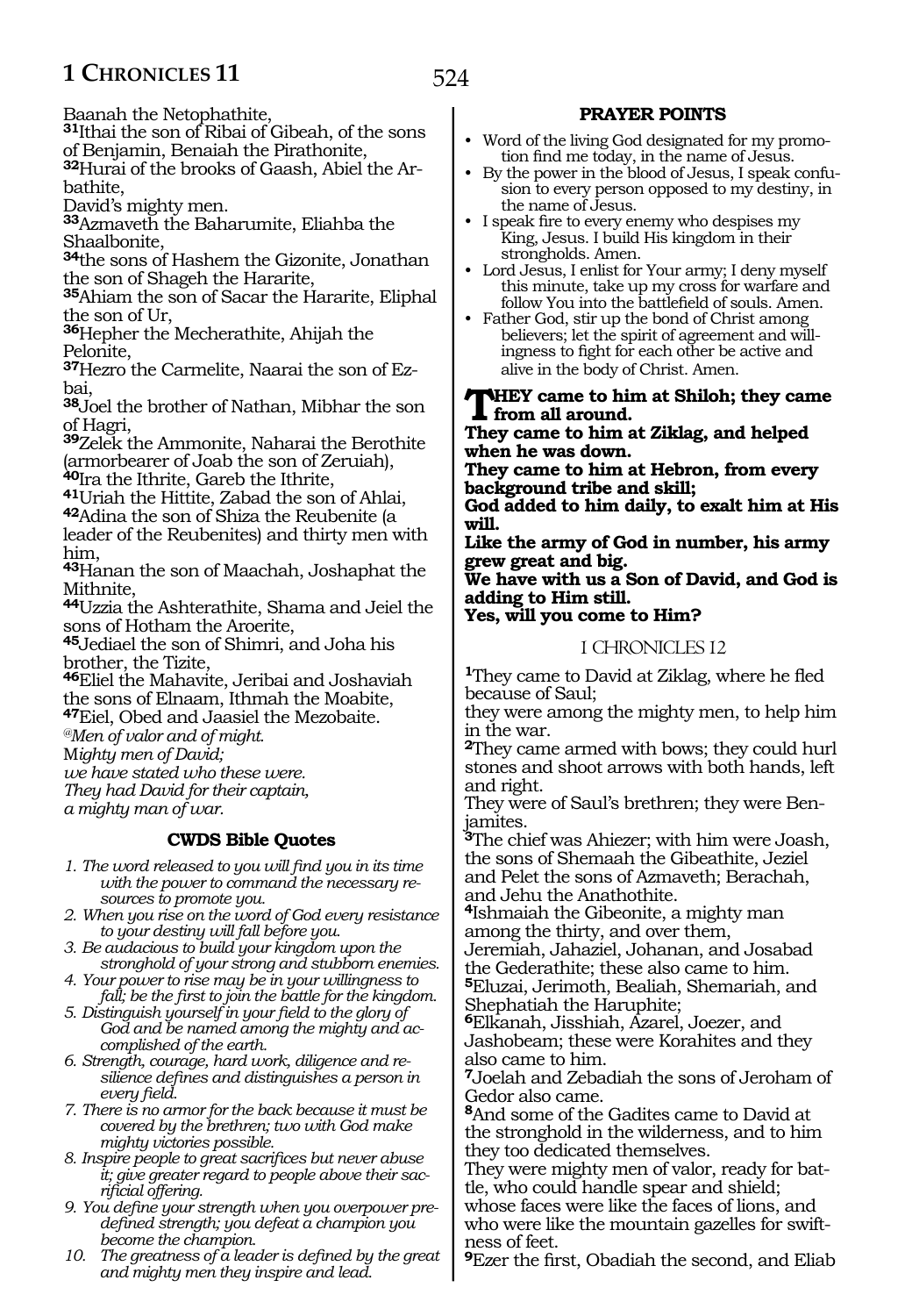Baanah the Netophathite,

**31**Ithai the son of Ribai of Gibeah, of the sons of Benjamin, Benaiah the Pirathonite,

**32**Hurai of the brooks of Gaash, Abiel the Arbathite,

David's mighty men.

**33**Azmaveth the Baharumite, Eliahba the Shaalbonite,

**34**the sons of Hashem the Gizonite, Jonathan the son of Shageh the Hararite,

**35**Ahiam the son of Sacar the Hararite, Eliphal the son of Ur,

**36**Hepher the Mecherathite, Ahijah the Pelonite,

**37**Hezro the Carmelite, Naarai the son of Ezbai,

**38**Joel the brother of Nathan, Mibhar the son of Hagri,

**39**Zelek the Ammonite, Naharai the Berothite (armorbearer of Joab the son of Zeruiah),

**40**Ira the Ithrite, Gareb the Ithrite,

**41**Uriah the Hittite, Zabad the son of Ahlai,

**42**Adina the son of Shiza the Reubenite (a leader of the Reubenites) and thirty men with him,

**43**Hanan the son of Maachah, Joshaphat the Mithnite,

**44**Uzzia the Ashterathite, Shama and Jeiel the sons of Hotham the Aroerite,

**45**Jediael the son of Shimri, and Joha his brother, the Tizite,

**46**Eliel the Mahavite, Jeribai and Joshaviah the sons of Elnaam, Ithmah the Moabite,

**47**Eiel, Obed and Jaasiel the Mezobaite.

*@Men of valor and of might.*
*Mighty men of David;*
*we have stated who these were.*
*They had David for their captain,*
*a mighty man of war.*

### CWDS Bible Quotes

1. *The word released to you will find you in its time with the power to command the necessary resources to promote you.*
2. *When you rise on the word of God every resistance to your destiny will fall before you.*
3. *Be audacious to build your kingdom upon the stronghold of your strong and stubborn enemies.*
4. *Your power to rise may be in your willingness to fall; be the first to join the battle for the kingdom.*
5. *Distinguish yourself in your field to the glory of God and be named among the mighty and accomplished of the earth.*
6. *Strength, courage, hard work, diligence and resilience defines and distinguishes a person in every field.*
7. *There is no armor for the back because it must be covered by the brethren; two with God make mighty victories possible.*
8. *Inspire people to great sacrifices but never abuse it; give greater regard to people above their sacrificial offering.*
9. *You define your strength when you overpower predefined strength; you defeat a champion you become the champion.*
10. *The greatness of a leader is defined by the great and mighty men they inspire and lead.*

### PRAYER POINTS

- Word of the living God designated for my promotion find me today, in the name of Jesus.
- By the power in the blood of Jesus, I speak confusion to every person opposed to my destiny, in the name of Jesus.
- I speak fire to every enemy who despises my King, Jesus. I build His kingdom in their strongholds. Amen.
- Lord Jesus, I enlist for Your army; I deny myself this minute, take up my cross for warfare and follow You into the battlefield of souls. Amen.
- Father God, stir up the bond of Christ among believers; let the spirit of agreement and willingness to fight for each other be active and alive in the body of Christ. Amen.

**THEY came to him at Shiloh; they came from all around.**
**They came to him at Ziklag, and helped when he was down.**
**They came to him at Hebron, from every background tribe and skill;**
**God added to him daily, to exalt him at His will.**
**Like the army of God in number, his army grew great and big.**
**We have with us a Son of David, and God is adding to Him still.**
**Yes, will you come to Him?**

## I CHRONICLES 12

**1**They came to David at Ziklag, where he fled because of Saul;
they were among the mighty men, to help him in the war.

**2**They came armed with bows; they could hurl stones and shoot arrows with both hands, left and right.
They were of Saul's brethren; they were Benjamites.

**3**The chief was Ahiezer; with him were Joash, the sons of Shemaah the Gibeathite, Jeziel and Pelet the sons of Azmaveth; Berachah, and Jehu the Anathothite.

**4**Ishmaiah the Gibeonite, a mighty man among the thirty, and over them,
Jeremiah, Jahaziel, Johanan, and Josabad the Gederathite; these also came to him.

**5**Eluzai, Jerimoth, Bealiah, Shemariah, and Shephatiah the Haruphite;

**6**Elkanah, Jisshiah, Azarel, Joezer, and Jashobeam; these were Korahites and they also came to him.

**7**Joelah and Zebadiah the sons of Jeroham of Gedor also came.

**8**And some of the Gadites came to David at the stronghold in the wilderness, and to him they too dedicated themselves.
They were mighty men of valor, ready for battle, who could handle spear and shield; whose faces were like the faces of lions, and who were like the mountain gazelles for swiftness of feet.

**9**Ezer the first, Obadiah the second, and Eliab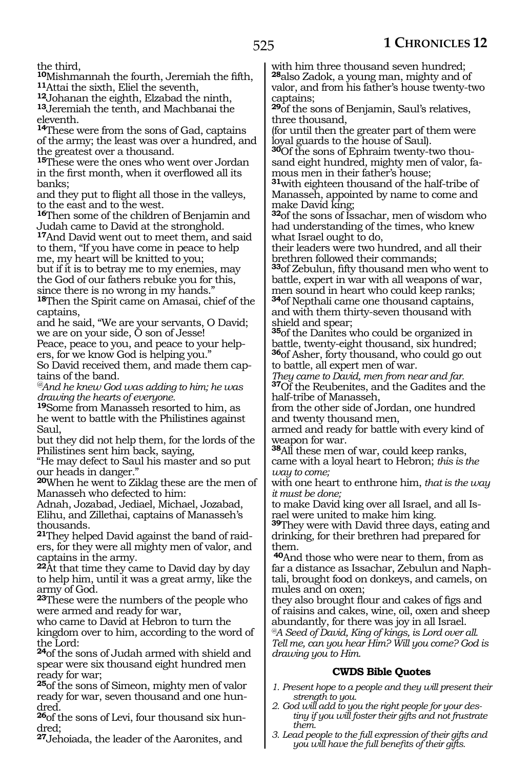the third,
**10**Mishmannah the fourth, Jeremiah the fifth,
**11**Attai the sixth, Eliel the seventh,
**12**Johanan the eighth, Elzabad the ninth,
**13**Jeremiah the tenth, and Machbanai the eleventh.
**14**These were from the sons of Gad, captains of the army; the least was over a hundred, and the greatest over a thousand.
**15**These were the ones who went over Jordan in the first month, when it overflowed all its banks;
and they put to flight all those in the valleys, to the east and to the west.
**16**Then some of the children of Benjamin and Judah came to David at the stronghold.
**17**And David went out to meet them, and said to them, "If you have come in peace to help me, my heart will be knitted to you;
but if it is to betray me to my enemies, may the God of our fathers rebuke you for this, since there is no wrong in my hands."
**18**Then the Spirit came on Amasai, chief of the captains,
and he said, "We are your servants, O David; we are on your side, O son of Jesse!
Peace, peace to you, and peace to your helpers, for we know God is helping you."
So David received them, and made them captains of the band.
*@And he knew God was adding to him; he was drawing the hearts of everyone.*
**19**Some from Manasseh resorted to him, as he went to battle with the Philistines against Saul,
but they did not help them, for the lords of the Philistines sent him back, saying,
"He may defect to Saul his master and so put our heads in danger."
**20**When he went to Ziklag these are the men of Manasseh who defected to him:
Adnah, Jozabad, Jediael, Michael, Jozabad, Elihu, and Zillethai, captains of Manasseh's thousands.
**21**They helped David against the band of raiders, for they were all mighty men of valor, and captains in the army.
**22**At that time they came to David day by day to help him, until it was a great army, like the army of God.
**23**These were the numbers of the people who were armed and ready for war,
who came to David at Hebron to turn the kingdom over to him, according to the word of the Lord:
**24**of the sons of Judah armed with shield and spear were six thousand eight hundred men ready for war;
**25**of the sons of Simeon, mighty men of valor ready for war, seven thousand and one hundred;
**26**of the sons of Levi, four thousand six hundred;
**27**Jehoiada, the leader of the Aaronites, and with him three thousand seven hundred;
**28**also Zadok, a young man, mighty and of valor, and from his father's house twenty-two captains;
**29**of the sons of Benjamin, Saul's relatives, three thousand,
(for until then the greater part of them were loyal guards to the house of Saul).
**30**Of the sons of Ephraim twenty-two thousand eight hundred, mighty men of valor, famous men in their father's house;
**31**with eighteen thousand of the half-tribe of Manasseh, appointed by name to come and make David king;
**32**of the sons of Issachar, men of wisdom who had understanding of the times, who knew what Israel ought to do,
their leaders were two hundred, and all their brethren followed their commands;
**33**of Zebulun, fifty thousand men who went to battle, expert in war with all weapons of war, men sound in heart who could keep ranks;
**34**of Nepthali came one thousand captains, and with them thirty-seven thousand with shield and spear;
**35**of the Danites who could be organized in battle, twenty-eight thousand, six hundred;
**36**of Asher, forty thousand, who could go out to battle, all expert men of war.
*They came to David, men from near and far.*
**37**Of the Reubenites, and the Gadites and the half-tribe of Manasseh,
from the other side of Jordan, one hundred and twenty thousand men,
armed and ready for battle with every kind of weapon for war.
**38**All these men of war, could keep ranks, came with a loyal heart to Hebron; *this is the way to come;*
with one heart to enthrone him, *that is the way it must be done;*
to make David king over all Israel, and all Israel were united to make him king.
**39**They were with David three days, eating and drinking, for their brethren had prepared for them.
**40**And those who were near to them, from as far a distance as Issachar, Zebulun and Naphtali, brought food on donkeys, and camels, on mules and on oxen;
they also brought flour and cakes of figs and of raisins and cakes, wine, oil, oxen and sheep abundantly, for there was joy in all Israel.
*@A Seed of David, King of kings, is Lord over all. Tell me, can you hear Him? Will you come? God is drawing you to Him.*

### CWDS Bible Quotes

1. *Present hope to a people and they will present their strength to you.*
2. *God will add to you the right people for your destiny if you will foster their gifts and not frustrate them.*
3. *Lead people to the full expression of their gifts and you will have the full benefits of their gifts.*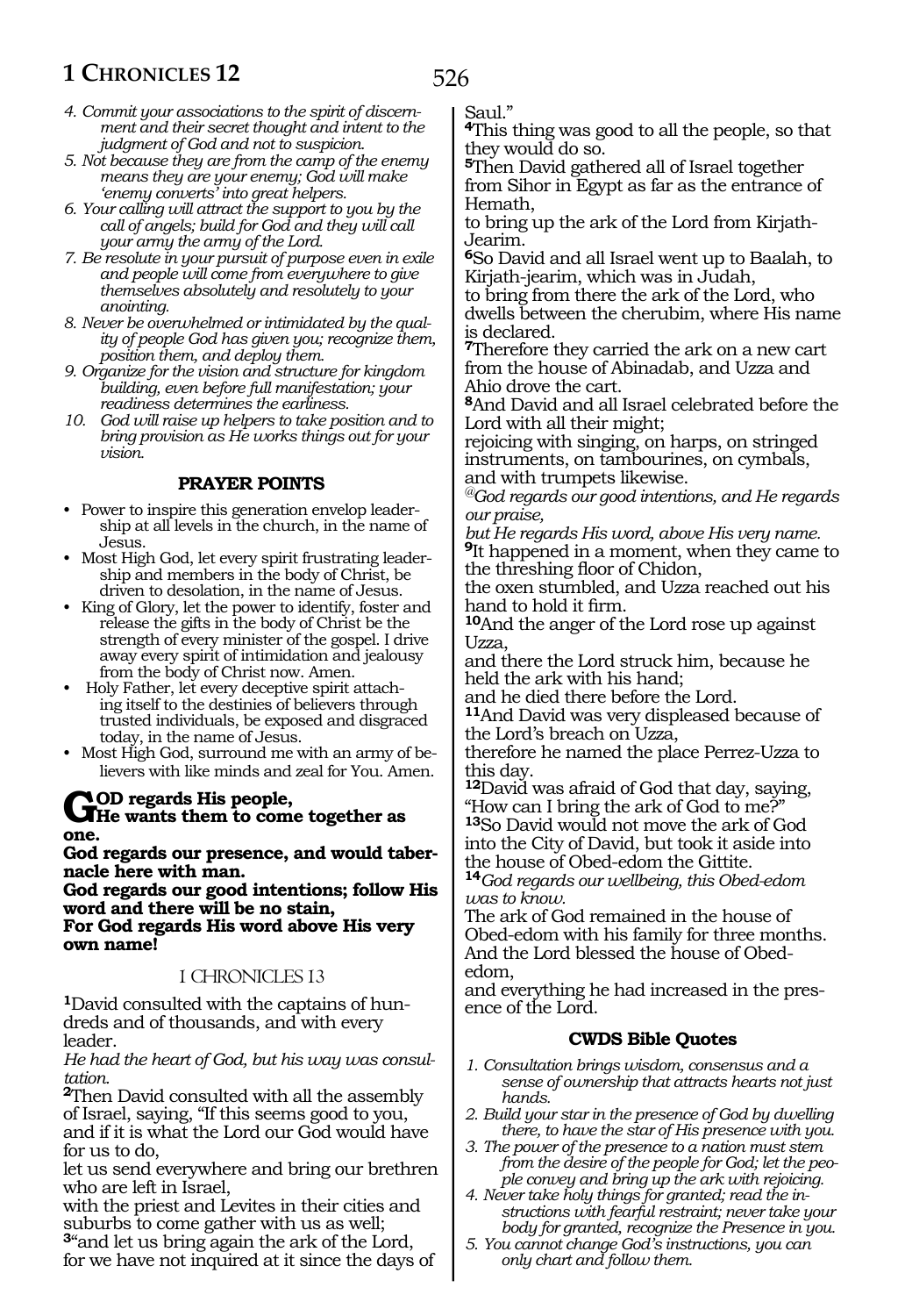4. *Commit your associations to the spirit of discernment and their secret thought and intent to the judgment of God and not to suspicion.*
5. *Not because they are from the camp of the enemy means they are your enemy; God will make 'enemy converts' into great helpers.*
6. *Your calling will attract the support to you by the call of angels; build for God and they will call your army the army of the Lord.*
7. *Be resolute in your pursuit of purpose even in exile and people will come from everywhere to give themselves absolutely and resolutely to your anointing.*
8. *Never be overwhelmed or intimidated by the quality of people God has given you; recognize them, position them, and deploy them.*
9. *Organize for the vision and structure for kingdom building, even before full manifestation; your readiness determines the earliness.*
10. *God will raise up helpers to take position and to bring provision as He works things out for your vision.*

### PRAYER POINTS

- Power to inspire this generation envelop leadership at all levels in the church, in the name of Jesus.
- Most High God, let every spirit frustrating leadership and members in the body of Christ, be driven to desolation, in the name of Jesus.
- King of Glory, let the power to identify, foster and release the gifts in the body of Christ be the strength of every minister of the gospel. I drive away every spirit of intimidation and jealousy from the body of Christ now. Amen.
- Holy Father, let every deceptive spirit attaching itself to the destinies of believers through trusted individuals, be exposed and disgraced today, in the name of Jesus.
- Most High God, surround me with an army of believers with like minds and zeal for You. Amen.

**GOD regards His people,**
**He wants them to come together as one.**
**God regards our presence, and would tabernacle here with man.**
**God regards our good intentions; follow His word and there will be no stain,**
**For God regards His word above His very own name!**

## I CHRONICLES 13

**1**David consulted with the captains of hundreds and of thousands, and with every leader.
*He had the heart of God, but his way was consultation.*
**2**Then David consulted with all the assembly of Israel, saying, "If this seems good to you, and if it is what the Lord our God would have for us to do,
let us send everywhere and bring our brethren who are left in Israel,
with the priest and Levites in their cities and suburbs to come gather with us as well;
**3**"and let us bring again the ark of the Lord, for we have not inquired at it since the days of Saul."
**4**This thing was good to all the people, so that they would do so.
**5**Then David gathered all of Israel together from Sihor in Egypt as far as the entrance of Hemath,
to bring up the ark of the Lord from Kirjath-Jearim.
**6**So David and all Israel went up to Baalah, to Kirjath-jearim, which was in Judah,
to bring from there the ark of the Lord, who dwells between the cherubim, where His name is declared.
**7**Therefore they carried the ark on a new cart from the house of Abinadab, and Uzza and Ahio drove the cart.
**8**And David and all Israel celebrated before the Lord with all their might;
rejoicing with singing, on harps, on stringed instruments, on tamburines, on cymbals, and with trumpets likewise.
*@God regards our good intentions, and He regards our praise,*
*but He regards His word, above His very name.*
**9**It happened in a moment, when they came to the threshing floor of Chidon,
the oxen stumbled, and Uzza reached out his hand to hold it firm.
**10**And the anger of the Lord rose up against Uzza,
and there the Lord struck him, because he held the ark with his hand;
and he died there before the Lord.
**11**And David was very displeased because of the Lord's breach on Uzza,
therefore he named the place Perrez-Uzza to this day.
**12**David was afraid of God that day, saying, "How can I bring the ark of God to me?"
**13**So David would not move the ark of God into the City of David, but took it aside into the house of Obed-edom the Gittite.
**14***God regards our wellbeing, this Obed-edom was to know.*
The ark of God remained in the house of Obed-edom with his family for three months.
And the Lord blessed the house of Obed-edom,
and everything he had increased in the presence of the Lord.

### CWDS Bible Quotes

1. *Consultation brings wisdom, consensus and a sense of ownership that attracts hearts not just hands.*
2. *Build your star in the presence of God by dwelling there, to have the star of His presence with you.*
3. *The power of the presence to a nation must stem from the desire of the people for God; let the people convey and bring up the ark with rejoicing.*
4. *Never take holy things for granted; read the instructions with fearful restraint; never take your body for granted, recognize the Presence in you.*
5. *You cannot change God's instructions, you can only chart and follow them.*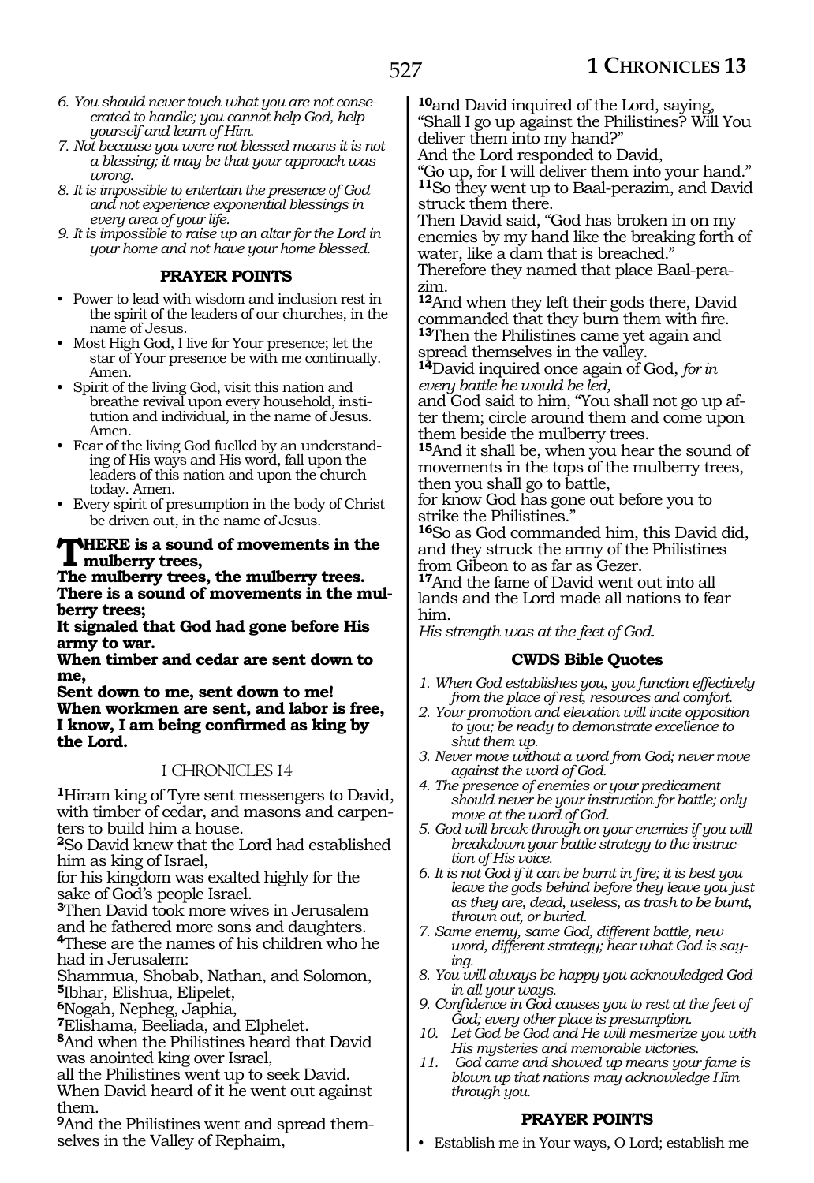6. *You should never touch what you are not consecrated to handle; you cannot help God, help yourself and learn of Him.*
7. *Not because you were not blessed means it is not a blessing; it may be that your approach was wrong.*
8. *It is impossible to entertain the presence of God and not experience exponential blessings in every area of your life.*
9. *It is impossible to raise up an altar for the Lord in your home and not have your home blessed.*

### PRAYER POINTS

- Power to lead with wisdom and inclusion rest in the spirit of the leaders of our churches, in the name of Jesus.
- Most High God, I live for Your presence; let the star of Your presence be with me continually. Amen.
- Spirit of the living God, visit this nation and breathe revival upon every household, institution and individual, in the name of Jesus. Amen.
- Fear of the living God fuelled by an understanding of His ways and His word, fall upon the leaders of this nation and upon the church today. Amen.
- Every spirit of presumption in the body of Christ be driven out, in the name of Jesus.

**THERE is a sound of movements in the mulberry trees,**
**The mulberry trees, the mulberry trees.**
**There is a sound of movements in the mulberry trees;**
**It signaled that God had gone before His army to war.**
**When timber and cedar are sent down to me,**
**Sent down to me, sent down to me!**
**When workmen are sent, and labor is free,**
**I know, I am being confirmed as king by the Lord.**

## I CHRONICLES 14

[1]Hiram king of Tyre sent messengers to David, with timber of cedar, and masons and carpenters to build him a house.
[2]So David knew that the Lord had established him as king of Israel,
for his kingdom was exalted highly for the sake of God's people Israel.
[3]Then David took more wives in Jerusalem and he fathered more sons and daughters.
[4]These are the names of his children who he had in Jerusalem:
Shammua, Shobab, Nathan, and Solomon,
[5]Ibhar, Elishua, Elipelet,
[6]Nogah, Nepheg, Japhia,
[7]Elishama, Beeliada, and Elphelet.
[8]And when the Philistines heard that David was anointed king over Israel,
all the Philistines went up to seek David.
When David heard of it he went out against them.
[9]And the Philistines went and spread themselves in the Valley of Rephaim,
[10]and David inquired of the Lord, saying,
"Shall I go up against the Philistines? Will You deliver them into my hand?"
And the Lord responded to David,
"Go up, for I will deliver them into your hand."
[11]So they went up to Baal-perazim, and David struck them there.
Then David said, "God has broken in on my enemies by my hand like the breaking forth of water, like a dam that is breached."
Therefore they named that place Baal-perazim.
[12]And when they left their gods there, David commanded that they burn them with fire.
[13]Then the Philistines came yet again and spread themselves in the valley.
[14]David inquired once again of God, *for in every battle he would be led,*
and God said to him, "You shall not go up after them; circle around them and come upon them beside the mulberry trees.
[15]And it shall be, when you hear the sound of movements in the tops of the mulberry trees, then you shall go to battle,
for know God has gone out before you to strike the Philistines."
[16]So as God commanded him, this David did, and they struck the army of the Philistines from Gibeon to as far as Gezer.
[17]And the fame of David went out into all lands and the Lord made all nations to fear him.
*His strength was at the feet of God.*

### CWDS Bible Quotes

1. *When God establishes you, you function effectively from the place of rest, resources and comfort.*
2. *Your promotion and elevation will incite opposition to you; be ready to demonstrate excellence to shut them up.*
3. *Never move without a word from God; never move against the word of God.*
4. *The presence of enemies or your predicament should never be your instruction for battle; only move at the word of God.*
5. *God will break-through on your enemies if you will breakdown your battle strategy to the instruction of His voice.*
6. *It is not God if it can be burnt in fire; it is best you leave the gods behind before they leave you just as they are, dead, useless, as trash to be burnt, thrown out, or buried.*
7. *Same enemy, same God, different battle, new word, different strategy; hear what God is saying.*
8. *You will always be happy you acknowledged God in all your ways.*
9. *Confidence in God causes you to rest at the feet of God; every other place is presumption.*
10. *Let God be God and He will mesmerize you with His mysteries and memorable victories.*
11. *God came and showed up means your fame is blown up that nations may acknowledge Him through you.*

### PRAYER POINTS

- Establish me in Your ways, O Lord; establish me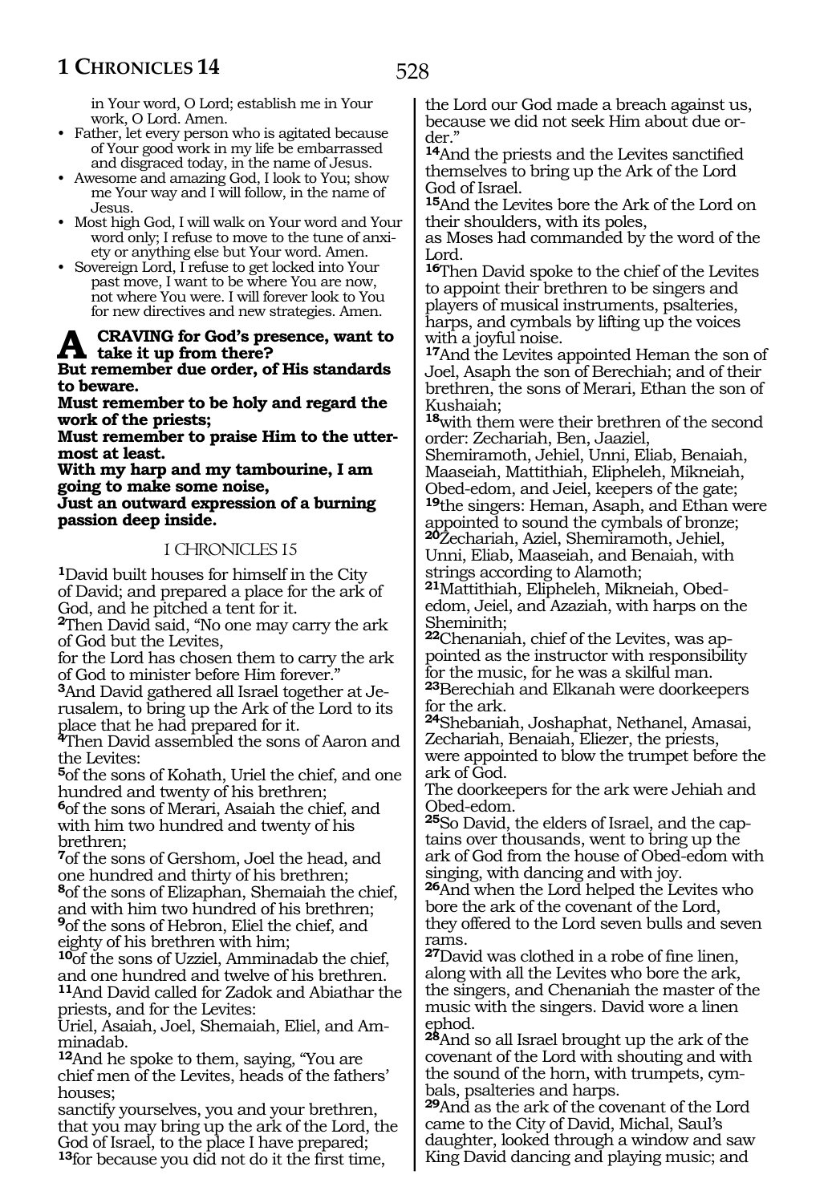in Your word, O Lord; establish me in Your work, O Lord. Amen.

- Father, let every person who is agitated because of Your good work in my life be embarrassed and disgraced today, in the name of Jesus.
- Awesome and amazing God, I look to You; show me Your way and I will follow, in the name of Jesus.
- Most high God, I will walk on Your word and Your word only; I refuse to move to the tune of anxiety or anything else but Your word. Amen.
- Sovereign Lord, I refuse to get locked into Your past move, I want to be where You are now, not where You were. I will forever look to You for new directives and new strategies. Amen.

**A CRAVING for God's presence, want to take it up from there?**
**But remember due order, of His standards to beware.**
**Must remember to be holy and regard the work of the priests;**
**Must remember to praise Him to the uttermost at least.**
**With my harp and my tambourine, I am going to make some noise,**
**Just an outward expression of a burning passion deep inside.**

## I CHRONICLES 15

**1**David built houses for himself in the City of David; and prepared a place for the ark of God, and he pitched a tent for it.
**2**Then David said, "No one may carry the ark of God but the Levites,
for the Lord has chosen them to carry the ark of God to minister before Him forever."
**3**And David gathered all Israel together at Jerusalem, to bring up the Ark of the Lord to its place that he had prepared for it.
**4**Then David assembled the sons of Aaron and the Levites:
**5**of the sons of Kohath, Uriel the chief, and one hundred and twenty of his brethren;
**6**of the sons of Merari, Asaiah the chief, and with him two hundred and twenty of his brethren;
**7**of the sons of Gershom, Joel the head, and one hundred and thirty of his brethren;
**8**of the sons of Elizaphan, Shemaiah the chief, and with him two hundred of his brethren;
**9**of the sons of Hebron, Eliel the chief, and eighty of his brethren with him;
**10**of the sons of Uzziel, Amminadab the chief, and one hundred and twelve of his brethren.
**11**And David called for Zadok and Abiathar the priests, and for the Levites:
Uriel, Asaiah, Joel, Shemaiah, Eliel, and Amminadab.
**12**And he spoke to them, saying, "You are chief men of the Levites, heads of the fathers' houses;
sanctify yourselves, you and your brethren, that you may bring up the ark of the Lord, the God of Israel, to the place I have prepared;
**13**for because you did not do it the first time, the Lord our God made a breach against us, because we did not seek Him about due order."
**14**And the priests and the Levites sanctified themselves to bring up the Ark of the Lord God of Israel.
**15**And the Levites bore the Ark of the Lord on their shoulders, with its poles,
as Moses had commanded by the word of the Lord.
**16**Then David spoke to the chief of the Levites to appoint their brethren to be singers and players of musical instruments, psalteries, harps, and cymbals by lifting up the voices with a joyful noise.
**17**And the Levites appointed Heman the son of Joel, Asaph the son of Berechiah; and of their brethren, the sons of Merari, Ethan the son of Kushaiah;
**18**with them were their brethren of the second order: Zechariah, Ben, Jaaziel, Shemiramoth, Jehiel, Unni, Eliab, Benaiah, Maaseiah, Mattithiah, Elipheleh, Mikneiah, Obed-edom, and Jeiel, keepers of the gate;
**19**the singers: Heman, Asaph, and Ethan were appointed to sound the cymbals of bronze;
**20**Zechariah, Aziel, Shemiramoth, Jehiel, Unni, Eliab, Maaseiah, and Benaiah, with strings according to Alamoth;
**21**Mattithiah, Elipheleh, Mikneiah, Obed-edom, Jeiel, and Azaziah, with harps on the Sheminith;
**22**Chenaniah, chief of the Levites, was appointed as the instructor with responsibility for the music, for he was a skilful man.
**23**Berechiah and Elkanah were doorkeepers for the ark.
**24**Shebaniah, Joshaphat, Nethanel, Amasai, Zechariah, Benaiah, Eliezer, the priests,
were appointed to blow the trumpet before the ark of God.
The doorkeepers for the ark were Jehiah and Obed-edom.
**25**So David, the elders of Israel, and the captains over thousands, went to bring up the ark of God from the house of Obed-edom with singing, with dancing and with joy.
**26**And when the Lord helped the Levites who bore the ark of the covenant of the Lord,
they offered to the Lord seven bulls and seven rams.
**27**David was clothed in a robe of fine linen, along with all the Levites who bore the ark, the singers, and Chenaniah the master of the music with the singers. David wore a linen ephod.
**28**And so all Israel brought up the ark of the covenant of the Lord with shouting and with the sound of the horn, with trumpets, cymbals, psalteries and harps.
**29**And as the ark of the covenant of the Lord came to the City of David, Michal, Saul's daughter, looked through a window and saw King David dancing and playing music; and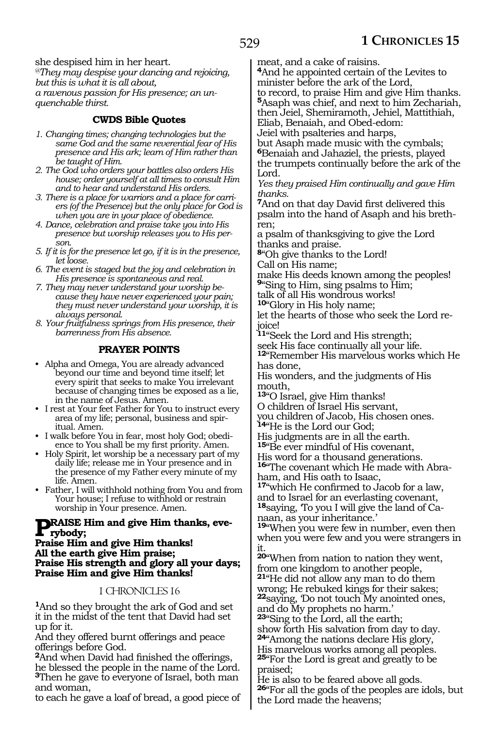she despised him in her heart.
@*They may despise your dancing and rejoicing, but this is what it is all about, a ravenous passion for His presence; an unquenchable thirst.*

### CWDS Bible Quotes

1. *Changing times; changing technologies but the same God and the same reverential fear of His presence and His ark; learn of Him rather than be taught of Him.*
2. *The God who orders your battles also orders His house; order yourself at all times to consult Him and to hear and understand His orders.*
3. *There is a place for warriors and a place for carriers (of the Presence) but the only place for God is when you are in your place of obedience.*
4. *Dance, celebration and praise take you into His presence but worship releases you to His person.*
5. *If it is for the presence let go, if it is in the presence, let loose.*
6. *The event is staged but the joy and celebration in His presence is spontaneous and real.*
7. *They may never understand your worship because they have never experienced your pain; they must never understand your worship, it is always personal.*
8. *Your fruitfulness springs from His presence, their barrenness from His absence.*

### PRAYER POINTS

- Alpha and Omega, You are already advanced beyond our time and beyond time itself; let every spirit that seeks to make You irrelevant because of changing times be exposed as a lie, in the name of Jesus. Amen.
- I rest at Your feet Father for You to instruct every area of my life; personal, business and spiritual. Amen.
- I walk before You in fear, most holy God; obedience to You shall be my first priority. Amen.
- Holy Spirit, let worship be a necessary part of my daily life; release me in Your presence and in the presence of my Father every minute of my life. Amen.
- Father, I will withhold nothing from You and from Your house; I refuse to withhold or restrain worship in Your presence. Amen.

**PRAISE Him and give Him thanks, everybody;**
**Praise Him and give Him thanks!**
**All the earth give Him praise;**
**Praise His strength and glory all your days;**
**Praise Him and give Him thanks!**

## I CHRONICLES 16

**1**And so they brought the ark of God and set it in the midst of the tent that David had set up for it.
And they offered burnt offerings and peace offerings before God.
**2**And when David had finished the offerings, he blessed the people in the name of the Lord.
**3**Then he gave to everyone of Israel, both man and woman,
to each he gave a loaf of bread, a good piece of meat, and a cake of raisins.
**4**And he appointed certain of the Levites to minister before the ark of the Lord,
to record, to praise Him and give Him thanks.
**5**Asaph was chief, and next to him Zechariah, then Jeiel, Shemiramoth, Jehiel, Mattithiah, Eliab, Benaiah, and Obed-edom:
Jeiel with psalteries and harps,
but Asaph made music with the cymbals;
**6**Benaiah and Jahaziel, the priests, played the trumpets continually before the ark of the Lord.
*Yes they praised Him continually and gave Him thanks.*
**7**And on that day David first delivered this psalm into the hand of Asaph and his brethren;
a psalm of thanksgiving to give the Lord thanks and praise.
**8**"Oh give thanks to the Lord!
Call on His name;
make His deeds known among the peoples!
**9**"Sing to Him, sing psalms to Him;
talk of all His wondrous works!
**10**"Glory in His holy name;
let the hearts of those who seek the Lord rejoice!
**11**"Seek the Lord and His strength;
seek His face continually all your life.
**12**"Remember His marvelous works which He has done,
His wonders, and the judgments of His mouth,
**13**"O Israel, give Him thanks!
O children of Israel His servant,
you children of Jacob, His chosen ones.
**14**"He is the Lord our God;
His judgments are in all the earth.
**15**"Be ever mindful of His covenant,
His word for a thousand generations.
**16**"The covenant which He made with Abraham, and His oath to Isaac,
**17**"which He confirmed to Jacob for a law,
and to Israel for an everlasting covenant,
**18**saying, 'To you I will give the land of Canaan, as your inheritance.'
**19**"When you were few in number, even then when you were few and you were strangers in it.
**20**"When from nation to nation they went,
from one kingdom to another people,
**21**"He did not allow any man to do them wrong; He rebuked kings for their sakes;
**22**saying, 'Do not touch My anointed ones,
and do My prophets no harm.'
**23**"Sing to the Lord, all the earth;
show forth His salvation from day to day.
**24**"Among the nations declare His glory,
His marvelous works among all peoples.
**25**"For the Lord is great and greatly to be praised;
He is also to be feared above all gods.
**26**"For all the gods of the peoples are idols, but the Lord made the heavens;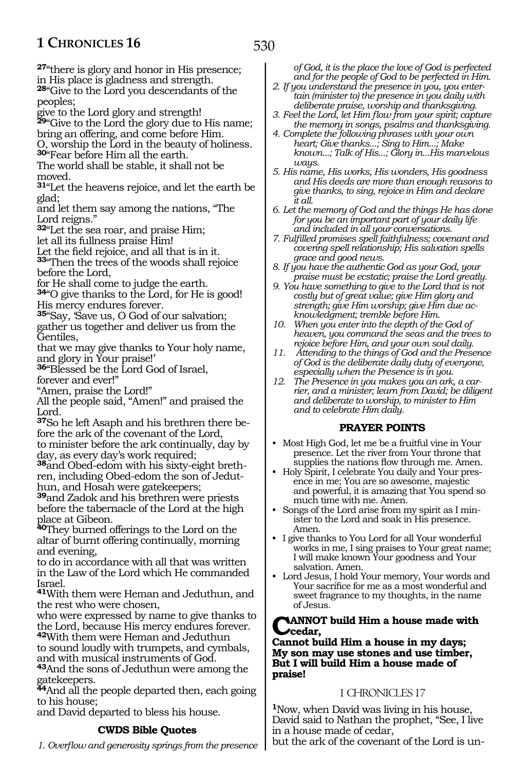**27**"there is glory and honor in His presence;
in His place is gladness and strength.
**28**"Give to the Lord you descendants of the peoples;
give to the Lord glory and strength!
**29**"Give to the Lord the glory due to His name;
bring an offering, and come before Him.
O, worship the Lord in the beauty of holiness.
**30**"Fear before Him all the earth.
The world shall be stable, it shall not be moved.
**31**"Let the heavens rejoice, and let the earth be glad;
and let them say among the nations, "The Lord reigns."
**32**"Let the sea roar, and praise Him;
let all its fullness praise Him!
Let the field rejoice, and all that is in it.
**33**"Then the trees of the woods shall rejoice before the Lord,
for He shall come to judge the earth.
**34**"O give thanks to the Lord, for He is good!
His mercy endures forever.
**35**"Say, 'Save us, O God of our salvation;
gather us together and deliver us from the Gentiles,
that we may give thanks to Your holy name,
and glory in Your praise!'
**36**"Blessed be the Lord God of Israel,
forever and ever!"
"Amen, praise the Lord!"
All the people said, "Amen!" and praised the Lord.
**37**So he left Asaph and his brethren there before the ark of the covenant of the Lord,
to minister before the ark continually, day by day, as every day's work required;
**38**and Obed-edom with his sixty-eight brethren, including Obed-edom the son of Jeduthun, and Hosah were gatekeepers;
**39**and Zadok and his brethren were priests before the tabernacle of the Lord at the high place at Gibeon.
**40**They burned offerings to the Lord on the altar of burnt offering continually, morning and evening,
to do in accordance with all that was written in the Law of the Lord which He commanded Israel.
**41**With them were Heman and Jeduthun, and the rest who were chosen,
who were expressed by name to give thanks to the Lord, because His mercy endures forever.
**42**With them were Heman and Jeduthun
to sound loudly with trumpets, and cymbals, and with musical instruments of God.
**43**And the sons of Jeduthun were among the gatekeepers.
**44**And all the people departed then, each going to his house;
and David departed to bless his house.

### CWDS Bible Quotes

1. *Overflow and generosity springs from the presence of God, it is the place the love of God is perfected and for the people of God to be perfected in Him.*
2. *If you understand the presence in you, you entertain (minister to) the presence in you daily with deliberate praise, worship and thanksgiving.*
3. *Feel the Lord, let Him flow from your spirit; capture the memory in songs, psalms and thanksgiving.*
4. *Complete the following phrases with your own heart; Give thanks...; Sing to Him...; Make known...; Talk of His...; Glory in...His marvelous ways.*
5. *His name, His works, His wonders, His goodness and His deeds are more than enough reasons to give thanks, to sing, rejoice in Him and declare it all.*
6. *Let the memory of God and the things He has done for you be an important part of your daily life and included in all your conversations.*
7. *Fulfilled promises spell faithfulness; covenant and covering spell relationship; His salvation spells grace and good news.*
8. *If you have the authentic God as your God, your praise must be ecstatic; praise the Lord greatly.*
9. *You have something to give to the Lord that is not costly but of great value; give Him glory and strength; give Him worship; give Him due acknowledgment; tremble before Him.*
10. *When you enter into the depth of the God of heaven, you command the seas and the trees to rejoice before Him, and your own soul daily.*
11. *Attending to the things of God and the Presence of God is the deliberate daily duty of everyone, especially when the Presence is in you.*
12. *The Presence in you makes you an ark, a carrier, and a minister; learn from David; be diligent and deliberate to worship, to minister to Him and to celebrate Him daily.*

### PRAYER POINTS

- Most High God, let me be a fruitful vine in Your presence. Let the river from Your throne that supplies the nations flow through me. Amen.
- Holy Spirit, I celebrate You daily and Your presence in me; You are so awesome, majestic and powerful, it is amazing that You spend so much time with me. Amen.
- Songs of the Lord arise from my spirit as I minister to the Lord and soak in His presence. Amen.
- I give thanks to You Lord for all Your wonderful works in me, I sing praises to Your great name; I will make known Your goodness and Your salvation. Amen.
- Lord Jesus, I hold Your memory, Your words and Your sacrifice for me as a most wonderful and sweet fragrance to my thoughts, in the name of Jesus.

**CANNOT build Him a house made with cedar,
Cannot build Him a house in my days;
My son may use stones and use timber,
But I will build Him a house made of praise!**

## I CHRONICLES 17

**1**Now, when David was living in his house, David said to Nathan the prophet, "See, I live in a house made of cedar,
but the ark of the covenant of the Lord is un-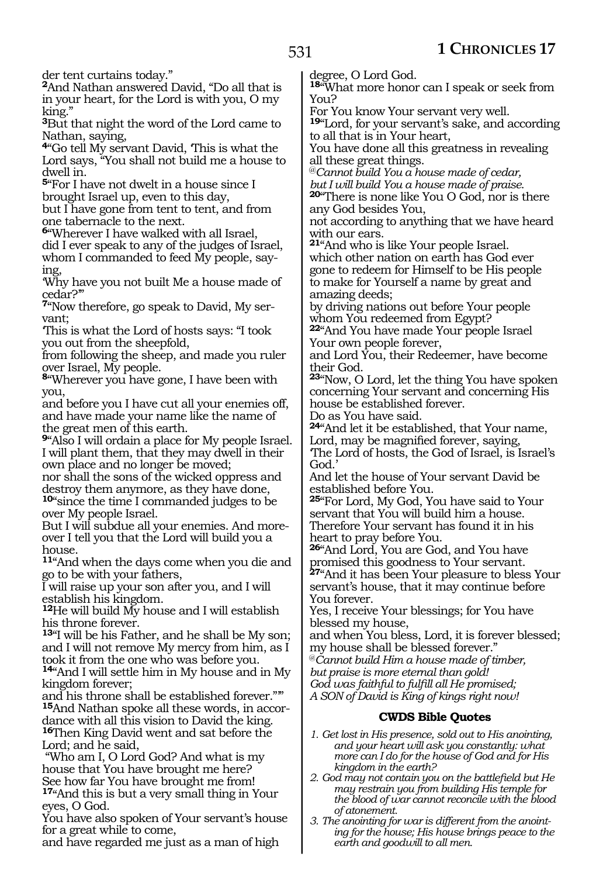der tent curtains today."

**2**And Nathan answered David, "Do all that is in your heart, for the Lord is with you, O my king."

**3**But that night the word of the Lord came to Nathan, saying,

**4**"Go tell My servant David, 'This is what the Lord says, "You shall not build me a house to dwell in.

**5**"For I have not dwelt in a house since I brought Israel up, even to this day,
but I have gone from tent to tent, and from one tabernacle to the next.

**6**"Wherever I have walked with all Israel,
did I ever speak to any of the judges of Israel, whom I commanded to feed My people, saying,
'Why have you not built Me a house made of cedar?'"

**7**"Now therefore, go speak to David, My servant;
'This is what the Lord of hosts says: "I took you out from the sheepfold,
from following the sheep, and made you ruler over Israel, My people.

**8**"Wherever you have gone, I have been with you,
and before you I have cut all your enemies off, and have made your name like the name of the great men of this earth.

**9**"Also I will ordain a place for My people Israel.
I will plant them, that they may dwell in their own place and no longer be moved;
nor shall the sons of the wicked oppress and destroy them anymore, as they have done,

**10**"since the time I commanded judges to be over My people Israel.
But I will subdue all your enemies. And moreover I tell you that the Lord will build you a house.

**11**"And when the days come when you die and go to be with your fathers,
I will raise up your son after you, and I will establish his kingdom.

**12**He will build My house and I will establish his throne forever.

**13**"I will be his Father, and he shall be My son;
and I will not remove My mercy from him, as I took it from the one who was before you.

**14**"And I will settle him in My house and in My kingdom forever;
and his throne shall be established forever."'"

**15**And Nathan spoke all these words, in accordance with all this vision to David the king.

**16**Then King David went and sat before the Lord; and he said,
"Who am I, O Lord God? And what is my house that You have brought me here?
See how far You have brought me from!

**17**"And this is but a very small thing in Your eyes, O God.
You have also spoken of Your servant's house for a great while to come,
and have regarded me just as a man of high degree, O Lord God.

**18**"What more honor can I speak or seek from You?
For You know Your servant very well.

**19**"Lord, for your servant's sake, and according to all that is in Your heart,
You have done all this greatness in revealing all these great things.

@*Cannot build You a house made of cedar,*
*but I will build You a house made of praise.*

**20**"There is none like You O God, nor is there any God besides You,
not according to anything that we have heard with our ears.

**21**"And who is like Your people Israel.
which other nation on earth has God ever gone to redeem for Himself to be His people
to make for Yourself a name by great and amazing deeds;
by driving nations out before Your people whom You redeemed from Egypt?

**22**"And You have made Your people Israel Your own people forever,
and Lord You, their Redeemer, have become their God.

**23**"Now, O Lord, let the thing You have spoken concerning Your servant and concerning His house be established forever.
Do as You have said.

**24**"And let it be established, that Your name, Lord, may be magnified forever, saying,
'The Lord of hosts, the God of Israel, is Israel's God.'
And let the house of Your servant David be established before You.

**25**"For Lord, My God, You have said to Your servant that You will build him a house.
Therefore Your servant has found it in his heart to pray before You.

**26**"And Lord, You are God, and You have promised this goodness to Your servant.

**27**"And it has been Your pleasure to bless Your servant's house, that it may continue before You forever.
Yes, I receive Your blessings; for You have blessed my house,
and when You bless, Lord, it is forever blessed;
my house shall be blessed forever."

@*Cannot build Him a house made of timber,*
*but praise is more eternal than gold!*
*God was faithful to fulfill all He promised;*
*A SON of David is King of kings right now!*

### CWDS Bible Quotes

1. *Get lost in His presence, sold out to His anointing, and your heart will ask you constantly: what more can I do for the house of God and for His kingdom in the earth?*
2. *God may not contain you on the battlefield but He may restrain you from building His temple for the blood of war cannot reconcile with the blood of atonement.*
3. *The anointing for war is different from the anointing for the house; His house brings peace to the earth and goodwill to all men.*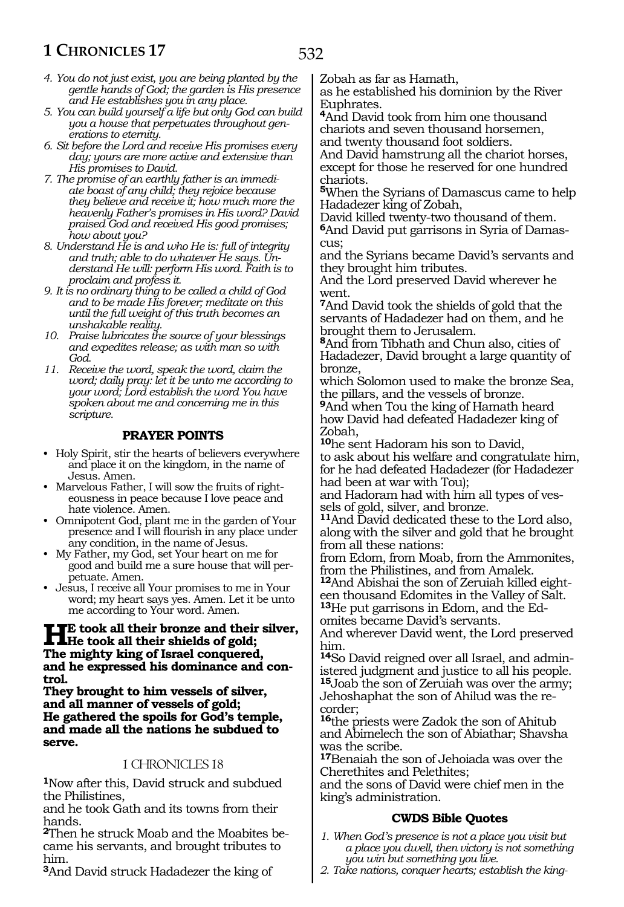4. *You do not just exist, you are being planted by the gentle hands of God; the garden is His presence and He establishes you in any place.*
5. *You can build yourself a life but only God can build you a house that perpetuates throughout generations to eternity.*
6. *Sit before the Lord and receive His promises every day; yours are more active and extensive than His promises to David.*
7. *The promise of an earthly father is an immediate boast of any child; they rejoice because they believe and receive it; how much more the heavenly Father's promises in His word? David praised God and received His good promises; how about you?*
8. *Understand He is and who He is: full of integrity and truth; able to do whatever He says. Understand He will: perform His word. Faith is to proclaim and profess it.*
9. *It is no ordinary thing to be called a child of God and to be made His forever; meditate on this until the full weight of this truth becomes an unshakable reality.*
10. *Praise lubricates the source of your blessings and expedites release; as with man so with God.*
11. *Receive the word, speak the word, claim the word; daily pray: let it be unto me according to your word; Lord establish the word You have spoken about me and concerning me in this scripture.*

### PRAYER POINTS

- Holy Spirit, stir the hearts of believers everywhere and place it on the kingdom, in the name of Jesus. Amen.
- Marvelous Father, I will sow the fruits of righteousness in peace because I love peace and hate violence. Amen.
- Omnipotent God, plant me in the garden of Your presence and I will flourish in any place under any condition, in the name of Jesus.
- My Father, my God, set Your heart on me for good and build me a sure house that will perpetuate. Amen.
- Jesus, I receive all Your promises to me in Your word; my heart says yes. Amen. Let it be unto me according to Your word. Amen.

**He took all their bronze and their silver,**
**He took all their shields of gold;**
**The mighty king of Israel conquered,**
**and he expressed his dominance and control.**
**They brought to him vessels of silver,**
**and all manner of vessels of gold;**
**He gathered the spoils for God's temple,**
**and made all the nations he subdued to serve.**

## I CHRONICLES 18

**1**Now after this, David struck and subdued the Philistines,
and he took Gath and its towns from their hands.
**2**Then he struck Moab and the Moabites became his servants, and brought tributes to him.
**3**And David struck Hadadezer the king of Zobah as far as Hamath,
as he established his dominion by the River Euphrates.
**4**And David took from him one thousand chariots and seven thousand horsemen,
and twenty thousand foot soldiers.
And David hamstrung all the chariot horses, except for those he reserved for one hundred chariots.
**5**When the Syrians of Damascus came to help Hadadezer king of Zobah,
David killed twenty-two thousand of them.
**6**And David put garrisons in Syria of Damascus;
and the Syrians became David's servants and they brought him tributes.
And the Lord preserved David wherever he went.
**7**And David took the shields of gold that the servants of Hadadezer had on them, and he brought them to Jerusalem.
**8**And from Tibhath and Chun also, cities of Hadadezer, David brought a large quantity of bronze,
which Solomon used to make the bronze Sea, the pillars, and the vessels of bronze.
**9**And when Tou the king of Hamath heard how David had defeated Hadadezer king of Zobah,
**10**he sent Hadoram his son to David,
to ask about his welfare and congratulate him, for he had defeated Hadadezer (for Hadadezer had been at war with Tou);
and Hadoram had with him all types of vessels of gold, silver, and bronze.
**11**And David dedicated these to the Lord also, along with the silver and gold that he brought from all these nations:
from Edom, from Moab, from the Ammonites, from the Philistines, and from Amalek.
**12**And Abishai the son of Zeruiah killed eighteen thousand Edomites in the Valley of Salt.
**13**He put garrisons in Edom, and the Edomites became David's servants.
And wherever David went, the Lord preserved him.
**14**So David reigned over all Israel, and administered judgment and justice to all his people.
**15**Joab the son of Zeruiah was over the army;
Jehoshaphat the son of Ahilud was the recorder;
**16**the priests were Zadok the son of Ahitub and Abimelech the son of Abiathar; Shavsha was the scribe.
**17**Benaiah the son of Jehoiada was over the Cherethites and Pelethites;
and the sons of David were chief men in the king's administration.

### CWDS Bible Quotes

1. *When God's presence is not a place you visit but a place you dwell, then victory is not something you win but something you live.*
2. *Take nations, conquer hearts; establish the king-*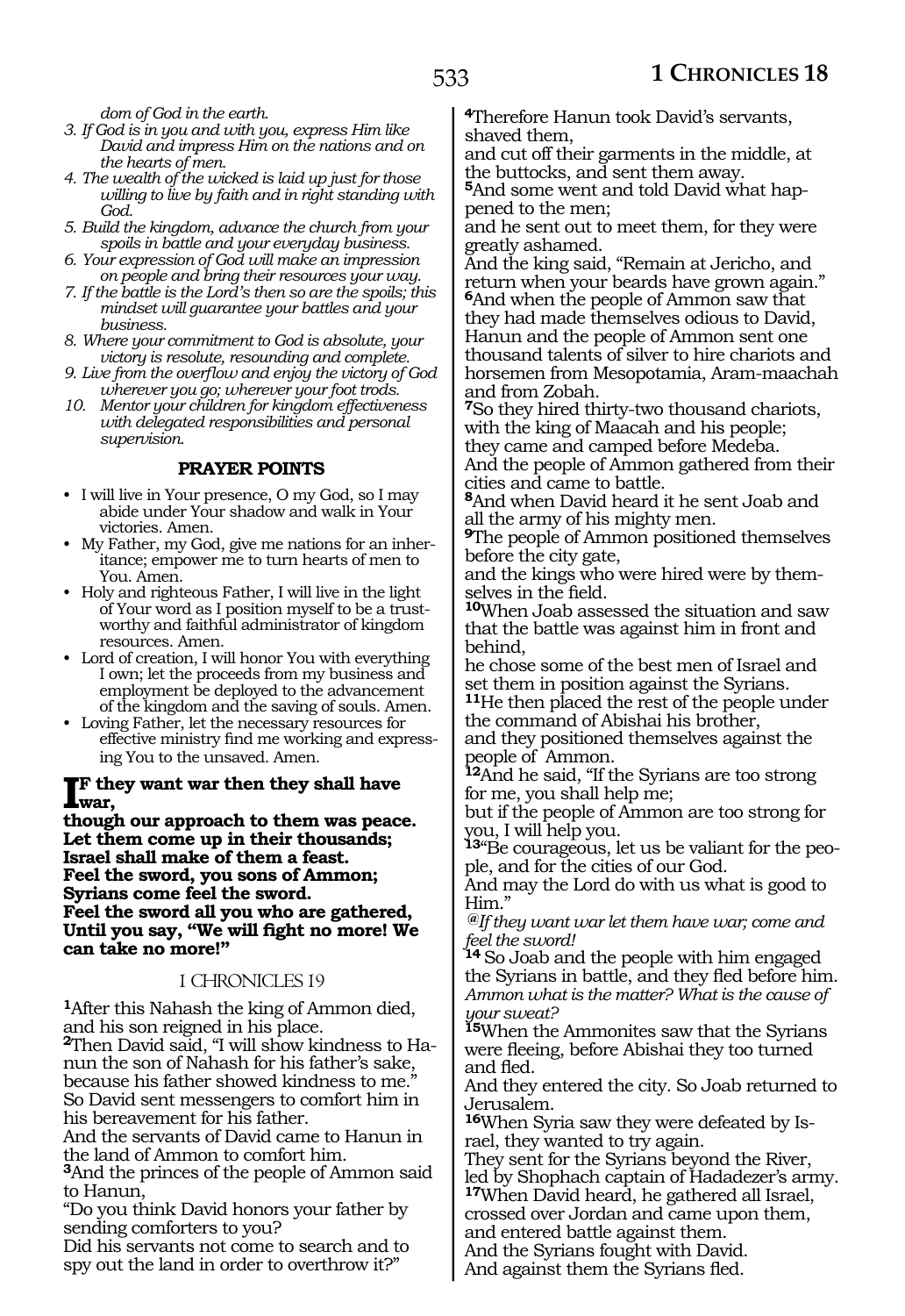*dom of God in the earth.*

3. *If God is in you and with you, express Him like David and impress Him on the nations and on the hearts of men.*
4. *The wealth of the wicked is laid up just for those willing to live by faith and in right standing with God.*
5. *Build the kingdom, advance the church from your spoils in battle and your everyday business.*
6. *Your expression of God will make an impression on people and bring their resources your way.*
7. *If the battle is the Lord's then so are the spoils; this mindset will guarantee your battles and your business.*
8. *Where your commitment to God is absolute, your victory is resolute, resounding and complete.*
9. *Live from the overflow and enjoy the victory of God wherever you go; wherever your foot trods.*
10. *Mentor your children for kingdom effectiveness with delegated responsibilities and personal supervision.*

### PRAYER POINTS

- I will live in Your presence, O my God, so I may abide under Your shadow and walk in Your victories. Amen.
- My Father, my God, give me nations for an inheritance; empower me to turn hearts of men to You. Amen.
- Holy and righteous Father, I will live in the light of Your word as I position myself to be a trustworthy and faithful administrator of kingdom resources. Amen.
- Lord of creation, I will honor You with everything I own; let the proceeds from my business and employment be deployed to the advancement of the kingdom and the saving of souls. Amen.
- Loving Father, let the necessary resources for effective ministry find me working and expressing You to the unsaved. Amen.

**IF they want war then they shall have war,**
**though our approach to them was peace.**
**Let them come up in their thousands;**
**Israel shall make of them a feast.**
**Feel the sword, you sons of Ammon;**
**Syrians come feel the sword.**
**Feel the sword all you who are gathered,**
**Until you say, "We will fight no more! We can take no more!"**

## I CHRONICLES 19

**1**After this Nahash the king of Ammon died, and his son reigned in his place.
**2**Then David said, "I will show kindness to Hanun the son of Nahash for his father's sake, because his father showed kindness to me."
So David sent messengers to comfort him in his bereavement for his father.
And the servants of David came to Hanun in the land of Ammon to comfort him.
**3**And the princes of the people of Ammon said to Hanun,
"Do you think David honors your father by sending comforters to you?
Did his servants not come to search and to spy out the land in order to overthrow it?"
**4**Therefore Hanun took David's servants, shaved them,
and cut off their garments in the middle, at the buttocks, and sent them away.
**5**And some went and told David what happened to the men;
and he sent out to meet them, for they were greatly ashamed.
And the king said, "Remain at Jericho, and return when your beards have grown again."
**6**And when the people of Ammon saw that they had made themselves odious to David, Hanun and the people of Ammon sent one thousand talents of silver to hire chariots and horsemen from Mesopotamia, Aram-maachah and from Zobah.
**7**So they hired thirty-two thousand chariots, with the king of Maacah and his people;
they came and camped before Medeba.
And the people of Ammon gathered from their cities and came to battle.
**8**And when David heard it he sent Joab and all the army of his mighty men.
**9**The people of Ammon positioned themselves before the city gate,
and the kings who were hired were by themselves in the field.
**10**When Joab assessed the situation and saw that the battle was against him in front and behind,
he chose some of the best men of Israel and set them in position against the Syrians.
**11**He then placed the rest of the people under the command of Abishai his brother,
and they positioned themselves against the people of Ammon.
**12**And he said, "If the Syrians are too strong for me, you shall help me;
but if the people of Ammon are too strong for you, I will help you.
**13**"Be courageous, let us be valiant for the people, and for the cities of our God.
And may the Lord do with us what is good to Him."
*@If they want war let them have war; come and feel the sword!*
**14** So Joab and the people with him engaged the Syrians in battle, and they fled before him.
*Ammon what is the matter? What is the cause of your sweat?*
**15**When the Ammonites saw that the Syrians were fleeing, before Abishai they too turned and fled.
And they entered the city. So Joab returned to Jerusalem.
**16**When Syria saw they were defeated by Israel, they wanted to try again.
They sent for the Syrians beyond the River, led by Shophach captain of Hadadezer's army.
**17**When David heard, he gathered all Israel, crossed over Jordan and came upon them, and entered battle against them.
And the Syrians fought with David.
And against them the Syrians fled.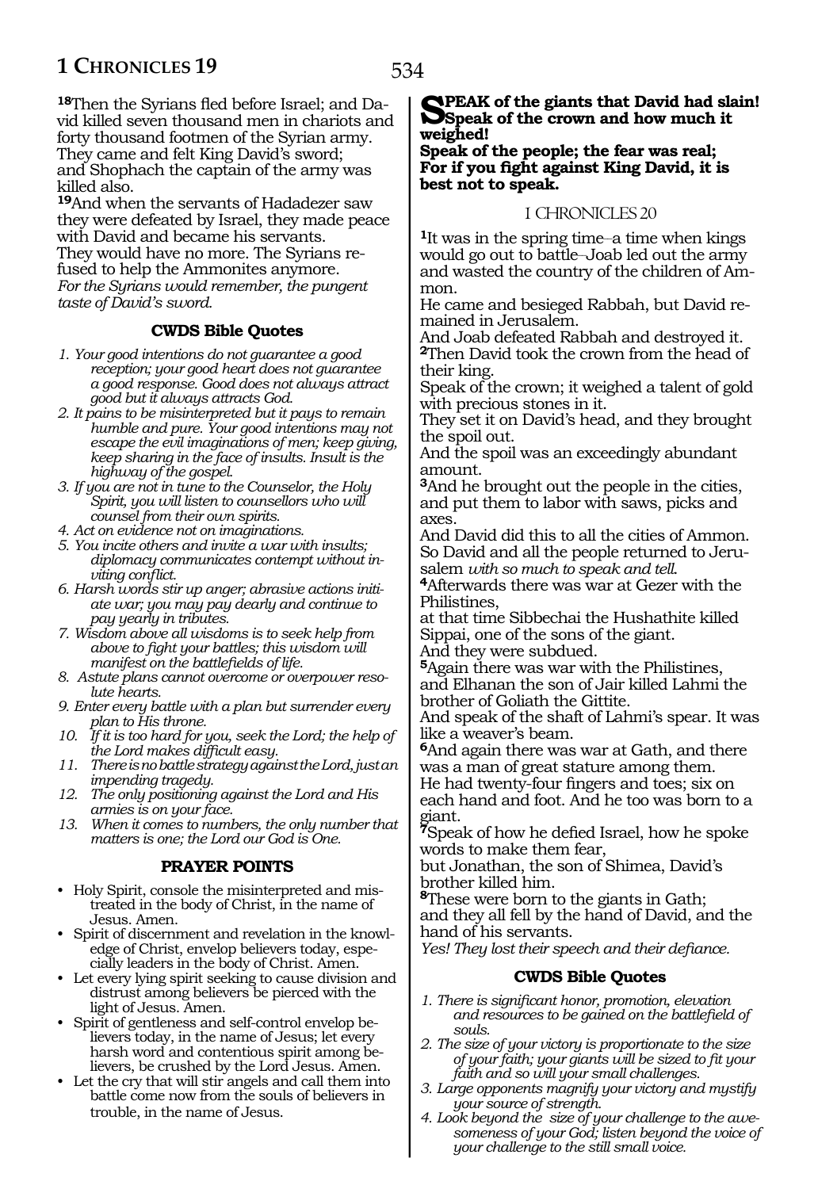[18]Then the Syrians fled before Israel; and David killed seven thousand men in chariots and forty thousand footmen of the Syrian army. They came and felt King David's sword; and Shophach the captain of the army was killed also.

[19]And when the servants of Hadadezer saw they were defeated by Israel, they made peace with David and became his servants.
They would have no more. The Syrians refused to help the Ammonites anymore.
*For the Syrians would remember, the pungent taste of David's sword.*

### CWDS Bible Quotes

1. *Your good intentions do not guarantee a good reception; your good heart does not guarantee a good response. Good does not always attract good but it always attracts God.*
2. *It pains to be misinterpreted but it pays to remain humble and pure. Your good intentions may not escape the evil imaginations of men; keep giving, keep sharing in the face of insults. Insult is the highway of the gospel.*
3. *If you are not in tune to the Counselor, the Holy Spirit, you will listen to counsellors who will counsel from their own spirits.*
4. *Act on evidence not on imaginations.*
5. *You incite others and invite a war with insults; diplomacy communicates contempt without inviting conflict.*
6. *Harsh words stir up anger; abrasive actions initiate war; you may pay dearly and continue to pay yearly in tributes.*
7. *Wisdom above all wisdoms is to seek help from above to fight your battles; this wisdom will manifest on the battlefields of life.*
8. *Astute plans cannot overcome or overpower resolute hearts.*
9. *Enter every battle with a plan but surrender every plan to His throne.*
10. *If it is too hard for you, seek the Lord; the help of the Lord makes difficult easy.*
11. *There is no battle strategy against the Lord, just an impending tragedy.*
12. *The only positioning against the Lord and His armies is on your face.*
13. *When it comes to numbers, the only number that matters is one; the Lord our God is One.*

### PRAYER POINTS

- Holy Spirit, console the misinterpreted and mistreated in the body of Christ, in the name of Jesus. Amen.
- Spirit of discernment and revelation in the knowledge of Christ, envelop believers today, especially leaders in the body of Christ. Amen.
- Let every lying spirit seeking to cause division and distrust among believers be pierced with the light of Jesus. Amen.
- Spirit of gentleness and self-control envelop believers today, in the name of Jesus; let every harsh word and contentious spirit among believers, be crushed by the Lord Jesus. Amen.
- Let the cry that will stir angels and call them into battle come now from the souls of believers in trouble, in the name of Jesus.

**Speak of the giants that David had slain! Speak of the crown and how much it weighed!**
**Speak of the people; the fear was real; For if you fight against King David, it is best not to speak.**

## I CHRONICLES 20

[1]It was in the spring time–a time when kings would go out to battle–Joab led out the army and wasted the country of the children of Ammon.
He came and besieged Rabbah, but David remained in Jerusalem.
And Joab defeated Rabbah and destroyed it.
[2]Then David took the crown from the head of their king.
Speak of the crown; it weighed a talent of gold with precious stones in it.
They set it on David's head, and they brought the spoil out.
And the spoil was an exceedingly abundant amount.
[3]And he brought out the people in the cities, and put them to labor with saws, picks and axes.
And David did this to all the cities of Ammon.
So David and all the people returned to Jerusalem *with so much to speak and tell.*
[4]Afterwards there was war at Gezer with the Philistines,
at that time Sibbechai the Hushathite killed Sippai, one of the sons of the giant.
And they were subdued.
[5]Again there was war with the Philistines, and Elhanan the son of Jair killed Lahmi the brother of Goliath the Gittite.
And speak of the shaft of Lahmi's spear. It was like a weaver's beam.
[6]And again there was war at Gath, and there was a man of great stature among them.
He had twenty-four fingers and toes; six on each hand and foot. And he too was born to a giant.
[7]Speak of how he defied Israel, how he spoke words to make them fear,
but Jonathan, the son of Shimea, David's brother killed him.
[8]These were born to the giants in Gath;
and they all fell by the hand of David, and the hand of his servants.
*Yes! They lost their speech and their defiance.*

### CWDS Bible Quotes

1. *There is significant honor, promotion, elevation and resources to be gained on the battlefield of souls.*
2. *The size of your victory is proportionate to the size of your faith; your giants will be sized to fit your faith and so will your small challenges.*
3. *Large opponents magnify your victory and mystify your source of strength.*
4. *Look beyond the size of your challenge to the awesomeness of your God; listen beyond the voice of your challenge to the still small voice.*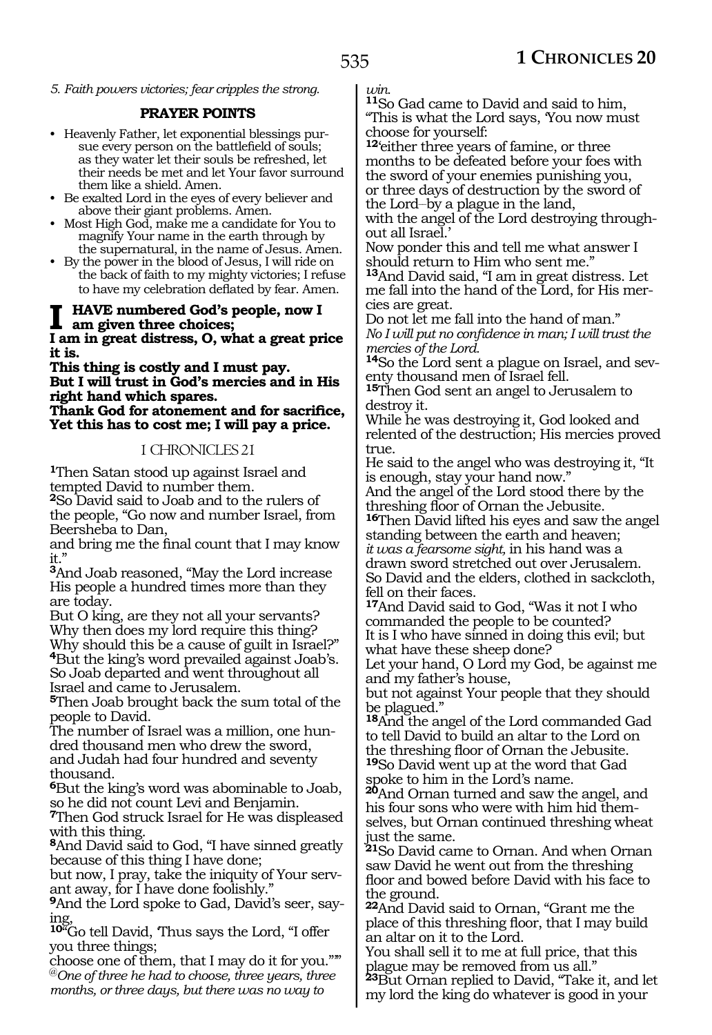*5. Faith powers victories; fear cripples the strong.*

**PRAYER POINTS**

- Heavenly Father, let exponential blessings pursue every person on the battlefield of souls; as they water let their souls be refreshed, let their needs be met and let Your favor surround them like a shield. Amen.
- Be exalted Lord in the eyes of every believer and above their giant problems. Amen.
- Most High God, make me a candidate for You to magnify Your name in the earth through by the supernatural, in the name of Jesus. Amen.
- By the power in the blood of Jesus, I will ride on the back of faith to my mighty victories; I refuse to have my celebration deflated by fear. Amen.

**I HAVE numbered God's people, now I am given three choices;**
**I am in great distress, O, what a great price it is.**
**This thing is costly and I must pay.**
**But I will trust in God's mercies and in His right hand which spares.**
**Thank God for atonement and for sacrifice,**
**Yet this has to cost me; I will pay a price.**

## I CHRONICLES 21

**1**Then Satan stood up against Israel and tempted David to number them.
**2**So David said to Joab and to the rulers of the people, "Go now and number Israel, from Beersheba to Dan,
and bring me the final count that I may know it."
**3**And Joab reasoned, "May the Lord increase His people a hundred times more than they are today.
But O king, are they not all your servants?
Why then does my lord require this thing?
Why should this be a cause of guilt in Israel?"
**4**But the king's word prevailed against Joab's.
So Joab departed and went throughout all Israel and came to Jerusalem.
**5**Then Joab brought back the sum total of the people to David.
The number of Israel was a million, one hundred thousand men who drew the sword,
and Judah had four hundred and seventy thousand.
**6**But the king's word was abominable to Joab, so he did not count Levi and Benjamin.
**7**Then God struck Israel for He was displeased with this thing.
**8**And David said to God, "I have sinned greatly because of this thing I have done;
but now, I pray, take the iniquity of Your servant away, for I have done foolishly."
**9**And the Lord spoke to Gad, David's seer, saying,
**10**"Go tell David, 'Thus says the Lord, "I offer you three things;
choose one of them, that I may do it for you."'"
@*One of three he had to choose, three years, three months, or three days, but there was no way to win.*
**11**So Gad came to David and said to him,
"This is what the Lord says, 'You now must choose for yourself:
**12**'either three years of famine, or three months to be defeated before your foes with the sword of your enemies punishing you,
or three days of destruction by the sword of the Lord–by a plague in the land,
with the angel of the Lord destroying throughout all Israel.'
Now ponder this and tell me what answer I should return to Him who sent me."
**13**And David said, "I am in great distress. Let me fall into the hand of the Lord, for His mercies are great.
Do not let me fall into the hand of man."
*No I will put no confidence in man; I will trust the mercies of the Lord.*
**14**So the Lord sent a plague on Israel, and seventy thousand men of Israel fell.
**15**Then God sent an angel to Jerusalem to destroy it.
While he was destroying it, God looked and relented of the destruction; His mercies proved true.
He said to the angel who was destroying it, "It is enough, stay your hand now."
And the angel of the Lord stood there by the threshing floor of Ornan the Jebusite.
**16**Then David lifted his eyes and saw the angel standing between the earth and heaven;
*it was a fearsome sight,* in his hand was a drawn sword stretched out over Jerusalem.
So David and the elders, clothed in sackcloth, fell on their faces.
**17**And David said to God, "Was it not I who commanded the people to be counted?
It is I who have sinned in doing this evil; but what have these sheep done?
Let your hand, O Lord my God, be against me and my father's house,
but not against Your people that they should be plagued."
**18**And the angel of the Lord commanded Gad to tell David to build an altar to the Lord on the threshing floor of Ornan the Jebusite.
**19**So David went up at the word that Gad spoke to him in the Lord's name.
**20**And Ornan turned and saw the angel, and his four sons who were with him hid themselves, but Ornan continued threshing wheat just the same.
**21**So David came to Ornan. And when Ornan saw David he went out from the threshing floor and bowed before David with his face to the ground.
**22**And David said to Ornan, "Grant me the place of this threshing floor, that I may build an altar on it to the Lord.
You shall sell it to me at full price, that this plague may be removed from us all."
**23**But Ornan replied to David, "Take it, and let my lord the king do whatever is good in your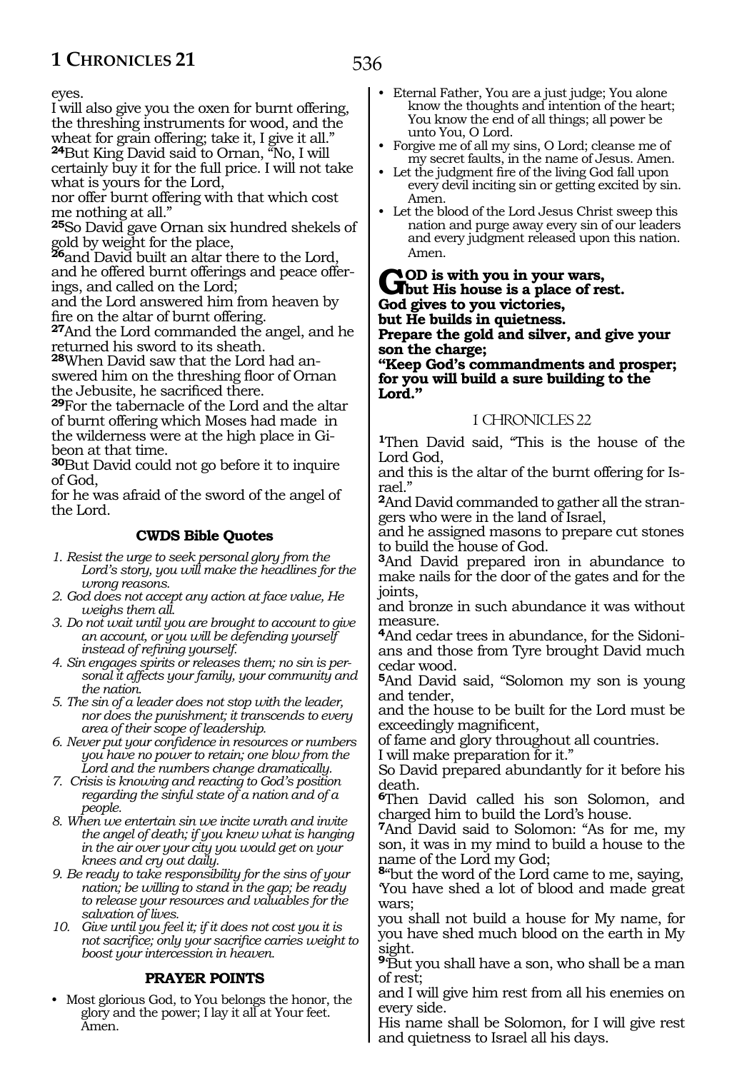eyes.
I will also give you the oxen for burnt offering, the threshing instruments for wood, and the wheat for grain offering; take it, I give it all."
**24**But King David said to Ornan, "No, I will certainly buy it for the full price. I will not take what is yours for the Lord,
nor offer burnt offering with that which cost me nothing at all."
**25**So David gave Ornan six hundred shekels of gold by weight for the place,
**26**and David built an altar there to the Lord, and he offered burnt offerings and peace offerings, and called on the Lord;
and the Lord answered him from heaven by fire on the altar of burnt offering.
**27**And the Lord commanded the angel, and he returned his sword to its sheath.
**28**When David saw that the Lord had answered him on the threshing floor of Ornan the Jebusite, he sacrificed there.
**29**For the tabernacle of the Lord and the altar of burnt offering which Moses had made in the wilderness were at the high place in Gibeon at that time.
**30**But David could not go before it to inquire of God,
for he was afraid of the sword of the angel of the Lord.

### CWDS Bible Quotes

1. *Resist the urge to seek personal glory from the Lord's story, you will make the headlines for the wrong reasons.*
2. *God does not accept any action at face value, He weighs them all.*
3. *Do not wait until you are brought to account to give an account, or you will be defending yourself instead of refining yourself.*
4. *Sin engages spirits or releases them; no sin is personal it affects your family, your community and the nation.*
5. *The sin of a leader does not stop with the leader, nor does the punishment; it transcends to every area of their scope of leadership.*
6. *Never put your confidence in resources or numbers you have no power to retain; one blow from the Lord and the numbers change dramatically.*
7. *Crisis is knowing and reacting to God's position regarding the sinful state of a nation and of a people.*
8. *When we entertain sin we incite wrath and invite the angel of death; if you knew what is hanging in the air over your city you would get on your knees and cry out daily.*
9. *Be ready to take responsibility for the sins of your nation; be willing to stand in the gap; be ready to release your resources and valuables for the salvation of lives.*
10. *Give until you feel it; if it does not cost you it is not sacrifice; only your sacrifice carries weight to boost your intercession in heaven.*

### PRAYER POINTS

- Most glorious God, to You belongs the honor, the glory and the power; I lay it all at Your feet. Amen.
- Eternal Father, You are a just judge; You alone know the thoughts and intention of the heart; You know the end of all things; all power be unto You, O Lord.
- Forgive me of all my sins, O Lord; cleanse me of my secret faults, in the name of Jesus. Amen.
- Let the judgment fire of the living God fall upon every devil inciting sin or getting excited by sin. Amen.
- Let the blood of the Lord Jesus Christ sweep this nation and purge away every sin of our leaders and every judgment released upon this nation. Amen.

**GOD is with you in your wars,
but His house is a place of rest.
God gives to you victories,
but He builds in quietness.
Prepare the gold and silver, and give your son the charge;
"Keep God's commandments and prosper; for you will build a sure building to the Lord."**

## I CHRONICLES 22

**1**Then David said, "This is the house of the Lord God,
and this is the altar of the burnt offering for Israel."
**2**And David commanded to gather all the strangers who were in the land of Israel,
and he assigned masons to prepare cut stones to build the house of God.
**3**And David prepared iron in abundance to make nails for the door of the gates and for the joints,
and bronze in such abundance it was without measure.
**4**And cedar trees in abundance, for the Sidonians and those from Tyre brought David much cedar wood.
**5**And David said, "Solomon my son is young and tender,
and the house to be built for the Lord must be exceedingly magnificent,
of fame and glory throughout all countries.
I will make preparation for it."
So David prepared abundantly for it before his death.
**6**Then David called his son Solomon, and charged him to build the Lord's house.
**7**And David said to Solomon: "As for me, my son, it was in my mind to build a house to the name of the Lord my God;
**8**"but the word of the Lord came to me, saying, 'You have shed a lot of blood and made great wars;
you shall not build a house for My name, for you have shed much blood on the earth in My sight.
**9**'But you shall have a son, who shall be a man of rest;
and I will give him rest from all his enemies on every side.
His name shall be Solomon, for I will give rest and quietness to Israel all his days.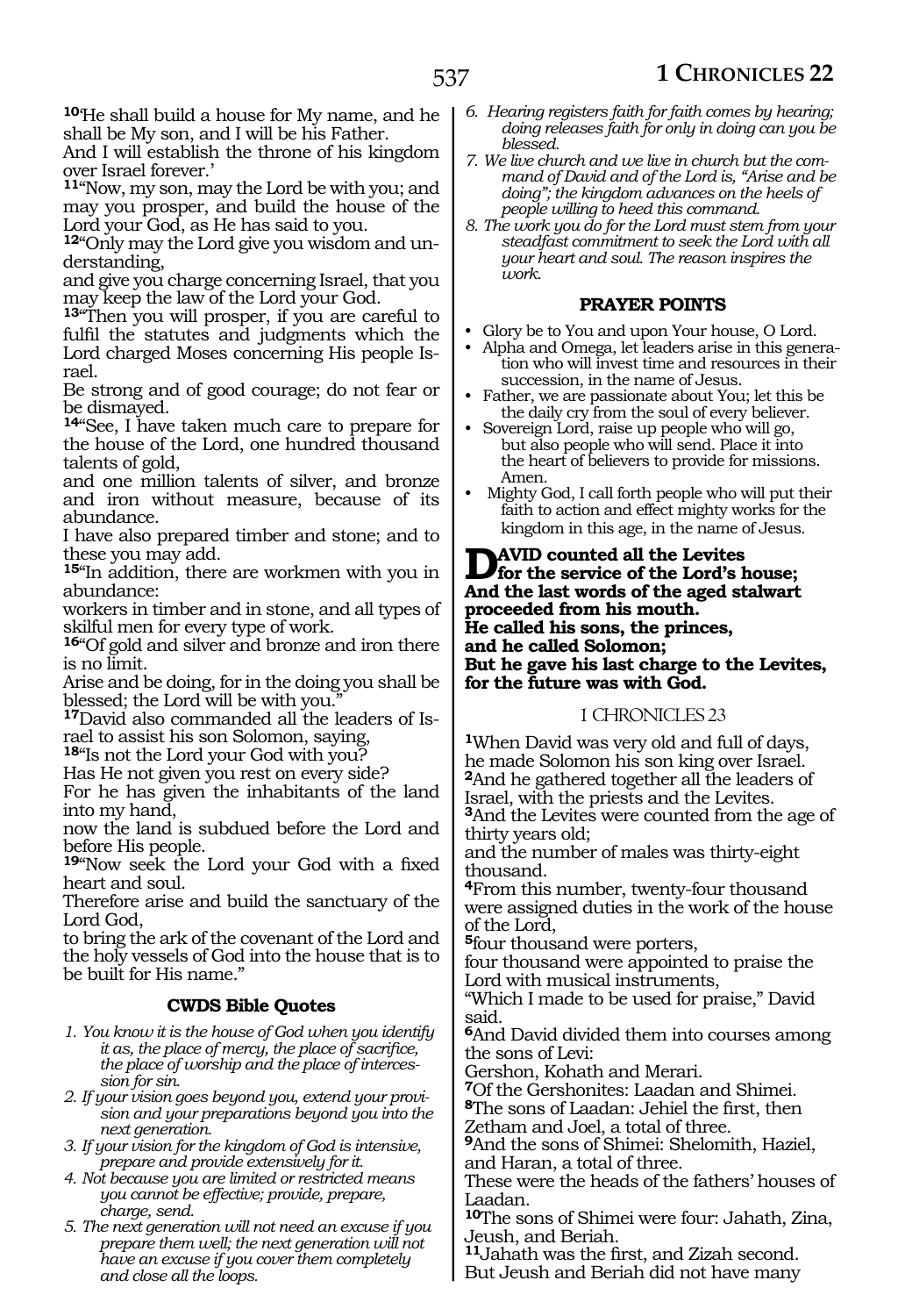**10**'He shall build a house for My name, and he shall be My son, and I will be his Father.
And I will establish the throne of his kingdom over Israel forever.'
**11**"Now, my son, may the Lord be with you; and may you prosper, and build the house of the Lord your God, as He has said to you.
**12**"Only may the Lord give you wisdom and understanding,
and give you charge concerning Israel, that you may keep the law of the Lord your God.
**13**"Then you will prosper, if you are careful to fulfil the statutes and judgments which the Lord charged Moses concerning His people Israel.
Be strong and of good courage; do not fear or be dismayed.
**14**"See, I have taken much care to prepare for the house of the Lord, one hundred thousand talents of gold,
and one million talents of silver, and bronze and iron without measure, because of its abundance.
I have also prepared timber and stone; and to these you may add.
**15**"In addition, there are workmen with you in abundance:
workers in timber and in stone, and all types of skilful men for every type of work.
**16**"Of gold and silver and bronze and iron there is no limit.
Arise and be doing, for in the doing you shall be blessed; the Lord will be with you."
**17**David also commanded all the leaders of Israel to assist his son Solomon, saying,
**18**"Is not the Lord your God with you?
Has He not given you rest on every side?
For he has given the inhabitants of the land into my hand,
now the land is subdued before the Lord and before His people.
**19**"Now seek the Lord your God with a fixed heart and soul.
Therefore arise and build the sanctuary of the Lord God,
to bring the ark of the covenant of the Lord and the holy vessels of God into the house that is to be built for His name."

### CWDS Bible Quotes

1. *You know it is the house of God when you identify it as, the place of mercy, the place of sacrifice, the place of worship and the place of intercession for sin.*
2. *If your vision goes beyond you, extend your provision and your preparations beyond you into the next generation.*
3. *If your vision for the kingdom of God is intensive, prepare and provide extensively for it.*
4. *Not because you are limited or restricted means you cannot be effective; provide, prepare, charge, send.*
5. *The next generation will not need an excuse if you prepare them well; the next generation will not have an excuse if you cover them completely and close all the loops.*
6. *Hearing registers faith for faith comes by hearing; doing releases faith for only in doing can you be blessed.*
7. *We live church and we live in church but the command of David and of the Lord is, "Arise and be doing"; the kingdom advances on the heels of people willing to heed this command.*
8. *The work you do for the Lord must stem from your steadfast commitment to seek the Lord with all your heart and soul. The reason inspires the work.*

### PRAYER POINTS

- Glory be to You and upon Your house, O Lord.
- Alpha and Omega, let leaders arise in this generation who will invest time and resources in their succession, in the name of Jesus.
- Father, we are passionate about You; let this be the daily cry from the soul of every believer.
- Sovereign Lord, raise up people who will go, but also people who will send. Place it into the heart of believers to provide for missions. Amen.
- Mighty God, I call forth people who will put their faith to action and effect mighty works for the kingdom in this age, in the name of Jesus.

**DAVID counted all the Levites for the service of the Lord's house;
And the last words of the aged stalwart proceeded from his mouth.
He called his sons, the princes, and he called Solomon;
But he gave his last charge to the Levites, for the future was with God.**

## I CHRONICLES 23

**1**When David was very old and full of days, he made Solomon his son king over Israel.
**2**And he gathered together all the leaders of Israel, with the priests and the Levites.
**3**And the Levites were counted from the age of thirty years old;
and the number of males was thirty-eight thousand.
**4**From this number, twenty-four thousand were assigned duties in the work of the house of the Lord,
**5**four thousand were porters,
four thousand were appointed to praise the Lord with musical instruments,
"Which I made to be used for praise," David said.
**6**And David divided them into courses among the sons of Levi:
Gershon, Kohath and Merari.
**7**Of the Gershonites: Laadan and Shimei.
**8**The sons of Laadan: Jehiel the first, then Zetham and Joel, a total of three.
**9**And the sons of Shimei: Shelomith, Haziel, and Haran, a total of three.
These were the heads of the fathers' houses of Laadan.
**10**The sons of Shimei were four: Jahath, Zina, Jeush, and Beriah.
**11**Jahath was the first, and Zizah second.
But Jeush and Beriah did not have many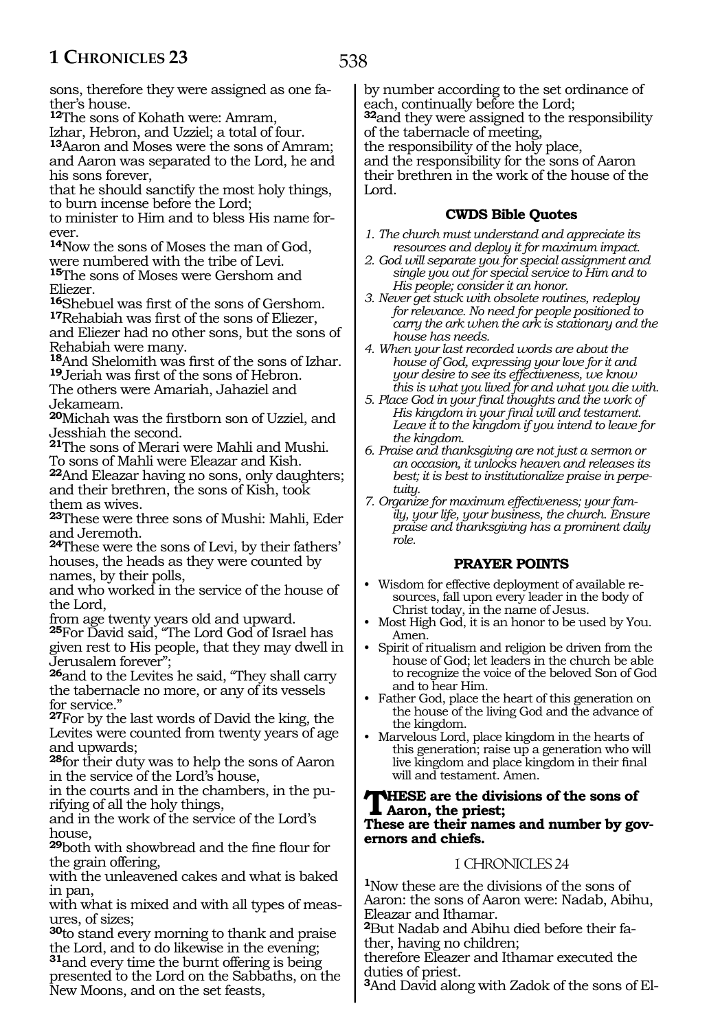sons, therefore they were assigned as one father's house.

[12]The sons of Kohath were: Amram, Izhar, Hebron, and Uzziel; a total of four.

[13]Aaron and Moses were the sons of Amram; and Aaron was separated to the Lord, he and his sons forever,
that he should sanctify the most holy things, to burn incense before the Lord;
to minister to Him and to bless His name forever.

[14]Now the sons of Moses the man of God, were numbered with the tribe of Levi.

[15]The sons of Moses were Gershom and Eliezer.

[16]Shebuel was first of the sons of Gershom.

[17]Rehabiah was first of the sons of Eliezer, and Eliezer had no other sons, but the sons of Rehabiah were many.

[18]And Shelomith was first of the sons of Izhar.

[19]Jeriah was first of the sons of Hebron.
The others were Amariah, Jahaziel and Jekameam.

[20]Michah was the firstborn son of Uzziel, and Jesshiah the second.

[21]The sons of Merari were Mahli and Mushi.
To sons of Mahli were Eleazar and Kish.

[22]And Eleazar having no sons, only daughters; and their brethren, the sons of Kish, took them as wives.

[23]These were three sons of Mushi: Mahli, Eder and Jeremoth.

[24]These were the sons of Levi, by their fathers' houses, the heads as they were counted by names, by their polls,
and who worked in the service of the house of the Lord,
from age twenty years old and upward.

[25]For David said, "The Lord God of Israel has given rest to His people, that they may dwell in Jerusalem forever";

[26]and to the Levites he said, "They shall carry the tabernacle no more, or any of its vessels for service."

[27]For by the last words of David the king, the Levites were counted from twenty years of age and upwards;

[28]for their duty was to help the sons of Aaron in the service of the Lord's house,
in the courts and in the chambers, in the purifying of all the holy things,
and in the work of the service of the Lord's house,

[29]both with showbread and the fine flour for the grain offering,
with the unleavened cakes and what is baked in pan,
with what is mixed and with all types of measures, of sizes;

[30]to stand every morning to thank and praise the Lord, and to do likewise in the evening;

[31]and every time the burnt offering is being presented to the Lord on the Sabbaths, on the New Moons, and on the set feasts,
by number according to the set ordinance of each, continually before the Lord;

[32]and they were assigned to the responsibility of the tabernacle of meeting,
the responsibility of the holy place,
and the responsibility for the sons of Aaron their brethren in the work of the house of the Lord.

### CWDS Bible Quotes

1. *The church must understand and appreciate its resources and deploy it for maximum impact.*
2. *God will separate you for special assignment and single you out for special service to Him and to His people; consider it an honor.*
3. *Never get stuck with obsolete routines, redeploy for relevance. No need for people positioned to carry the ark when the ark is stationary and the house has needs.*
4. *When your last recorded words are about the house of God, expressing your love for it and your desire to see its effectiveness, we know this is what you lived for and what you die with.*
5. *Place God in your final thoughts and the work of His kingdom in your final will and testament. Leave it to the kingdom if you intend to leave for the kingdom.*
6. *Praise and thanksgiving are not just a sermon or an occasion, it unlocks heaven and releases its best; it is best to institutionalize praise in perpetuity.*
7. *Organize for maximum effectiveness; your family, your life, your business, the church. Ensure praise and thanksgiving has a prominent daily role.*

### PRAYER POINTS

- Wisdom for effective deployment of available resources, fall upon every leader in the body of Christ today, in the name of Jesus.
- Most High God, it is an honor to be used by You. Amen.
- Spirit of ritualism and religion be driven from the house of God; let leaders in the church be able to recognize the voice of the beloved Son of God and to hear Him.
- Father God, place the heart of this generation on the house of the living God and the advance of the kingdom.
- Marvelous Lord, place kingdom in the hearts of this generation; raise up a generation who will live kingdom and place kingdom in their final will and testament. Amen.

**THESE are the divisions of the sons of Aaron, the priest;**
**These are their names and number by governors and chiefs.**

## I CHRONICLES 24

[1]Now these are the divisions of the sons of Aaron: the sons of Aaron were: Nadab, Abihu, Eleazar and Ithamar.

[2]But Nadab and Abihu died before their father, having no children;
therefore Eleazer and Ithamar executed the duties of priest.

[3]And David along with Zadok of the sons of El-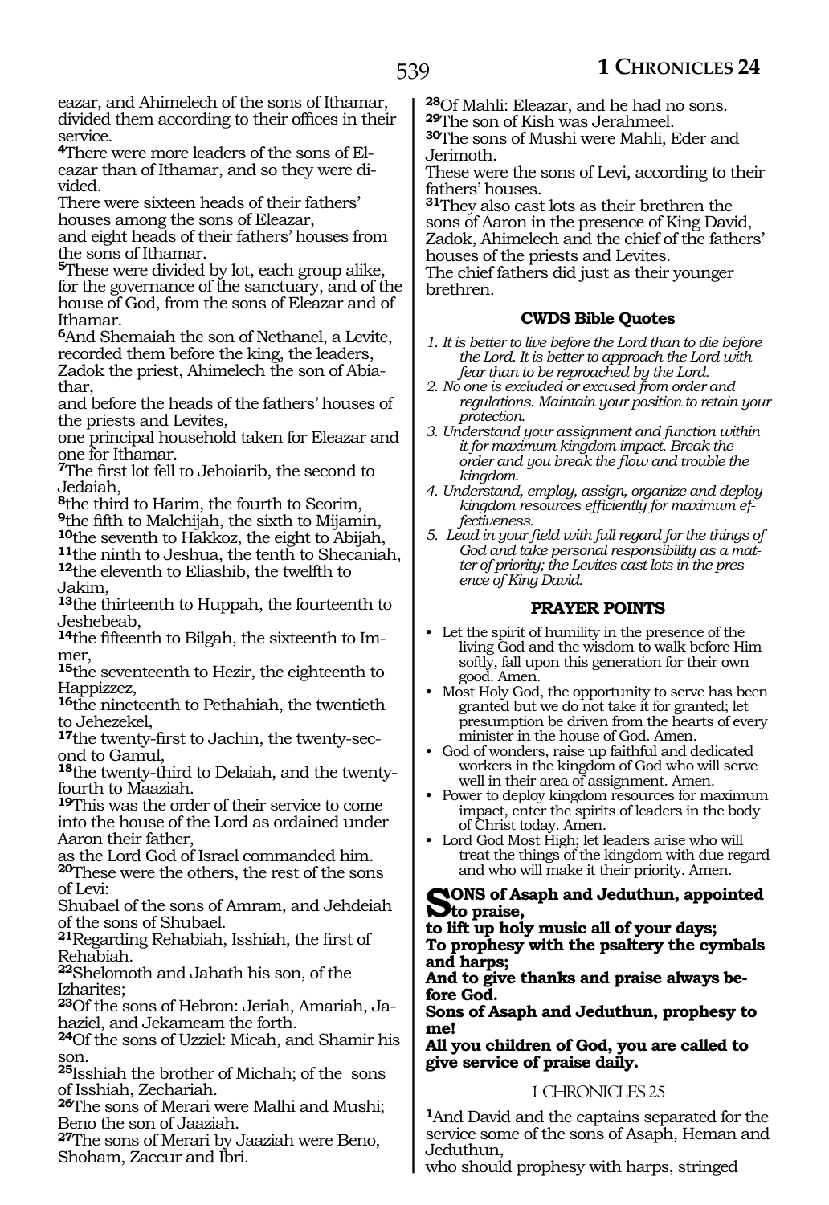eazar, and Ahimelech of the sons of Ithamar, divided them according to their offices in their service.

4There were more leaders of the sons of Eleazar than of Ithamar, and so they were divided.
There were sixteen heads of their fathers' houses among the sons of Eleazar,
and eight heads of their fathers' houses from the sons of Ithamar.

5These were divided by lot, each group alike, for the governance of the sanctuary, and of the house of God, from the sons of Eleazar and of Ithamar.

6And Shemaiah the son of Nethanel, a Levite, recorded them before the king, the leaders, Zadok the priest, Ahimelech the son of Abiathar,
and before the heads of the fathers' houses of the priests and Levites,
one principal household taken for Eleazar and one for Ithamar.

7The first lot fell to Jehoiarib, the second to Jedaiah,
8the third to Harim, the fourth to Seorim,
9the fifth to Malchijah, the sixth to Mijamin,
10the seventh to Hakkoz, the eight to Abijah,
11the ninth to Jeshua, the tenth to Shecaniah,
12the eleventh to Eliashib, the twelfth to Jakim,
13the thirteenth to Huppah, the fourteenth to Jeshebeab,
14the fifteenth to Bilgah, the sixteenth to Immer,
15the seventeenth to Hezir, the eighteenth to Happizzez,
16the nineteenth to Pethahiah, the twentieth to Jehezekel,
17the twenty-first to Jachin, the twenty-second to Gamul,
18the twenty-third to Delaiah, and the twenty-fourth to Maaziah.

19This was the order of their service to come into the house of the Lord as ordained under Aaron their father,
as the Lord God of Israel commanded him.

20These were the others, the rest of the sons of Levi:
Shubael of the sons of Amram, and Jehdeiah of the sons of Shubael.
21Regarding Rehabiah, Isshiah, the first of Rehabiah.
22Shelomoth and Jahath his son, of the Izharites;
23Of the sons of Hebron: Jeriah, Amariah, Jahaziel, and Jekameam the forth.
24Of the sons of Uzziel: Micah, and Shamir his son.
25Isshiah the brother of Michah; of the sons of Isshiah, Zechariah.
26The sons of Merari were Malhi and Mushi; Beno the son of Jaaziah.
27The sons of Merari by Jaaziah were Beno, Shoham, Zaccur and Ibri.
28Of Mahli: Eleazar, and he had no sons.
29The son of Kish was Jerahmeel.
30The sons of Mushi were Mahli, Eder and Jerimoth.
These were the sons of Levi, according to their fathers' houses.
31They also cast lots as their brethren the sons of Aaron in the presence of King David, Zadok, Ahimelech and the chief of the fathers' houses of the priests and Levites.
The chief fathers did just as their younger brethren.

### CWDS Bible Quotes

*1. It is better to live before the Lord than to die before the Lord. It is better to approach the Lord with fear than to be reproached by the Lord.*
*2. No one is excluded or excused from order and regulations. Maintain your position to retain your protection.*
*3. Understand your assignment and function within it for maximum kingdom impact. Break the order and you break the flow and trouble the kingdom.*
*4. Understand, employ, assign, organize and deploy kingdom resources efficiently for maximum effectiveness.*
*5. Lead in your field with full regard for the things of God and take personal responsibility as a matter of priority; the Levites cast lots in the presence of King David.*

### PRAYER POINTS

- Let the spirit of humility in the presence of the living God and the wisdom to walk before Him softly, fall upon this generation for their own good. Amen.
- Most Holy God, the opportunity to serve has been granted but we do not take it for granted; let presumption be driven from the hearts of every minister in the house of God. Amen.
- God of wonders, raise up faithful and dedicated workers in the kingdom of God who will serve well in their area of assignment. Amen.
- Power to deploy kingdom resources for maximum impact, enter the spirits of leaders in the body of Christ today. Amen.
- Lord God Most High; let leaders arise who will treat the things of the kingdom with due regard and who will make it their priority. Amen.

**SONS of Asaph and Jeduthun, appointed to praise,**
**to lift up holy music all of your days;**
**To prophesy with the psaltery the cymbals and harps;**
**And to give thanks and praise always before God.**
**Sons of Asaph and Jeduthun, prophesy to me!**
**All you children of God, you are called to give service of praise daily.**

## I CHRONICLES 25

1And David and the captains separated for the service some of the sons of Asaph, Heman and Jeduthun,
who should prophesy with harps, stringed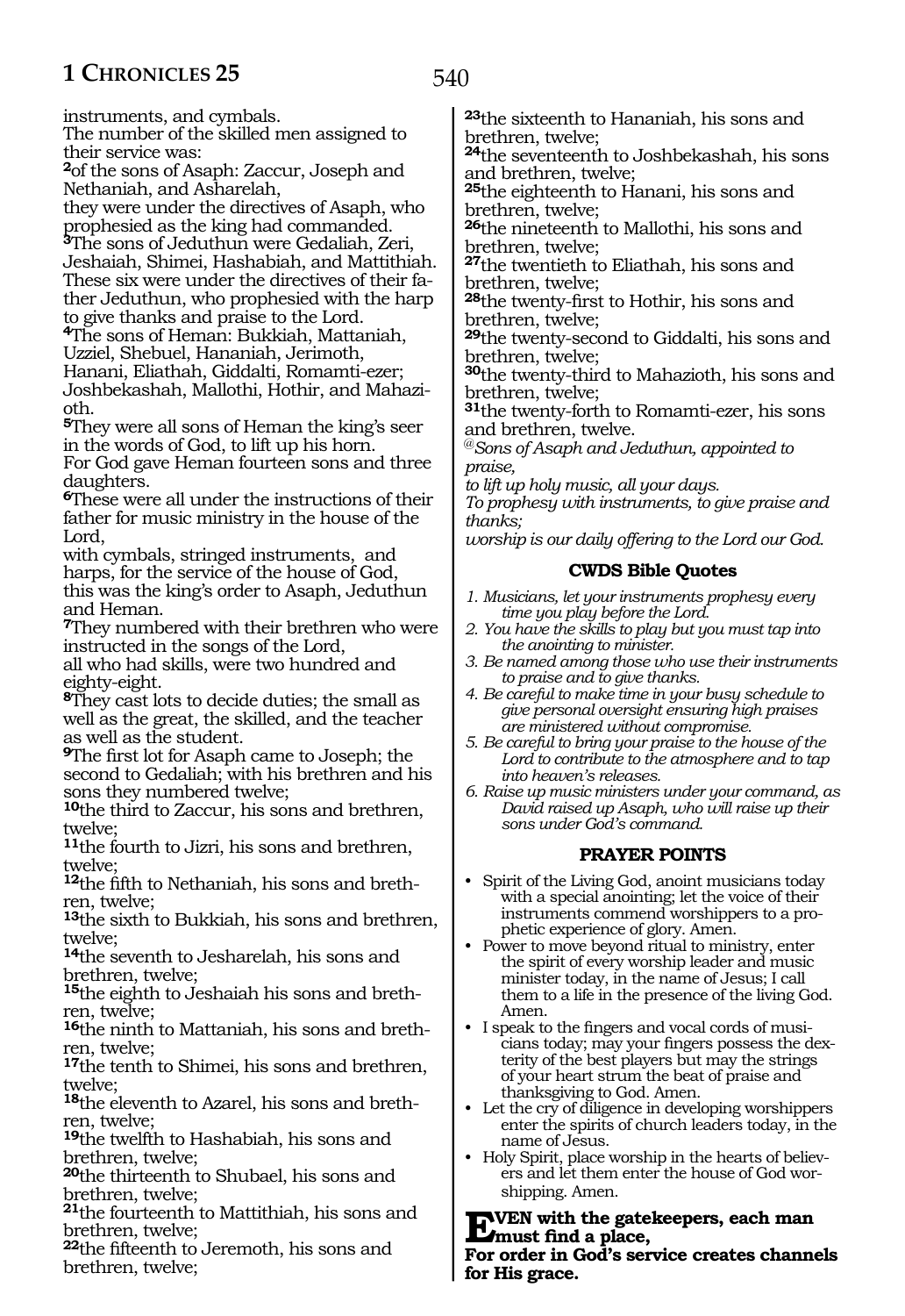instruments, and cymbals.
The number of the skilled men assigned to their service was:
**2**of the sons of Asaph: Zaccur, Joseph and Nethaniah, and Asharelah,
they were under the directives of Asaph, who prophesied as the king had commanded.
**3**The sons of Jeduthun were Gedaliah, Zeri, Jeshaiah, Shimei, Hashabiah, and Mattithiah. These six were under the directives of their father Jeduthun, who prophesied with the harp to give thanks and praise to the Lord.
**4**The sons of Heman: Bukkiah, Mattaniah, Uzziel, Shebuel, Hananiah, Jerimoth, Hanani, Eliathah, Giddalti, Romamti-ezer; Joshbekashah, Mallothi, Hothir, and Mahazioth.
**5**They were all sons of Heman the king's seer in the words of God, to lift up his horn.
For God gave Heman fourteen sons and three daughters.
**6**These were all under the instructions of their father for music ministry in the house of the Lord,
with cymbals, stringed instruments, and harps, for the service of the house of God,
this was the king's order to Asaph, Jeduthun and Heman.
**7**They numbered with their brethren who were instructed in the songs of the Lord,
all who had skills, were two hundred and eighty-eight.
**8**They cast lots to decide duties; the small as well as the great, the skilled, and the teacher as well as the student.
**9**The first lot for Asaph came to Joseph; the second to Gedaliah; with his brethren and his sons they numbered twelve;
**10**the third to Zaccur, his sons and brethren, twelve;
**11**the fourth to Jizri, his sons and brethren, twelve;
**12**the fifth to Nethaniah, his sons and brethren, twelve;
**13**the sixth to Bukkiah, his sons and brethren, twelve;
**14**the seventh to Jesharelah, his sons and brethren, twelve;
**15**the eighth to Jeshaiah his sons and brethren, twelve;
**16**the ninth to Mattaniah, his sons and brethren, twelve;
**17**the tenth to Shimei, his sons and brethren, twelve;
**18**the eleventh to Azarel, his sons and brethren, twelve;
**19**the twelfth to Hashabiah, his sons and brethren, twelve;
**20**the thirteenth to Shubael, his sons and brethren, twelve;
**21**the fourteenth to Mattithiah, his sons and brethren, twelve;
**22**the fifteenth to Jeremoth, his sons and brethren, twelve;
**23**the sixteenth to Hananiah, his sons and brethren, twelve;
**24**the seventeenth to Joshbekashah, his sons and brethren, twelve;
**25**the eighteenth to Hanani, his sons and brethren, twelve;
**26**the nineteenth to Mallothi, his sons and brethren, twelve;
**27**the twentieth to Eliathah, his sons and brethren, twelve;
**28**the twenty-first to Hothir, his sons and brethren, twelve;
**29**the twenty-second to Giddalti, his sons and brethren, twelve;
**30**the twenty-third to Mahazioth, his sons and brethren, twelve;
**31**the twenty-forth to Romamti-ezer, his sons and brethren, twelve.

*@Sons of Asaph and Jeduthun, appointed to praise,*
*to lift up holy music, all your days.*
*To prophesy with instruments, to give praise and thanks;*
*worship is our daily offering to the Lord our God.*

### CWDS Bible Quotes

1. *Musicians, let your instruments prophesy every time you play before the Lord.*
2. *You have the skills to play but you must tap into the anointing to minister.*
3. *Be named among those who use their instruments to praise and to give thanks.*
4. *Be careful to make time in your busy schedule to give personal oversight ensuring high praises are ministered without compromise.*
5. *Be careful to bring your praise to the house of the Lord to contribute to the atmosphere and to tap into heaven's releases.*
6. *Raise up music ministers under your command, as David raised up Asaph, who will raise up their sons under God's command.*

### PRAYER POINTS

- Spirit of the Living God, anoint musicians today with a special anointing; let the voice of their instruments commend worshippers to a prophetic experience of glory. Amen.
- Power to move beyond ritual to ministry, enter the spirit of every worship leader and music minister today, in the name of Jesus; I call them to a life in the presence of the living God. Amen.
- I speak to the fingers and vocal cords of musicians today; may your fingers possess the dexterity of the best players but may the strings of your heart strum the beat of praise and thanksgiving to God. Amen.
- Let the cry of diligence in developing worshippers enter the spirits of church leaders today, in the name of Jesus.
- Holy Spirit, place worship in the hearts of believers and let them enter the house of God worshipping. Amen.

**EVEN with the gatekeepers, each man must find a place,**
**For order in God's service creates channels for His grace.**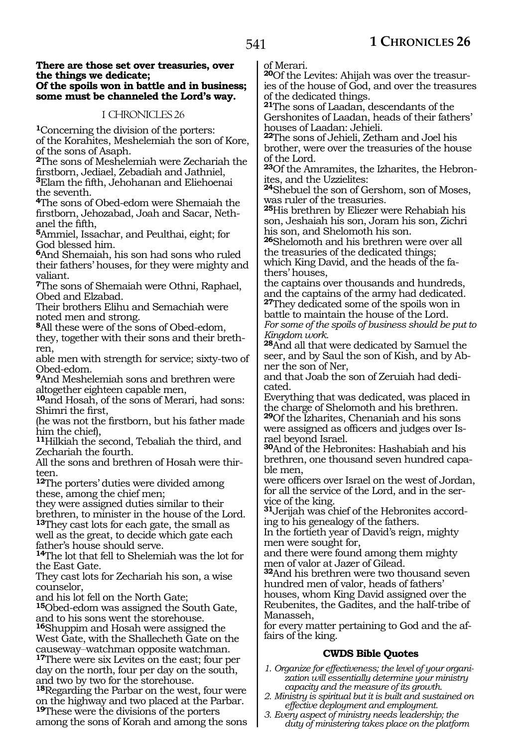**There are those set over treasuries, over the things we dedicate;**
**Of the spoils won in battle and in business; some must be channeled the Lord's way.**

## I CHRONICLES 26

**1**Concerning the division of the porters:
of the Korahites, Meshelemiah the son of Kore, of the sons of Asaph.
**2**The sons of Meshelemiah were Zechariah the firstborn, Jediael, Zebadiah and Jathniel,
**3**Elam the fifth, Jehohanan and Eliehoenai the seventh.
**4**The sons of Obed-edom were Shemaiah the firstborn, Jehozabad, Joah and Sacar, Nethanel the fifth,
**5**Ammiel, Issachar, and Peulthai, eight; for God blessed him.
**6**And Shemaiah, his son had sons who ruled their fathers' houses, for they were mighty and valiant.
**7**The sons of Shemaiah were Othni, Raphael, Obed and Elzabad.
Their brothers Elihu and Semachiah were noted men and strong.
**8**All these were of the sons of Obed-edom,
they, together with their sons and their brethren,
able men with strength for service; sixty-two of Obed-edom.
**9**And Meshelemiah sons and brethren were altogether eighteen capable men,
**10**and Hosah, of the sons of Merari, had sons: Shimri the first,
(he was not the firstborn, but his father made him the chief),
**11**Hilkiah the second, Tebaliah the third, and Zechariah the fourth.
All the sons and brethren of Hosah were thirteen.
**12**The porters' duties were divided among these, among the chief men;
they were assigned duties similar to their brethren, to minister in the house of the Lord.
**13**They cast lots for each gate, the small as well as the great, to decide which gate each father's house should serve.
**14**The lot that fell to Shelemiah was the lot for the East Gate.
They cast lots for Zechariah his son, a wise counselor,
and his lot fell on the North Gate;
**15**Obed-edom was assigned the South Gate, and to his sons went the storehouse.
**16**Shuppim and Hosah were assigned the West Gate, with the Shallecheth Gate on the causeway–watchman opposite watchman.
**17**There were six Levites on the east; four per day on the north, four per day on the south, and two by two for the storehouse.
**18**Regarding the Parbar on the west, four were on the highway and two placed at the Parbar.
**19**These were the divisions of the porters among the sons of Korah and among the sons of Merari.
**20**Of the Levites: Ahijah was over the treasuries of the house of God, and over the treasures of the dedicated things.
**21**The sons of Laadan, descendants of the Gershonites of Laadan, heads of their fathers' houses of Laadan: Jehieli.
**22**The sons of Jehieli, Zetham and Joel his brother, were over the treasuries of the house of the Lord.
**23**Of the Amramites, the Izharites, the Hebronites, and the Uzzielites:
**24**Shebuel the son of Gershom, son of Moses, was ruler of the treasuries.
**25**His brethren by Eliezer were Rehabiah his son, Jeshaiah his son, Joram his son, Zichri his son, and Shelomoth his son.
**26**Shelomoth and his brethren were over all the treasuries of the dedicated things;
which King David, and the heads of the fathers' houses,
the captains over thousands and hundreds, and the captains of the army had dedicated.
**27**They dedicated some of the spoils won in battle to maintain the house of the Lord.
*For some of the spoils of business should be put to Kingdom work.*
**28**And all that were dedicated by Samuel the seer, and by Saul the son of Kish, and by Abner the son of Ner,
and that Joab the son of Zeruiah had dedicated.
Everything that was dedicated, was placed in the charge of Shelomoth and his brethren.
**29**Of the Izharites, Chenaniah and his sons were assigned as officers and judges over Israel beyond Israel.
**30**And of the Hebronites: Hashabiah and his brethren, one thousand seven hundred capable men,
were officers over Israel on the west of Jordan, for all the service of the Lord, and in the service of the king.
**31**Jerijah was chief of the Hebronites according to his genealogy of the fathers.
In the fortieth year of David's reign, mighty men were sought for,
and there were found among them mighty men of valor at Jazer of Gilead.
**32**And his brethren were two thousand seven hundred men of valor, heads of fathers' houses, whom King David assigned over the Reubenites, the Gadites, and the half-tribe of Manasseh,
for every matter pertaining to God and the affairs of the king.

### CWDS Bible Quotes

1. *Organize for effectiveness; the level of your organization will essentially determine your ministry capacity and the measure of its growth.*
2. *Ministry is spiritual but it is built and sustained on effective deployment and employment.*
3. *Every aspect of ministry needs leadership; the duty of ministering takes place on the platform*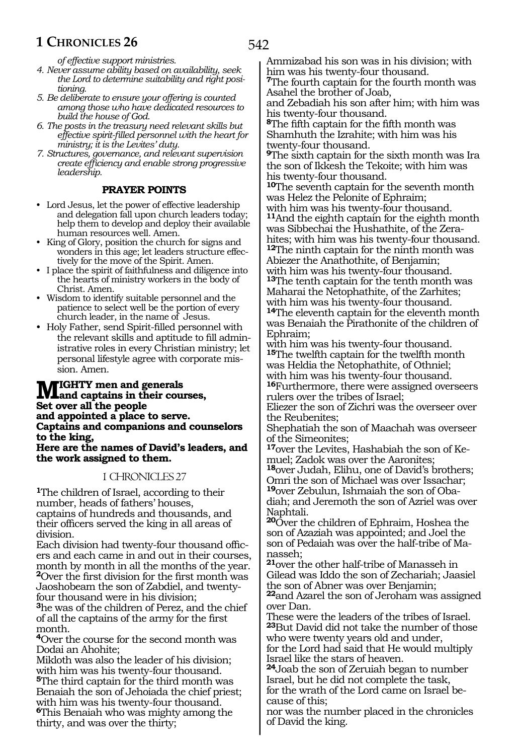*of effective support ministries.*

4. *Never assume ability based on availability, seek the Lord to determine suitability and right positioning.*
5. *Be deliberate to ensure your offering is counted among those who have dedicated resources to build the house of God.*
6. *The posts in the treasury need relevant skills but effective spirit-filled personnel with the heart for ministry; it is the Levites' duty.*
7. *Structures, governance, and relevant supervision create efficiency and enable strong progressive leadership.*

### PRAYER POINTS

- Lord Jesus, let the power of effective leadership and delegation fall upon church leaders today; help them to develop and deploy their available human resources well. Amen.
- King of Glory, position the church for signs and wonders in this age; let leaders structure effectively for the move of the Spirit. Amen.
- I place the spirit of faithfulness and diligence into the hearts of ministry workers in the body of Christ. Amen.
- Wisdom to identify suitable personnel and the patience to select well be the portion of every church leader, in the name of Jesus.
- Holy Father, send Spirit-filled personnel with the relevant skills and aptitude to fill administrative roles in every Christian ministry; let personal lifestyle agree with corporate mission. Amen.

**MIGHTY men and generals and captains in their courses,**
**Set over all the people**
**and appointed a place to serve.**
**Captains and companions and counselors to the king,**
**Here are the names of David's leaders, and the work assigned to them.**

## I CHRONICLES 27

**1**The children of Israel, according to their number, heads of fathers' houses, captains of hundreds and thousands, and their officers served the king in all areas of division.
Each division had twenty-four thousand officers and each came in and out in their courses, month by month in all the months of the year.
**2**Over the first division for the first month was Jaoshobeam the son of Zabdiel, and twenty-four thousand were in his division;
**3**he was of the children of Perez, and the chief of all the captains of the army for the first month.
**4**Over the course for the second month was Dodai an Ahohite;
Mikloth was also the leader of his division; with him was his twenty-four thousand.
**5**The third captain for the third month was Benaiah the son of Jehoiada the chief priest; with him was his twenty-four thousand.
**6**This Benaiah who was mighty among the thirty, and was over the thirty;
Ammizabad his son was in his division; with him was his twenty-four thousand.
**7**The fourth captain for the fourth month was Asahel the brother of Joab,
and Zebadiah his son after him; with him was his twenty-four thousand.
**8**The fifth captain for the fifth month was Shamhuth the Izrahite; with him was his twenty-four thousand.
**9**The sixth captain for the sixth month was Ira the son of Ikkesh the Tekoite; with him was his twenty-four thousand.
**10**The seventh captain for the seventh month was Helez the Pelonite of Ephraim;
with him was his twenty-four thousand.
**11**And the eighth captain for the eighth month was Sibbechai the Hushathite, of the Zerahites; with him was his twenty-four thousand.
**12**The ninth captain for the ninth month was Abiezer the Anathothite, of Benjamin;
with him was his twenty-four thousand.
**13**The tenth captain for the tenth month was Maharai the Netophathite, of the Zarhites;
with him was his twenty-four thousand.
**14**The eleventh captain for the eleventh month was Benaiah the Pirathonite of the children of Ephraim;
with him was his twenty-four thousand.
**15**The twelfth captain for the twelfth month was Heldia the Netophathite, of Othniel;
with him was his twenty-four thousand.
**16**Furthermore, there were assigned overseers rulers over the tribes of Israel;
Eliezer the son of Zichri was the overseer over the Reubenites;
Shephatiah the son of Maachah was overseer of the Simeonites;
**17**over the Levites, Hashabiah the son of Kemuel; Zadok was over the Aaronites;
**18**over Judah, Elihu, one of David's brothers;
Omri the son of Michael was over Issachar;
**19**over Zebulun, Ishmaiah the son of Obadiah; and Jeremoth the son of Azriel was over Naphtali.
**20**Over the children of Ephraim, Hoshea the son of Azaziah was appointed; and Joel the son of Pedaiah was over the half-tribe of Manasseh;
**21**over the other half-tribe of Manasseh in Gilead was Iddo the son of Zechariah; Jaasiel the son of Abner was over Benjamin;
**22**and Azarel the son of Jeroham was assigned over Dan.
These were the leaders of the tribes of Israel.
**23**But David did not take the number of those who were twenty years old and under,
for the Lord had said that He would multiply Israel like the stars of heaven.
**24**Joab the son of Zeruiah began to number Israel, but he did not complete the task,
for the wrath of the Lord came on Israel because of this;
nor was the number placed in the chronicles of David the king.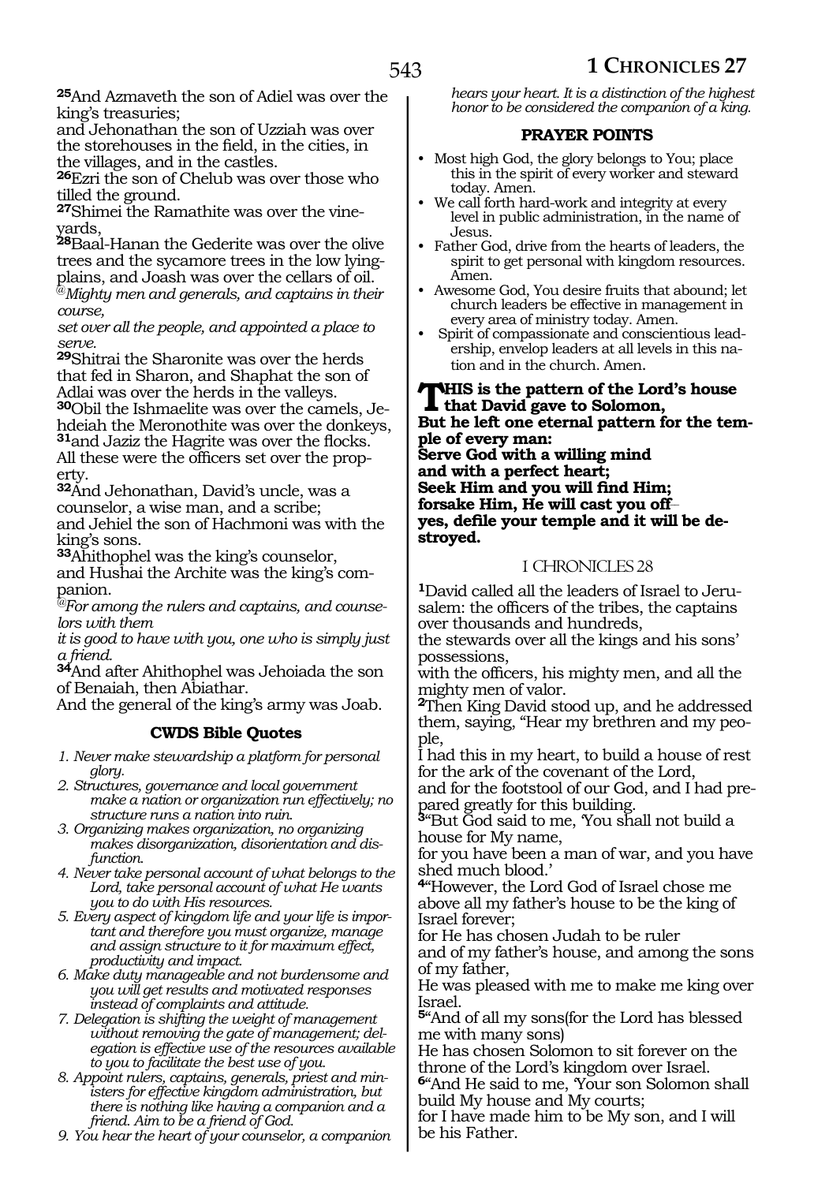**25**And Azmaveth the son of Adiel was over the king's treasuries;
and Jehonathan the son of Uzziah was over the storehouses in the field, in the cities, in the villages, and in the castles.
**26**Ezri the son of Chelub was over those who tilled the ground.
**27**Shimei the Ramathite was over the vineyards,
**28**Baal-Hanan the Gederite was over the olive trees and the sycamore trees in the low lying-plains, and Joash was over the cellars of oil.
*@Mighty men and generals, and captains in their course,*
*set over all the people, and appointed a place to serve.*
**29**Shitrai the Sharonite was over the herds that fed in Sharon, and Shaphat the son of Adlai was over the herds in the valleys.
**30**Obil the Ishmaelite was over the camels, Jehdeiah the Meronothite was over the donkeys,
**31**and Jaziz the Hagrite was over the flocks.
All these were the officers set over the property.
**32**And Jehonathan, David's uncle, was a counselor, a wise man, and a scribe;
and Jehiel the son of Hachmoni was with the king's sons.
**33**Ahithophel was the king's counselor,
and Hushai the Archite was the king's companion.
*@For among the rulers and captains, and counselors with them*
*it is good to have with you, one who is simply just a friend.*
**34**And after Ahithophel was Jehoiada the son of Benaiah, then Abiathar.
And the general of the king's army was Joab.

### CWDS Bible Quotes

1. *Never make stewardship a platform for personal glory.*
2. *Structures, governance and local government make a nation or organization run effectively; no structure runs a nation into ruin.*
3. *Organizing makes organization, no organizing makes disorganization, disorientation and disfunction.*
4. *Never take personal account of what belongs to the Lord, take personal account of what He wants you to do with His resources.*
5. *Every aspect of kingdom life and your life is important and therefore you must organize, manage and assign structure to it for maximum effect, productivity and impact.*
6. *Make duty manageable and not burdensome and you will get results and motivated responses instead of complaints and attitude.*
7. *Delegation is shifting the weight of management without removing the gate of management; delegation is effective use of the resources available to you to facilitate the best use of you.*
8. *Appoint rulers, captains, generals, priest and ministers for effective kingdom administration, but there is nothing like having a companion and a friend. Aim to be a friend of God.*
9. *You hear the heart of your counselor, a companion hears your heart. It is a distinction of the highest honor to be considered the companion of a king.*

### PRAYER POINTS

- Most high God, the glory belongs to You; place this in the spirit of every worker and steward today. Amen.
- We call forth hard-work and integrity at every level in public administration, in the name of Jesus.
- Father God, drive from the hearts of leaders, the spirit to get personal with kingdom resources. Amen.
- Awesome God, You desire fruits that abound; let church leaders be effective in management in every area of ministry today. Amen.
- Spirit of compassionate and conscientious leadership, envelop leaders at all levels in this nation and in the church. Amen.

**THIS is the pattern of the Lord's house that David gave to Solomon,**
**But he left one eternal pattern for the temple of every man:**
**Serve God with a willing mind**
**and with a perfect heart;**
**Seek Him and you will find Him;**
**forsake Him, He will cast you off–**
**yes, defile your temple and it will be destroyed.**

## I CHRONICLES 28

**1**David called all the leaders of Israel to Jerusalem: the officers of the tribes, the captains over thousands and hundreds,
the stewards over all the kings and his sons' possessions,
with the officers, his mighty men, and all the mighty men of valor.
**2**Then King David stood up, and he addressed them, saying, "Hear my brethren and my people,
I had this in my heart, to build a house of rest for the ark of the covenant of the Lord,
and for the footstool of our God, and I had prepared greatly for this building.
**3**"But God said to me, 'You shall not build a house for My name,
for you have been a man of war, and you have shed much blood.'
**4**"However, the Lord God of Israel chose me above all my father's house to be the king of Israel forever;
for He has chosen Judah to be ruler
and of my father's house, and among the sons of my father,
He was pleased with me to make me king over Israel.
**5**"And of all my sons(for the Lord has blessed me with many sons)
He has chosen Solomon to sit forever on the throne of the Lord's kingdom over Israel.
**6**"And He said to me, 'Your son Solomon shall build My house and My courts;
for I have made him to be My son, and I will be his Father.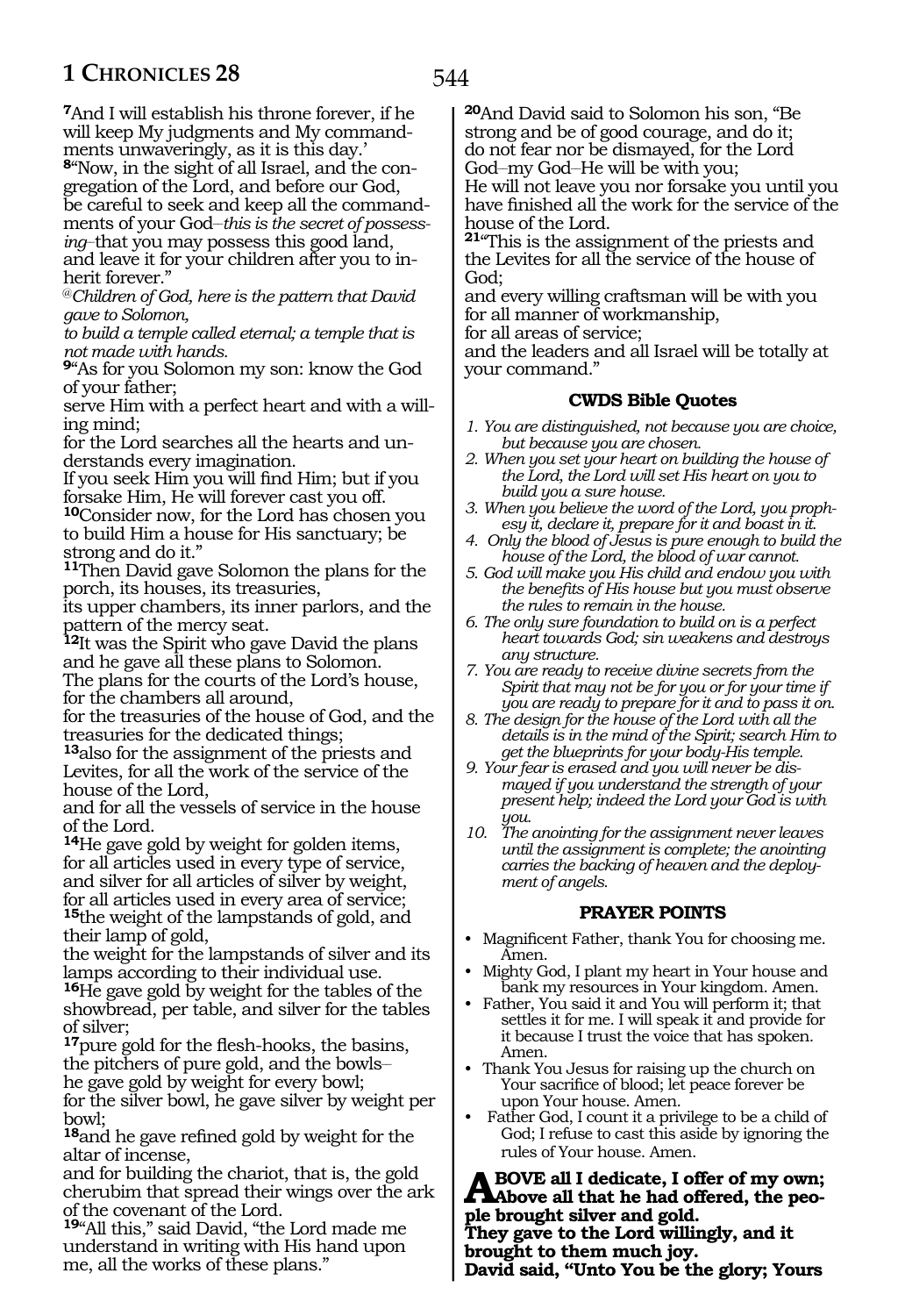**7**And I will establish his throne forever, if he will keep My judgments and My commandments unwaveringly, as it is this day.'
**8**"Now, in the sight of all Israel, and the congregation of the Lord, and before our God, be careful to seek and keep all the commandments of your God–*this is the secret of possessing*–that you may possess this good land, and leave it for your children after you to inherit forever."

*@Children of God, here is the pattern that David gave to Solomon,*
*to build a temple called eternal; a temple that is not made with hands.*

**9**"As for you Solomon my son: know the God of your father;
serve Him with a perfect heart and with a willing mind;
for the Lord searches all the hearts and understands every imagination.
If you seek Him you will find Him; but if you forsake Him, He will forever cast you off.
**10**Consider now, for the Lord has chosen you to build Him a house for His sanctuary; be strong and do it."
**11**Then David gave Solomon the plans for the porch, its houses, its treasuries,
its upper chambers, its inner parlors, and the pattern of the mercy seat.
**12**It was the Spirit who gave David the plans and he gave all these plans to Solomon.
The plans for the courts of the Lord's house, for the chambers all around,
for the treasuries of the house of God, and the treasuries for the dedicated things;
**13**also for the assignment of the priests and Levites, for all the work of the service of the house of the Lord,
and for all the vessels of service in the house of the Lord.
**14**He gave gold by weight for golden items, for all articles used in every type of service, and silver for all articles of silver by weight, for all articles used in every area of service;
**15**the weight of the lampstands of gold, and their lamp of gold,
the weight for the lampstands of silver and its lamps according to their individual use.
**16**He gave gold by weight for the tables of the showbread, per table, and silver for the tables of silver;
**17**pure gold for the flesh-hooks, the basins, the pitchers of pure gold, and the bowls–
he gave gold by weight for every bowl;
for the silver bowl, he gave silver by weight per bowl;
**18**and he gave refined gold by weight for the altar of incense,
and for building the chariot, that is, the gold cherubim that spread their wings over the ark of the covenant of the Lord.
**19**"All this," said David, "the Lord made me understand in writing with His hand upon me, all the works of these plans."
**20**And David said to Solomon his son, "Be strong and be of good courage, and do it;
do not fear nor be dismayed, for the Lord God–my God–He will be with you;
He will not leave you nor forsake you until you have finished all the work for the service of the house of the Lord.
**21**"This is the assignment of the priests and the Levites for all the service of the house of God;
and every willing craftsman will be with you for all manner of workmanship,
for all areas of service;
and the leaders and all Israel will be totally at your command."

### CWDS Bible Quotes

1. *You are distinguished, not because you are choice, but because you are chosen.*
2. *When you set your heart on building the house of the Lord, the Lord will set His heart on you to build you a sure house.*
3. *When you believe the word of the Lord, you prophesy it, declare it, prepare for it and boast in it.*
4. *Only the blood of Jesus is pure enough to build the house of the Lord, the blood of war cannot.*
5. *God will make you His child and endow you with the benefits of His house but you must observe the rules to remain in the house.*
6. *The only sure foundation to build on is a perfect heart towards God; sin weakens and destroys any structure.*
7. *You are ready to receive divine secrets from the Spirit that may not be for you or for your time if you are ready to prepare for it and to pass it on.*
8. *The design for the house of the Lord with all the details is in the mind of the Spirit; search Him to get the blueprints for your body-His temple.*
9. *Your fear is erased and you will never be dismayed if you understand the strength of your present help; indeed the Lord your God is with you.*
10. *The anointing for the assignment never leaves until the assignment is complete; the anointing carries the backing of heaven and the deployment of angels.*

### PRAYER POINTS

- Magnificent Father, thank You for choosing me. Amen.
- Mighty God, I plant my heart in Your house and bank my resources in Your kingdom. Amen.
- Father, You said it and You will perform it; that settles it for me. I will speak it and provide for it because I trust the voice that has spoken. Amen.
- Thank You Jesus for raising up the church on Your sacrifice of blood; let peace forever be upon Your house. Amen.
- Father God, I count it a privilege to be a child of God; I refuse to cast this aside by ignoring the rules of Your house. Amen.

**ABOVE all I dedicate, I offer of my own;**
**Above all that he had offered, the people brought silver and gold.**
**They gave to the Lord willingly, and it brought to them much joy.**
**David said, "Unto You be the glory; Yours**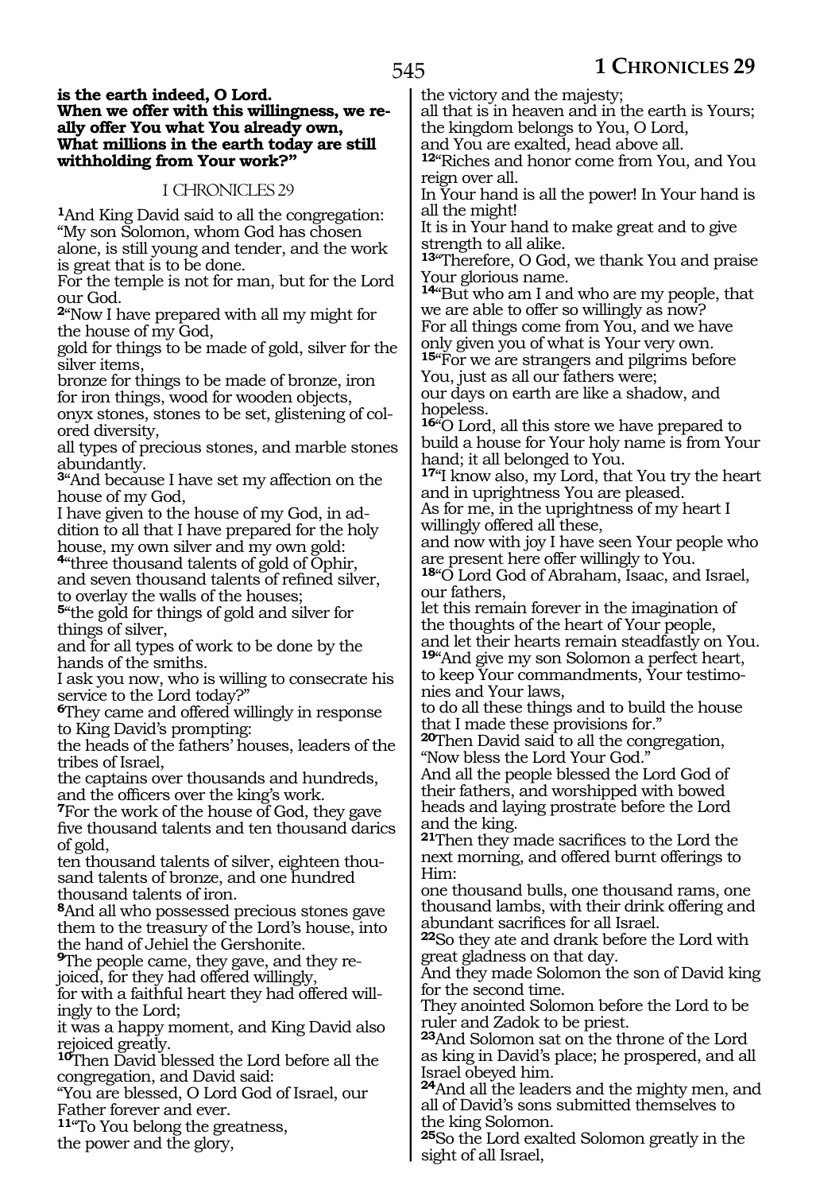**is the earth indeed, O Lord.**
**When we offer with this willingness, we really offer You what You already own,**
**What millions in the earth today are still withholding from Your work?"**

## I CHRONICLES 29

[1]And King David said to all the congregation: "My son Solomon, whom God has chosen alone, is still young and tender, and the work is great that is to be done.
For the temple is not for man, but for the Lord our God.
[2]"Now I have prepared with all my might for the house of my God,
gold for things to be made of gold, silver for the silver items,
bronze for things to be made of bronze, iron for iron things, wood for wooden objects,
onyx stones, stones to be set, glistening of colored diversity,
all types of precious stones, and marble stones abundantly.
[3]"And because I have set my affection on the house of my God,
I have given to the house of my God, in addition to all that I have prepared for the holy house, my own silver and my own gold:
[4]"three thousand talents of gold of Ophir,
and seven thousand talents of refined silver, to overlay the walls of the houses;
[5]"the gold for things of gold and silver for things of silver,
and for all types of work to be done by the hands of the smiths.
I ask you now, who is willing to consecrate his service to the Lord today?"
[6]They came and offered willingly in response to King David's prompting:
the heads of the fathers' houses, leaders of the tribes of Israel,
the captains over thousands and hundreds, and the officers over the king's work.
[7]For the work of the house of God, they gave five thousand talents and ten thousand darics of gold,
ten thousand talents of silver, eighteen thousand talents of bronze, and one hundred thousand talents of iron.
[8]And all who possessed precious stones gave them to the treasury of the Lord's house, into the hand of Jehiel the Gershonite.
[9]The people came, they gave, and they rejoiced, for they had offered willingly,
for with a faithful heart they had offered willingly to the Lord;
it was a happy moment, and King David also rejoiced greatly.
[10]Then David blessed the Lord before all the congregation, and David said:
"You are blessed, O Lord God of Israel, our Father forever and ever.
[11]"To You belong the greatness,
the power and the glory,
the victory and the majesty;
all that is in heaven and in the earth is Yours;
the kingdom belongs to You, O Lord,
and You are exalted, head above all.
[12]"Riches and honor come from You, and You reign over all.
In Your hand is all the power! In Your hand is all the might!
It is in Your hand to make great and to give strength to all alike.
[13]"Therefore, O God, we thank You and praise Your glorious name.
[14]"But who am I and who are my people, that we are able to offer so willingly as now?
For all things come from You, and we have only given you of what is Your very own.
[15]"For we are strangers and pilgrims before You, just as all our fathers were;
our days on earth are like a shadow, and hopeless.
[16]"O Lord, all this store we have prepared to build a house for Your holy name is from Your hand; it all belonged to You.
[17]"I know also, my Lord, that You try the heart and in uprightness You are pleased.
As for me, in the uprightness of my heart I willingly offered all these,
and now with joy I have seen Your people who are present here offer willingly to You.
[18]"O Lord God of Abraham, Isaac, and Israel, our fathers,
let this remain forever in the imagination of the thoughts of the heart of Your people,
and let their hearts remain steadfastly on You.
[19]"And give my son Solomon a perfect heart, to keep Your commandments, Your testimonies and Your laws,
to do all these things and to build the house that I made these provisions for."
[20]Then David said to all the congregation, "Now bless the Lord Your God."
And all the people blessed the Lord God of their fathers, and worshipped with bowed heads and laying prostrate before the Lord and the king.
[21]Then they made sacrifices to the Lord the next morning, and offered burnt offerings to Him:
one thousand bulls, one thousand rams, one thousand lambs, with their drink offering and abundant sacrifices for all Israel.
[22]So they ate and drank before the Lord with great gladness on that day.
And they made Solomon the son of David king for the second time.
They anointed Solomon before the Lord to be ruler and Zadok to be priest.
[23]And Solomon sat on the throne of the Lord as king in David's place; he prospered, and all Israel obeyed him.
[24]And all the leaders and the mighty men, and all of David's sons submitted themselves to the king Solomon.
[25]So the Lord exalted Solomon greatly in the sight of all Israel,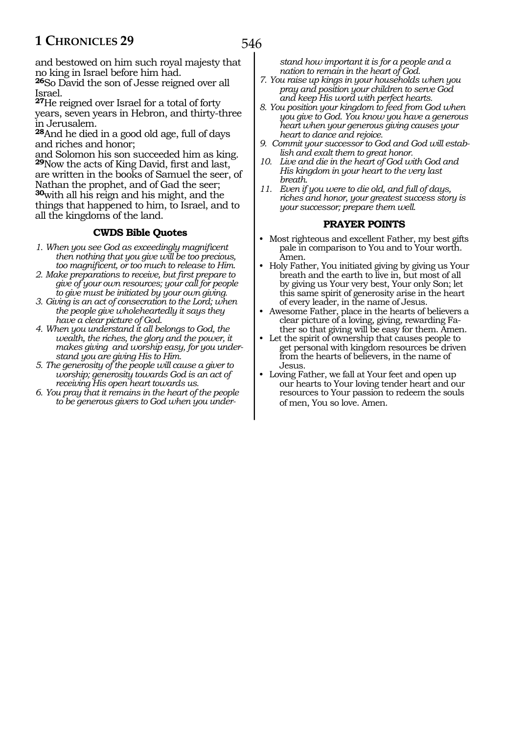and bestowed on him such royal majesty that no king in Israel before him had.

**26**So David the son of Jesse reigned over all Israel.

**27**He reigned over Israel for a total of forty years, seven years in Hebron, and thirty-three in Jerusalem.

**28**And he died in a good old age, full of days and riches and honor;
and Solomon his son succeeded him as king.

**29**Now the acts of King David, first and last, are written in the books of Samuel the seer, of Nathan the prophet, and of Gad the seer;

**30**with all his reign and his might, and the things that happened to him, to Israel, and to all the kingdoms of the land.

### CWDS Bible Quotes

1. *When you see God as exceedingly magnificent then nothing that you give will be too precious, too magnificent, or too much to release to Him.*
2. *Make preparations to receive, but first prepare to give of your own resources; your call for people to give must be initiated by your own giving.*
3. *Giving is an act of consecration to the Lord; when the people give wholeheartedly it says they have a clear picture of God.*
4. *When you understand it all belongs to God, the wealth, the riches, the glory and the power, it makes giving and worship easy, for you understand you are giving His to Him.*
5. *The generosity of the people will cause a giver to worship; generosity towards God is an act of receiving His open heart towards us.*
6. *You pray that it remains in the heart of the people to be generous givers to God when you understand how important it is for a people and a nation to remain in the heart of God.*
7. *You raise up kings in your households when you pray and position your children to serve God and keep His word with perfect hearts.*
8. *You position your kingdom to feed from God when you give to God. You know you have a generous heart when your generous giving causes your heart to dance and rejoice.*
9. *Commit your successor to God and God will establish and exalt them to great honor.*
10. *Live and die in the heart of God with God and His kingdom in your heart to the very last breath.*
11. *Even if you were to die old, and full of days, riches and honor, your greatest success story is your successor; prepare them well.*

### PRAYER POINTS

- Most righteous and excellent Father, my best gifts pale in comparison to You and to Your worth. Amen.
- Holy Father, You initiated giving by giving us Your breath and the earth to live in, but most of all by giving us Your very best, Your only Son; let this same spirit of generosity arise in the heart of every leader, in the name of Jesus.
- Awesome Father, place in the hearts of believers a clear picture of a loving, giving, rewarding Father so that giving will be easy for them. Amen.
- Let the spirit of ownership that causes people to get personal with kingdom resources be driven from the hearts of believers, in the name of Jesus.
- Loving Father, we fall at Your feet and open up our hearts to Your loving tender heart and our resources to Your passion to redeem the souls of men, You so love. Amen.